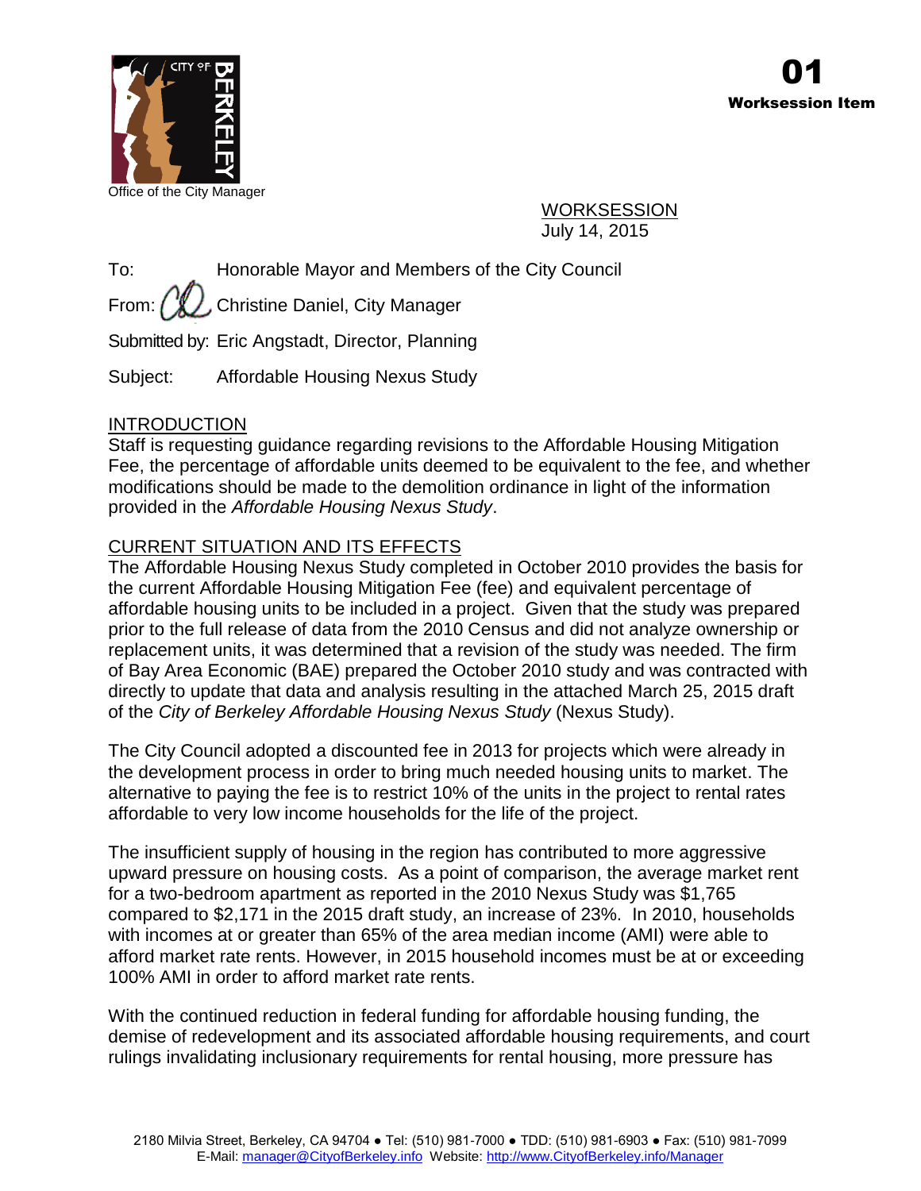Office of the City Manager

**01**
**Worksession Item**

WORKSESSION
July 14, 2015

To: Honorable Mayor and Members of the City Council

From: Christine Daniel, City Manager

Submitted by: Eric Angstadt, Director, Planning

Subject: Affordable Housing Nexus Study

## INTRODUCTION

Staff is requesting guidance regarding revisions to the Affordable Housing Mitigation Fee, the percentage of affordable units deemed to be equivalent to the fee, and whether modifications should be made to the demolition ordinance in light of the information provided in the *Affordable Housing Nexus Study*.

## CURRENT SITUATION AND ITS EFFECTS

The Affordable Housing Nexus Study completed in October 2010 provides the basis for the current Affordable Housing Mitigation Fee (fee) and equivalent percentage of affordable housing units to be included in a project. Given that the study was prepared prior to the full release of data from the 2010 Census and did not analyze ownership or replacement units, it was determined that a revision of the study was needed. The firm of Bay Area Economic (BAE) prepared the October 2010 study and was contracted with directly to update that data and analysis resulting in the attached March 25, 2015 draft of the *City of Berkeley Affordable Housing Nexus Study* (Nexus Study).

The City Council adopted a discounted fee in 2013 for projects which were already in the development process in order to bring much needed housing units to market. The alternative to paying the fee is to restrict 10% of the units in the project to rental rates affordable to very low income households for the life of the project.

The insufficient supply of housing in the region has contributed to more aggressive upward pressure on housing costs. As a point of comparison, the average market rent for a two-bedroom apartment as reported in the 2010 Nexus Study was $1,765 compared to $2,171 in the 2015 draft study, an increase of 23%. In 2010, households with incomes at or greater than 65% of the area median income (AMI) were able to afford market rate rents. However, in 2015 household incomes must be at or exceeding 100% AMI in order to afford market rate rents.

With the continued reduction in federal funding for affordable housing funding, the demise of redevelopment and its associated affordable housing requirements, and court rulings invalidating inclusionary requirements for rental housing, more pressure has

2180 Milvia Street, Berkeley, CA 94704 ● Tel: (510) 981-7000 ● TDD: (510) 981-6903 ● Fax: (510) 981-7099
E-Mail: manager@CityofBerkeley.info Website: http://www.CityofBerkeley.info/Manager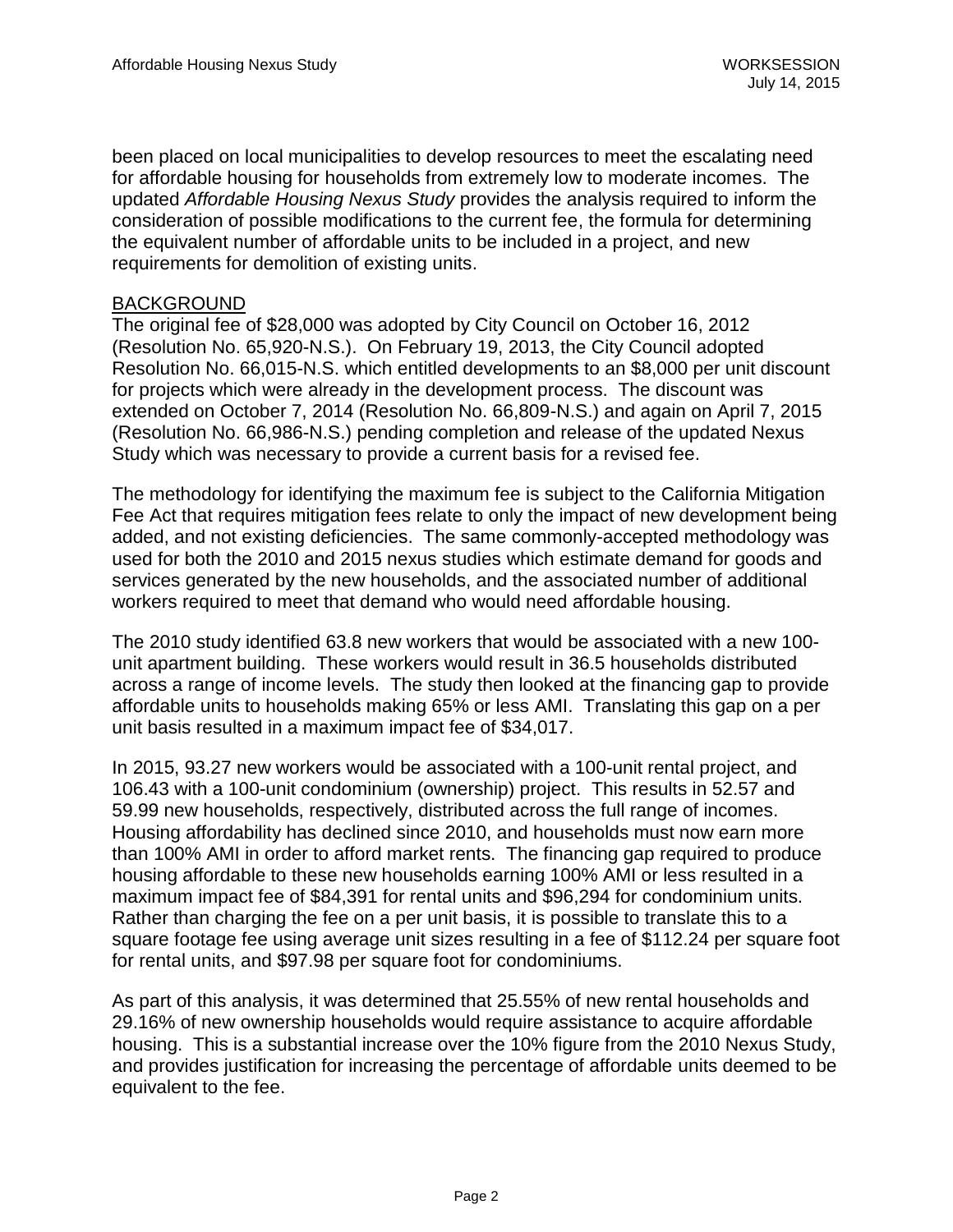been placed on local municipalities to develop resources to meet the escalating need for affordable housing for households from extremely low to moderate incomes. The updated *Affordable Housing Nexus Study* provides the analysis required to inform the consideration of possible modifications to the current fee, the formula for determining the equivalent number of affordable units to be included in a project, and new requirements for demolition of existing units.

## BACKGROUND

The original fee of $28,000 was adopted by City Council on October 16, 2012 (Resolution No. 65,920-N.S.). On February 19, 2013, the City Council adopted Resolution No. 66,015-N.S. which entitled developments to an $8,000 per unit discount for projects which were already in the development process. The discount was extended on October 7, 2014 (Resolution No. 66,809-N.S.) and again on April 7, 2015 (Resolution No. 66,986-N.S.) pending completion and release of the updated Nexus Study which was necessary to provide a current basis for a revised fee.

The methodology for identifying the maximum fee is subject to the California Mitigation Fee Act that requires mitigation fees relate to only the impact of new development being added, and not existing deficiencies. The same commonly-accepted methodology was used for both the 2010 and 2015 nexus studies which estimate demand for goods and services generated by the new households, and the associated number of additional workers required to meet that demand who would need affordable housing.

The 2010 study identified 63.8 new workers that would be associated with a new 100-unit apartment building. These workers would result in 36.5 households distributed across a range of income levels. The study then looked at the financing gap to provide affordable units to households making 65% or less AMI. Translating this gap on a per unit basis resulted in a maximum impact fee of $34,017.

In 2015, 93.27 new workers would be associated with a 100-unit rental project, and 106.43 with a 100-unit condominium (ownership) project. This results in 52.57 and 59.99 new households, respectively, distributed across the full range of incomes. Housing affordability has declined since 2010, and households must now earn more than 100% AMI in order to afford market rents. The financing gap required to produce housing affordable to these new households earning 100% AMI or less resulted in a maximum impact fee of $84,391 for rental units and $96,294 for condominium units. Rather than charging the fee on a per unit basis, it is possible to translate this to a square footage fee using average unit sizes resulting in a fee of $112.24 per square foot for rental units, and $97.98 per square foot for condominiums.

As part of this analysis, it was determined that 25.55% of new rental households and 29.16% of new ownership households would require assistance to acquire affordable housing. This is a substantial increase over the 10% figure from the 2010 Nexus Study, and provides justification for increasing the percentage of affordable units deemed to be equivalent to the fee.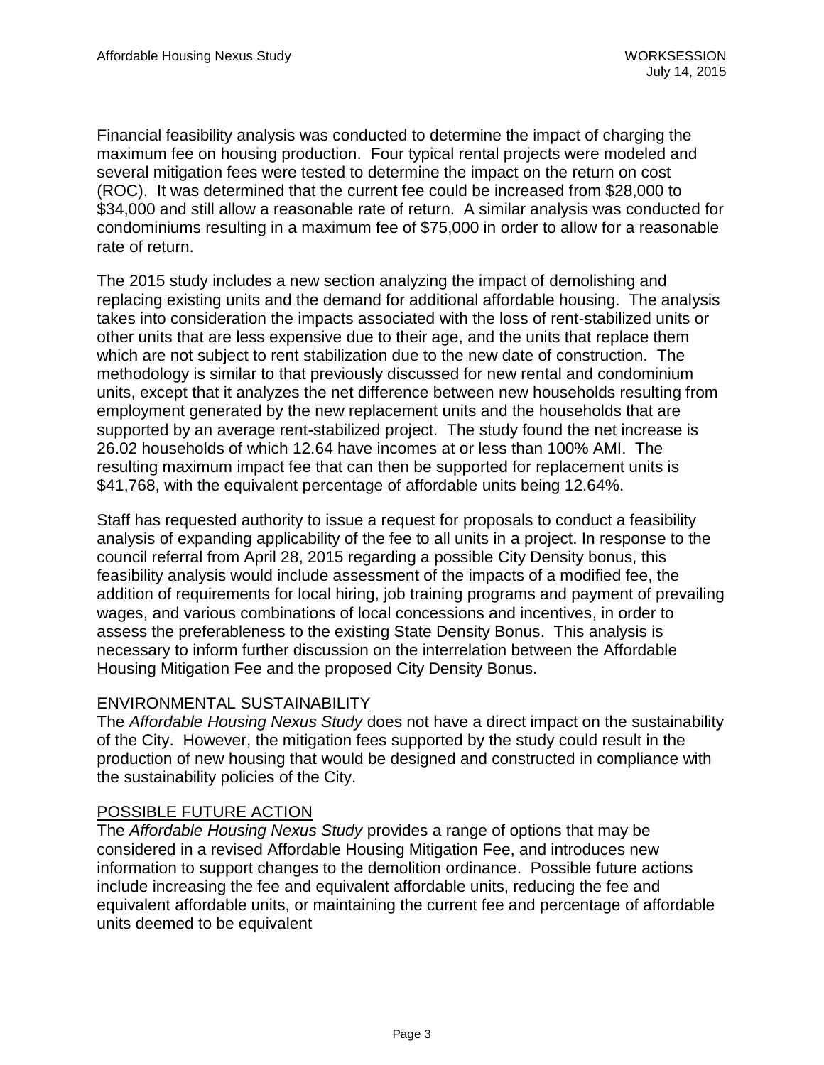Financial feasibility analysis was conducted to determine the impact of charging the maximum fee on housing production. Four typical rental projects were modeled and several mitigation fees were tested to determine the impact on the return on cost (ROC). It was determined that the current fee could be increased from $28,000 to $34,000 and still allow a reasonable rate of return. A similar analysis was conducted for condominiums resulting in a maximum fee of $75,000 in order to allow for a reasonable rate of return.

The 2015 study includes a new section analyzing the impact of demolishing and replacing existing units and the demand for additional affordable housing. The analysis takes into consideration the impacts associated with the loss of rent-stabilized units or other units that are less expensive due to their age, and the units that replace them which are not subject to rent stabilization due to the new date of construction. The methodology is similar to that previously discussed for new rental and condominium units, except that it analyzes the net difference between new households resulting from employment generated by the new replacement units and the households that are supported by an average rent-stabilized project. The study found the net increase is 26.02 households of which 12.64 have incomes at or less than 100% AMI. The resulting maximum impact fee that can then be supported for replacement units is $41,768, with the equivalent percentage of affordable units being 12.64%.

Staff has requested authority to issue a request for proposals to conduct a feasibility analysis of expanding applicability of the fee to all units in a project. In response to the council referral from April 28, 2015 regarding a possible City Density bonus, this feasibility analysis would include assessment of the impacts of a modified fee, the addition of requirements for local hiring, job training programs and payment of prevailing wages, and various combinations of local concessions and incentives, in order to assess the preferableness to the existing State Density Bonus. This analysis is necessary to inform further discussion on the interrelation between the Affordable Housing Mitigation Fee and the proposed City Density Bonus.

## ENVIRONMENTAL SUSTAINABILITY

The *Affordable Housing Nexus Study* does not have a direct impact on the sustainability of the City. However, the mitigation fees supported by the study could result in the production of new housing that would be designed and constructed in compliance with the sustainability policies of the City.

## POSSIBLE FUTURE ACTION

The *Affordable Housing Nexus Study* provides a range of options that may be considered in a revised Affordable Housing Mitigation Fee, and introduces new information to support changes to the demolition ordinance. Possible future actions include increasing the fee and equivalent affordable units, reducing the fee and equivalent affordable units, or maintaining the current fee and percentage of affordable units deemed to be equivalent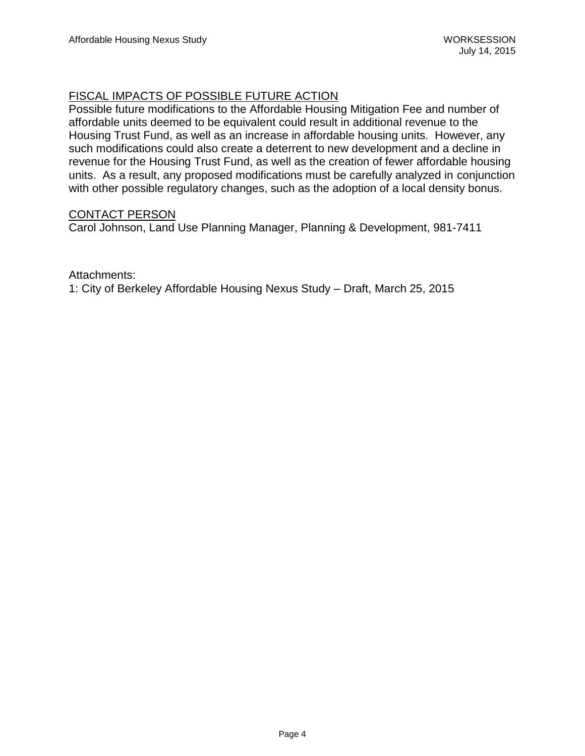<u>FISCAL IMPACTS OF POSSIBLE FUTURE ACTION</u>

Possible future modifications to the Affordable Housing Mitigation Fee and number of affordable units deemed to be equivalent could result in additional revenue to the Housing Trust Fund, as well as an increase in affordable housing units. However, any such modifications could also create a deterrent to new development and a decline in revenue for the Housing Trust Fund, as well as the creation of fewer affordable housing units. As a result, any proposed modifications must be carefully analyzed in conjunction with other possible regulatory changes, such as the adoption of a local density bonus.

<u>CONTACT PERSON</u>

Carol Johnson, Land Use Planning Manager, Planning & Development, 981-7411

Attachments:
1: City of Berkeley Affordable Housing Nexus Study – Draft, March 25, 2015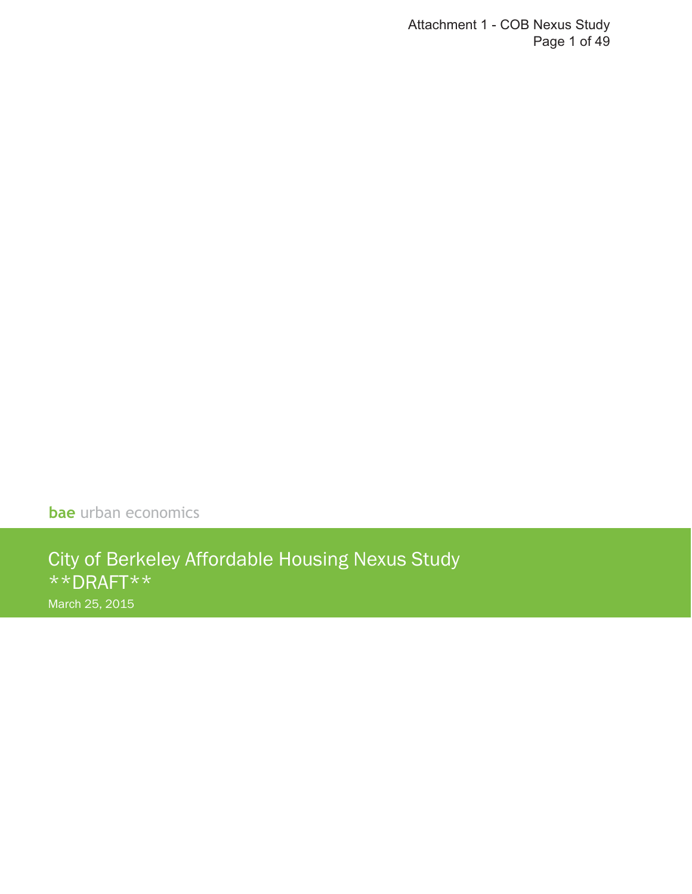bae urban economics

# City of Berkeley Affordable Housing Nexus Study

**DRAFT**

March 25, 2015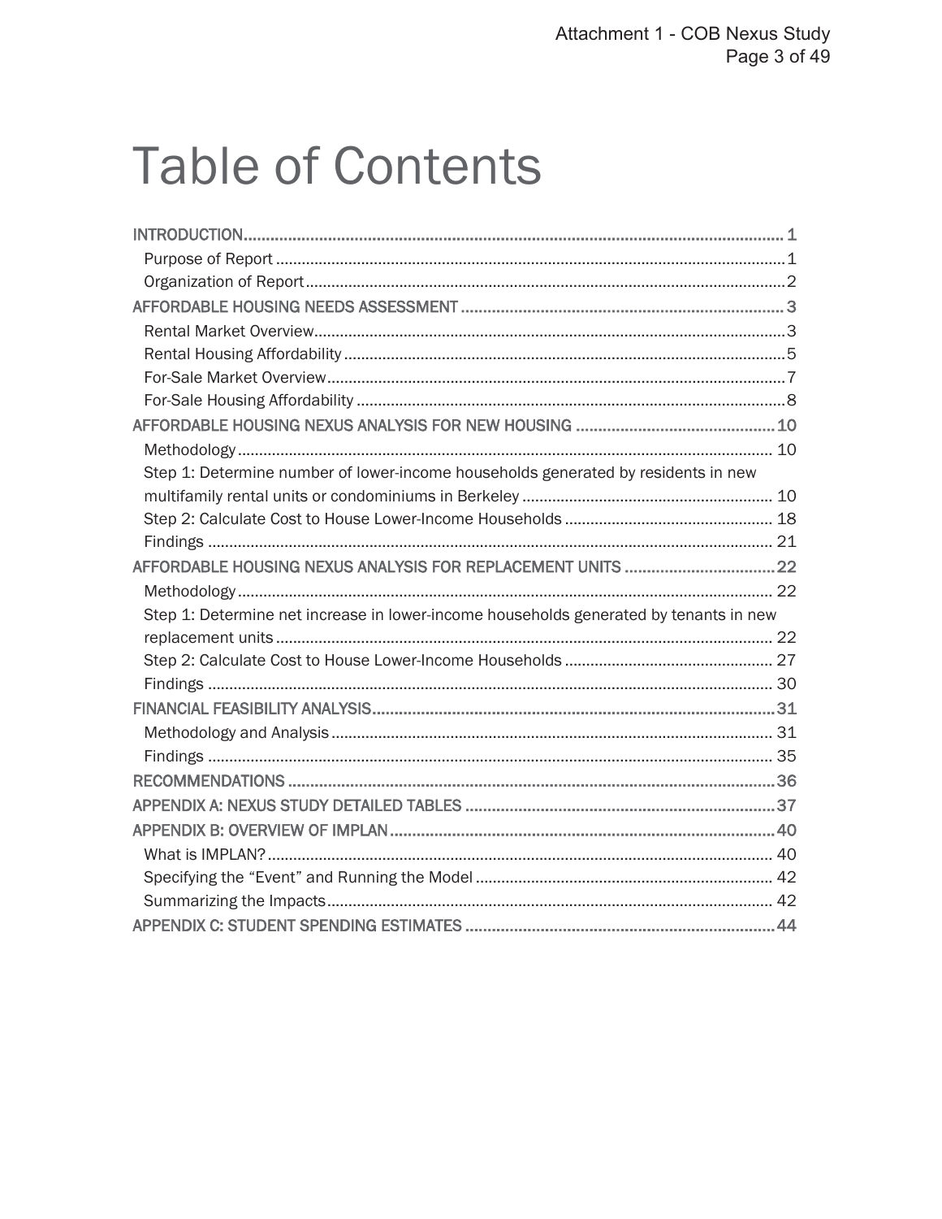# Table of Contents

INTRODUCTION .......... 1
- Purpose of Report .......... 1
- Organization of Report .......... 2

AFFORDABLE HOUSING NEEDS ASSESSMENT .......... 3
- Rental Market Overview .......... 3
- Rental Housing Affordability .......... 5
- For-Sale Market Overview .......... 7
- For-Sale Housing Affordability .......... 8

AFFORDABLE HOUSING NEXUS ANALYSIS FOR NEW HOUSING .......... 10
- Methodology .......... 10
- Step 1: Determine number of lower-income households generated by residents in new multifamily rental units or condominiums in Berkeley .......... 10
- Step 2: Calculate Cost to House Lower-Income Households .......... 18
- Findings .......... 21

AFFORDABLE HOUSING NEXUS ANALYSIS FOR REPLACEMENT UNITS .......... 22
- Methodology .......... 22
- Step 1: Determine net increase in lower-income households generated by tenants in new replacement units .......... 22
- Step 2: Calculate Cost to House Lower-Income Households .......... 27
- Findings .......... 30

FINANCIAL FEASIBILITY ANALYSIS .......... 31
- Methodology and Analysis .......... 31
- Findings .......... 35

RECOMMENDATIONS .......... 36

APPENDIX A: NEXUS STUDY DETAILED TABLES .......... 37

APPENDIX B: OVERVIEW OF IMPLAN .......... 40
- What is IMPLAN? .......... 40
- Specifying the "Event" and Running the Model .......... 42
- Summarizing the Impacts .......... 42

APPENDIX C: STUDENT SPENDING ESTIMATES .......... 44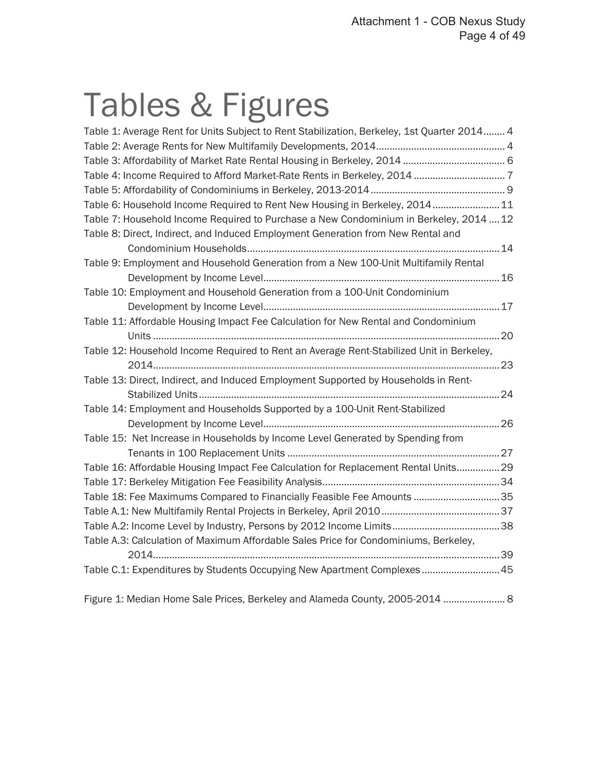# Tables & Figures

Table 1: Average Rent for Units Subject to Rent Stabilization, Berkeley, 1st Quarter 2014........ 4
Table 2: Average Rents for New Multifamily Developments, 2014............................................... 4
Table 3: Affordability of Market Rate Rental Housing in Berkeley, 2014 ...................................... 6
Table 4: Income Required to Afford Market-Rate Rents in Berkeley, 2014 ................................. 7
Table 5: Affordability of Condominiums in Berkeley, 2013-2014 ................................................. 9
Table 6: Household Income Required to Rent New Housing in Berkeley, 2014......................... 11
Table 7: Household Income Required to Purchase a New Condominium in Berkeley, 2014 .... 12
Table 8: Direct, Indirect, and Induced Employment Generation from New Rental and Condominium Households............................................................................................. 14
Table 9: Employment and Household Generation from a New 100-Unit Multifamily Rental Development by Income Level....................................................................................... 16
Table 10: Employment and Household Generation from a 100-Unit Condominium Development by Income Level....................................................................................... 17
Table 11: Affordable Housing Impact Fee Calculation for New Rental and Condominium Units ................................................................................................................................ 20
Table 12: Household Income Required to Rent an Average Rent-Stabilized Unit in Berkeley, 2014................................................................................................................................ 23
Table 13: Direct, Indirect, and Induced Employment Supported by Households in Rent-Stabilized Units ............................................................................................................... 24
Table 14: Employment and Households Supported by a 100-Unit Rent-Stabilized Development by Income Level....................................................................................... 26
Table 15: Net Increase in Households by Income Level Generated by Spending from Tenants in 100 Replacement Units ............................................................................... 27
Table 16: Affordable Housing Impact Fee Calculation for Replacement Rental Units................ 29
Table 17: Berkeley Mitigation Fee Feasibility Analysis................................................................. 34
Table 18: Fee Maximums Compared to Financially Feasible Fee Amounts ................................ 35
Table A.1: New Multifamily Rental Projects in Berkeley, April 2010............................................ 37
Table A.2: Income Level by Industry, Persons by 2012 Income Limits........................................ 38
Table A.3: Calculation of Maximum Affordable Sales Price for Condominiums, Berkeley, 2014................................................................................................................................ 39
Table C.1: Expenditures by Students Occupying New Apartment Complexes ............................ 45

Figure 1: Median Home Sale Prices, Berkeley and Alameda County, 2005-2014 ....................... 8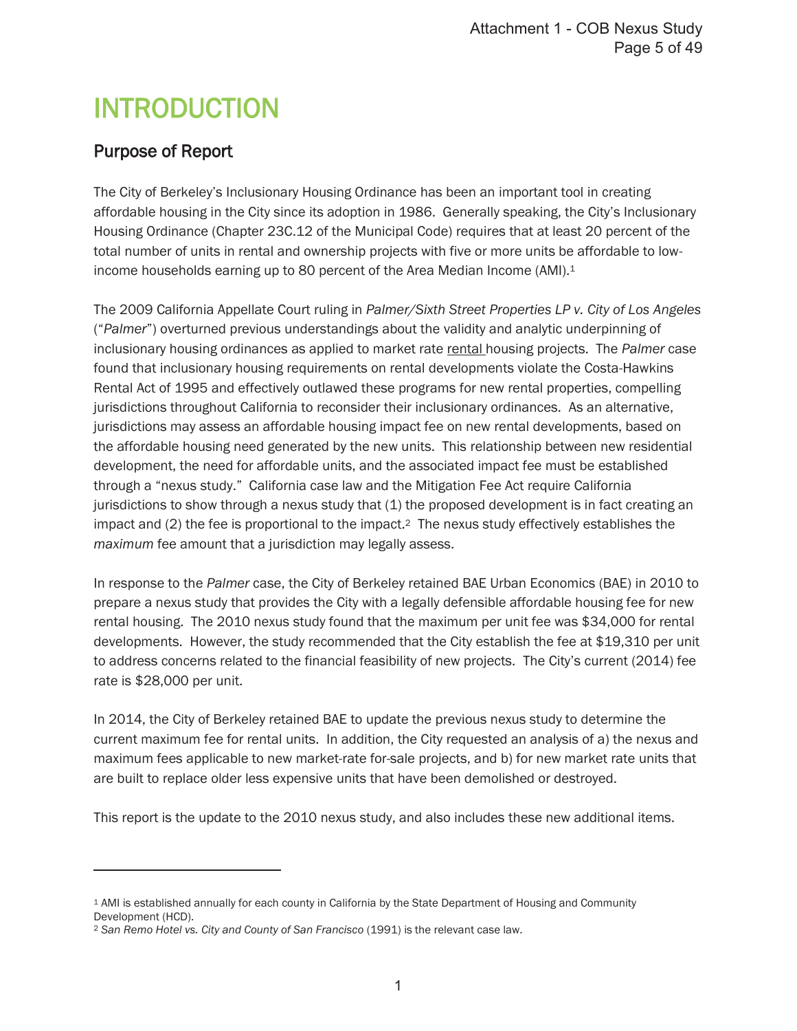# INTRODUCTION

## Purpose of Report

The City of Berkeley's Inclusionary Housing Ordinance has been an important tool in creating affordable housing in the City since its adoption in 1986. Generally speaking, the City's Inclusionary Housing Ordinance (Chapter 23C.12 of the Municipal Code) requires that at least 20 percent of the total number of units in rental and ownership projects with five or more units be affordable to low-income households earning up to 80 percent of the Area Median Income (AMI).[1]

The 2009 California Appellate Court ruling in *Palmer/Sixth Street Properties LP v. City of Los Angeles* ("*Palmer*") overturned previous understandings about the validity and analytic underpinning of inclusionary housing ordinances as applied to market rate rental housing projects. The *Palmer* case found that inclusionary housing requirements on rental developments violate the Costa-Hawkins Rental Act of 1995 and effectively outlawed these programs for new rental properties, compelling jurisdictions throughout California to reconsider their inclusionary ordinances. As an alternative, jurisdictions may assess an affordable housing impact fee on new rental developments, based on the affordable housing need generated by the new units. This relationship between new residential development, the need for affordable units, and the associated impact fee must be established through a "nexus study." California case law and the Mitigation Fee Act require California jurisdictions to show through a nexus study that (1) the proposed development is in fact creating an impact and (2) the fee is proportional to the impact.[2] The nexus study effectively establishes the *maximum* fee amount that a jurisdiction may legally assess.

In response to the *Palmer* case, the City of Berkeley retained BAE Urban Economics (BAE) in 2010 to prepare a nexus study that provides the City with a legally defensible affordable housing fee for new rental housing. The 2010 nexus study found that the maximum per unit fee was $34,000 for rental developments. However, the study recommended that the City establish the fee at $19,310 per unit to address concerns related to the financial feasibility of new projects. The City's current (2014) fee rate is $28,000 per unit.

In 2014, the City of Berkeley retained BAE to update the previous nexus study to determine the current maximum fee for rental units. In addition, the City requested an analysis of a) the nexus and maximum fees applicable to new market-rate for-sale projects, and b) for new market rate units that are built to replace older less expensive units that have been demolished or destroyed.

This report is the update to the 2010 nexus study, and also includes these new additional items.

---

[1] AMI is established annually for each county in California by the State Department of Housing and Community Development (HCD).

[2] *San Remo Hotel vs. City and County of San Francisco* (1991) is the relevant case law.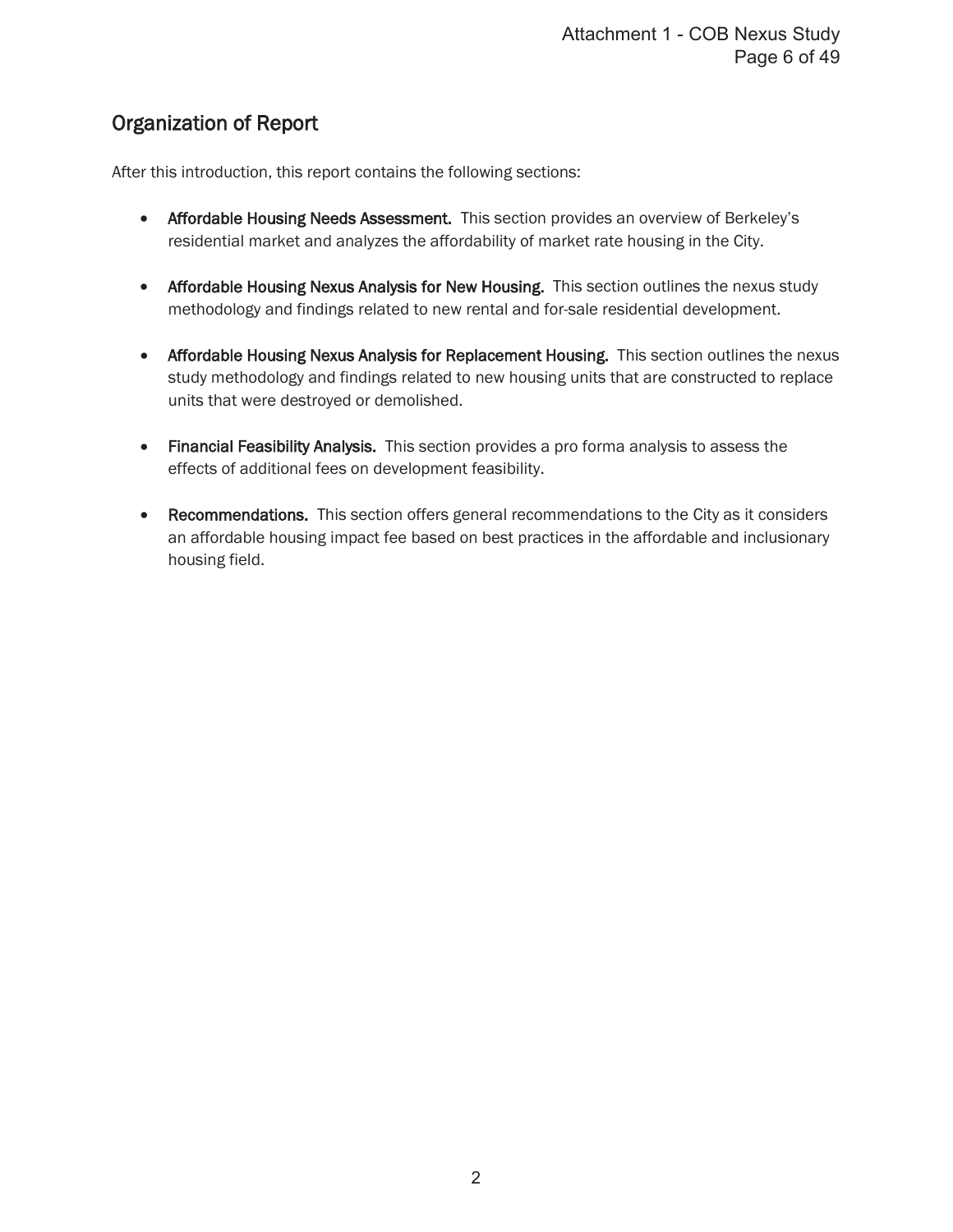## Organization of Report

After this introduction, this report contains the following sections:

- **Affordable Housing Needs Assessment.** This section provides an overview of Berkeley's residential market and analyzes the affordability of market rate housing in the City.
- **Affordable Housing Nexus Analysis for New Housing.** This section outlines the nexus study methodology and findings related to new rental and for-sale residential development.
- **Affordable Housing Nexus Analysis for Replacement Housing.** This section outlines the nexus study methodology and findings related to new housing units that are constructed to replace units that were destroyed or demolished.
- **Financial Feasibility Analysis.** This section provides a pro forma analysis to assess the effects of additional fees on development feasibility.
- **Recommendations.** This section offers general recommendations to the City as it considers an affordable housing impact fee based on best practices in the affordable and inclusionary housing field.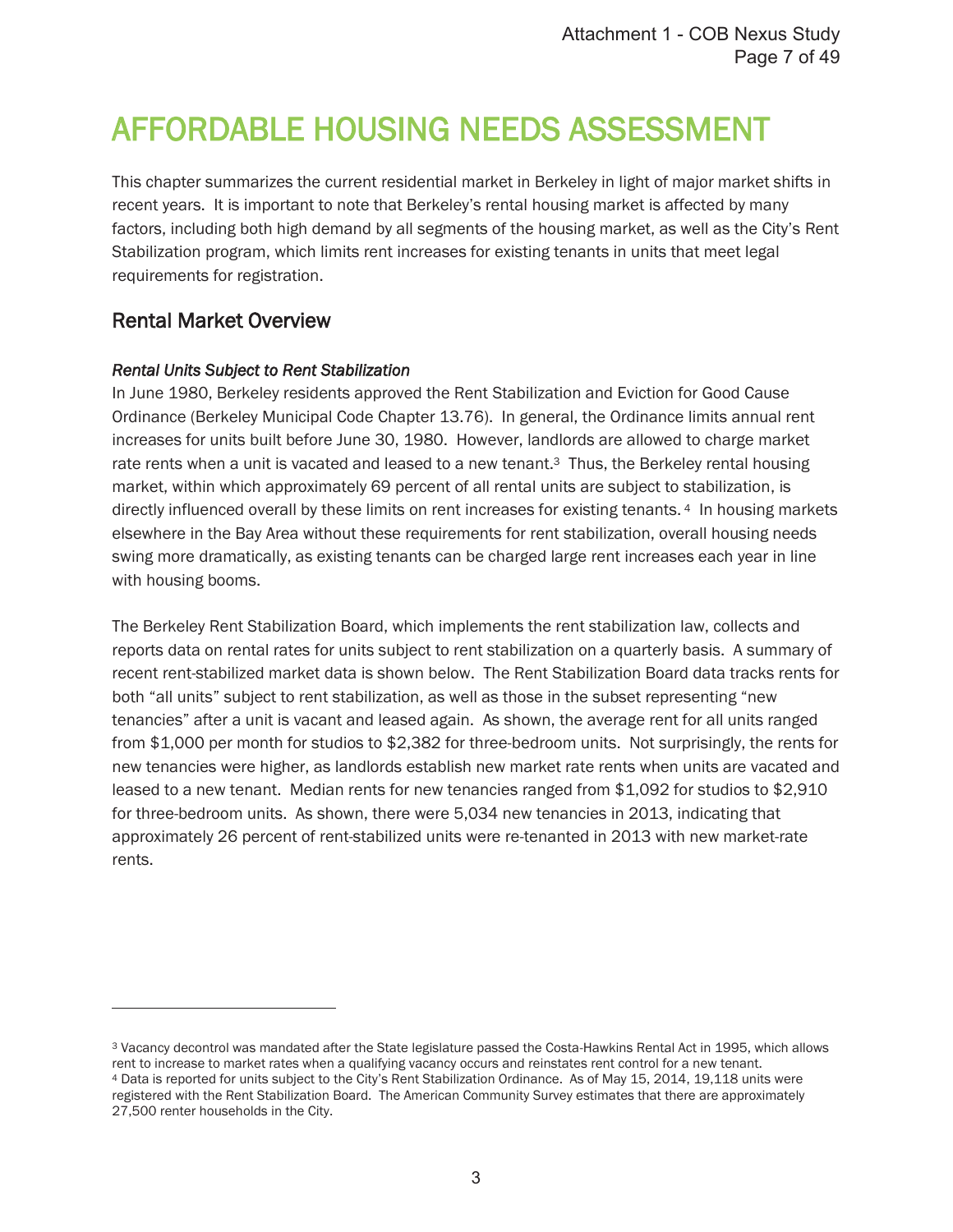# AFFORDABLE HOUSING NEEDS ASSESSMENT

This chapter summarizes the current residential market in Berkeley in light of major market shifts in recent years. It is important to note that Berkeley's rental housing market is affected by many factors, including both high demand by all segments of the housing market, as well as the City's Rent Stabilization program, which limits rent increases for existing tenants in units that meet legal requirements for registration.

## Rental Market Overview

### *Rental Units Subject to Rent Stabilization*

In June 1980, Berkeley residents approved the Rent Stabilization and Eviction for Good Cause Ordinance (Berkeley Municipal Code Chapter 13.76). In general, the Ordinance limits annual rent increases for units built before June 30, 1980. However, landlords are allowed to charge market rate rents when a unit is vacated and leased to a new tenant.[3] Thus, the Berkeley rental housing market, within which approximately 69 percent of all rental units are subject to stabilization, is directly influenced overall by these limits on rent increases for existing tenants.[4] In housing markets elsewhere in the Bay Area without these requirements for rent stabilization, overall housing needs swing more dramatically, as existing tenants can be charged large rent increases each year in line with housing booms.

The Berkeley Rent Stabilization Board, which implements the rent stabilization law, collects and reports data on rental rates for units subject to rent stabilization on a quarterly basis. A summary of recent rent-stabilized market data is shown below. The Rent Stabilization Board data tracks rents for both "all units" subject to rent stabilization, as well as those in the subset representing "new tenancies" after a unit is vacant and leased again. As shown, the average rent for all units ranged from $1,000 per month for studios to $2,382 for three-bedroom units. Not surprisingly, the rents for new tenancies were higher, as landlords establish new market rate rents when units are vacated and leased to a new tenant. Median rents for new tenancies ranged from $1,092 for studios to $2,910 for three-bedroom units. As shown, there were 5,034 new tenancies in 2013, indicating that approximately 26 percent of rent-stabilized units were re-tenanted in 2013 with new market-rate rents.

---

[3] Vacancy decontrol was mandated after the State legislature passed the Costa-Hawkins Rental Act in 1995, which allows rent to increase to market rates when a qualifying vacancy occurs and reinstates rent control for a new tenant.

[4] Data is reported for units subject to the City's Rent Stabilization Ordinance. As of May 15, 2014, 19,118 units were registered with the Rent Stabilization Board. The American Community Survey estimates that there are approximately 27,500 renter households in the City.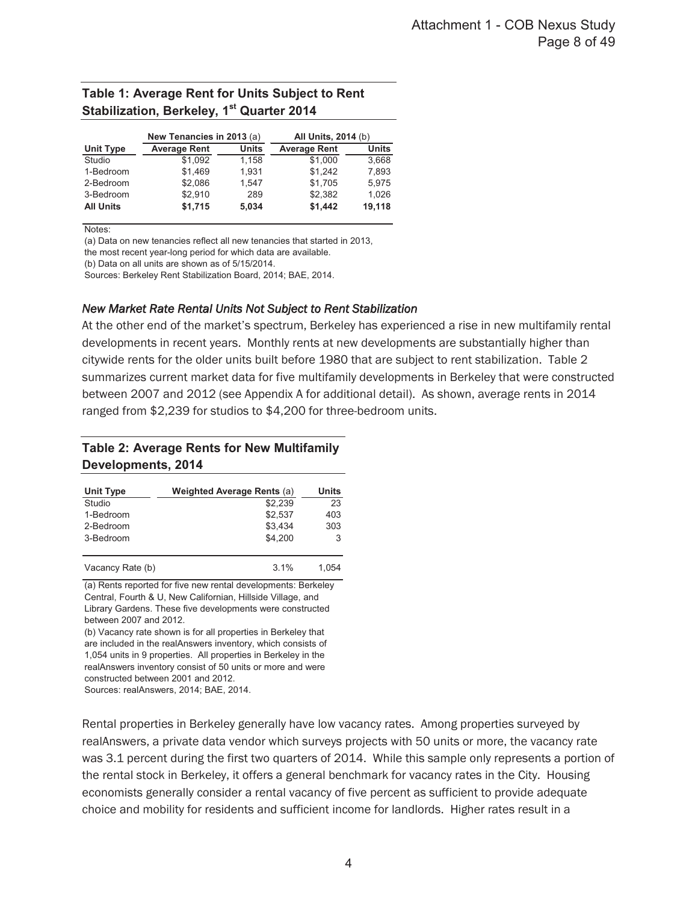**Table 1: Average Rent for Units Subject to Rent Stabilization, Berkeley, 1st Quarter 2014**

| | New Tenancies in 2013 (a) | | All Units, 2014 (b) | |
|---|---|---|---|---|
| **Unit Type** | **Average Rent** | **Units** | **Average Rent** | **Units** |
| Studio | $1,092 | 1,158 | $1,000 | 3,668 |
| 1-Bedroom | $1,469 | 1,931 | $1,242 | 7,893 |
| 2-Bedroom | $2,086 | 1,547 | $1,705 | 5,975 |
| 3-Bedroom | $2,910 | 289 | $2,382 | 1,026 |
| **All Units** | **$1,715** | **5,034** | **$1,442** | **19,118** |

Notes:
(a) Data on new tenancies reflect all new tenancies that started in 2013, the most recent year-long period for which data are available.
(b) Data on all units are shown as of 5/15/2014.
Sources: Berkeley Rent Stabilization Board, 2014; BAE, 2014.

### *New Market Rate Rental Units Not Subject to Rent Stabilization*

At the other end of the market's spectrum, Berkeley has experienced a rise in new multifamily rental developments in recent years. Monthly rents at new developments are substantially higher than citywide rents for the older units built before 1980 that are subject to rent stabilization. Table 2 summarizes current market data for five multifamily developments in Berkeley that were constructed between 2007 and 2012 (see Appendix A for additional detail). As shown, average rents in 2014 ranged from $2,239 for studios to $4,200 for three-bedroom units.

**Table 2: Average Rents for New Multifamily Developments, 2014**

| Unit Type | Weighted Average Rents (a) | Units |
|---|---|---|
| Studio | $2,239 | 23 |
| 1-Bedroom | $2,537 | 403 |
| 2-Bedroom | $3,434 | 303 |
| 3-Bedroom | $4,200 | 3 |
| Vacancy Rate (b) | 3.1% | 1,054 |

(a) Rents reported for five new rental developments: Berkeley Central, Fourth & U, New Californian, Hillside Village, and Library Gardens. These five developments were constructed between 2007 and 2012.
(b) Vacancy rate shown is for all properties in Berkeley that are included in the realAnswers inventory, which consists of 1,054 units in 9 properties. All properties in Berkeley in the realAnswers inventory consist of 50 units or more and were constructed between 2001 and 2012.
Sources: realAnswers, 2014; BAE, 2014.

Rental properties in Berkeley generally have low vacancy rates. Among properties surveyed by realAnswers, a private data vendor which surveys projects with 50 units or more, the vacancy rate was 3.1 percent during the first two quarters of 2014. While this sample only represents a portion of the rental stock in Berkeley, it offers a general benchmark for vacancy rates in the City. Housing economists generally consider a rental vacancy of five percent as sufficient to provide adequate choice and mobility for residents and sufficient income for landlords. Higher rates result in a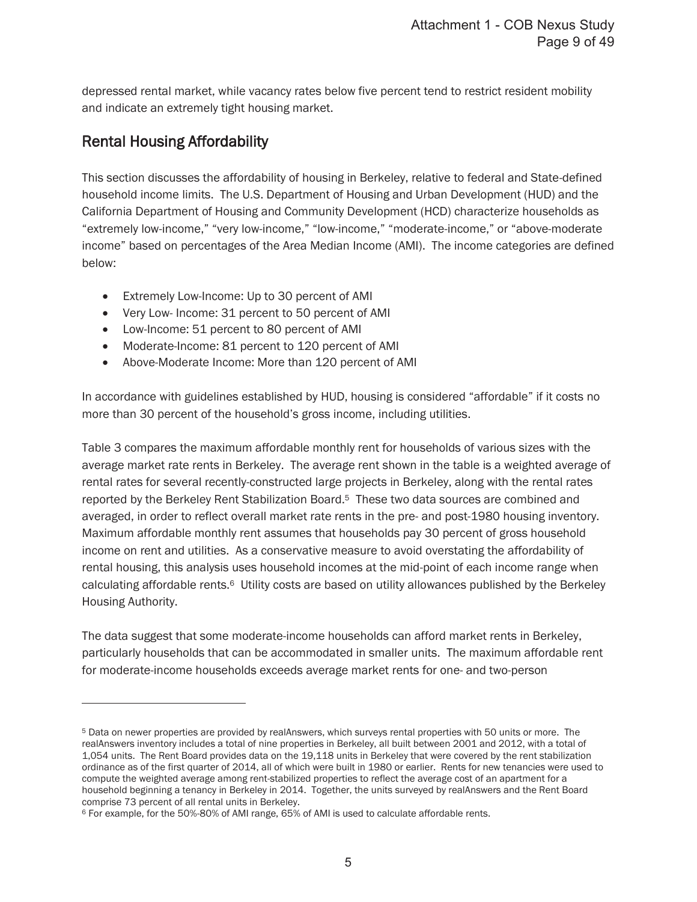depressed rental market, while vacancy rates below five percent tend to restrict resident mobility and indicate an extremely tight housing market.

## Rental Housing Affordability

This section discusses the affordability of housing in Berkeley, relative to federal and State-defined household income limits. The U.S. Department of Housing and Urban Development (HUD) and the California Department of Housing and Community Development (HCD) characterize households as "extremely low-income," "very low-income," "low-income," "moderate-income," or "above-moderate income" based on percentages of the Area Median Income (AMI). The income categories are defined below:

- Extremely Low-Income: Up to 30 percent of AMI
- Very Low- Income: 31 percent to 50 percent of AMI
- Low-Income: 51 percent to 80 percent of AMI
- Moderate-Income: 81 percent to 120 percent of AMI
- Above-Moderate Income: More than 120 percent of AMI

In accordance with guidelines established by HUD, housing is considered "affordable" if it costs no more than 30 percent of the household's gross income, including utilities.

Table 3 compares the maximum affordable monthly rent for households of various sizes with the average market rate rents in Berkeley. The average rent shown in the table is a weighted average of rental rates for several recently-constructed large projects in Berkeley, along with the rental rates reported by the Berkeley Rent Stabilization Board.[5] These two data sources are combined and averaged, in order to reflect overall market rate rents in the pre- and post-1980 housing inventory. Maximum affordable monthly rent assumes that households pay 30 percent of gross household income on rent and utilities. As a conservative measure to avoid overstating the affordability of rental housing, this analysis uses household incomes at the mid-point of each income range when calculating affordable rents.[6] Utility costs are based on utility allowances published by the Berkeley Housing Authority.

The data suggest that some moderate-income households can afford market rents in Berkeley, particularly households that can be accommodated in smaller units. The maximum affordable rent for moderate-income households exceeds average market rents for one- and two-person

---

[5] Data on newer properties are provided by realAnswers, which surveys rental properties with 50 units or more. The realAnswers inventory includes a total of nine properties in Berkeley, all built between 2001 and 2012, with a total of 1,054 units. The Rent Board provides data on the 19,118 units in Berkeley that were covered by the rent stabilization ordinance as of the first quarter of 2014, all of which were built in 1980 or earlier. Rents for new tenancies were used to compute the weighted average among rent-stabilized properties to reflect the average cost of an apartment for a household beginning a tenancy in Berkeley in 2014. Together, the units surveyed by realAnswers and the Rent Board comprise 73 percent of all rental units in Berkeley.

[6] For example, for the 50%-80% of AMI range, 65% of AMI is used to calculate affordable rents.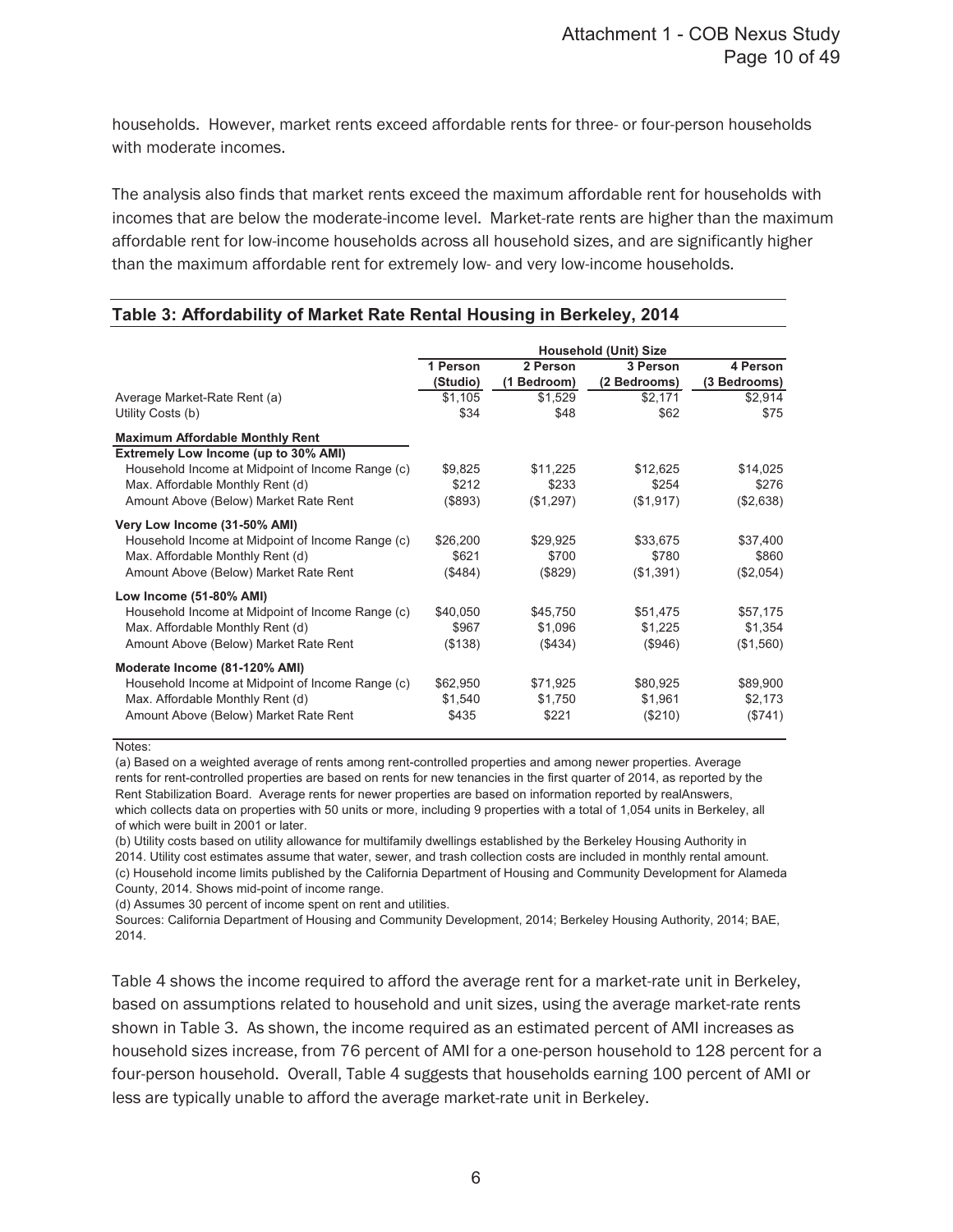households. However, market rents exceed affordable rents for three- or four-person households with moderate incomes.

The analysis also finds that market rents exceed the maximum affordable rent for households with incomes that are below the moderate-income level. Market-rate rents are higher than the maximum affordable rent for low-income households across all household sizes, and are significantly higher than the maximum affordable rent for extremely low- and very low-income households.

**Table 3: Affordability of Market Rate Rental Housing in Berkeley, 2014**

| | Household (Unit) Size | | | |
|---|---|---|---|---|
| | 1 Person (Studio) | 2 Person (1 Bedroom) | 3 Person (2 Bedrooms) | 4 Person (3 Bedrooms) |
| Average Market-Rate Rent (a) | $1,105 | $1,529 | $2,171 | $2,914 |
| Utility Costs (b) | $34 | $48 | $62 | $75 |
| **Maximum Affordable Monthly Rent** | | | | |
| **Extremely Low Income (up to 30% AMI)** | | | | |
| Household Income at Midpoint of Income Range (c) | $9,825 | $11,225 | $12,625 | $14,025 |
| Max. Affordable Monthly Rent (d) | $212 | $233 | $254 | $276 |
| Amount Above (Below) Market Rate Rent | ($893) | ($1,297) | ($1,917) | ($2,638) |
| **Very Low Income (31-50% AMI)** | | | | |
| Household Income at Midpoint of Income Range (c) | $26,200 | $29,925 | $33,675 | $37,400 |
| Max. Affordable Monthly Rent (d) | $621 | $700 | $780 | $860 |
| Amount Above (Below) Market Rate Rent | ($484) | ($829) | ($1,391) | ($2,054) |
| **Low Income (51-80% AMI)** | | | | |
| Household Income at Midpoint of Income Range (c) | $40,050 | $45,750 | $51,475 | $57,175 |
| Max. Affordable Monthly Rent (d) | $967 | $1,096 | $1,225 | $1,354 |
| Amount Above (Below) Market Rate Rent | ($138) | ($434) | ($946) | ($1,560) |
| **Moderate Income (81-120% AMI)** | | | | |
| Household Income at Midpoint of Income Range (c) | $62,950 | $71,925 | $80,925 | $89,900 |
| Max. Affordable Monthly Rent (d) | $1,540 | $1,750 | $1,961 | $2,173 |
| Amount Above (Below) Market Rate Rent | $435 | $221 | ($210) | ($741) |

Notes:

(a) Based on a weighted average of rents among rent-controlled properties and among newer properties. Average rents for rent-controlled properties are based on rents for new tenancies in the first quarter of 2014, as reported by the Rent Stabilization Board. Average rents for newer properties are based on information reported by realAnswers, which collects data on properties with 50 units or more, including 9 properties with a total of 1,054 units in Berkeley, all of which were built in 2001 or later.

(b) Utility costs based on utility allowance for multifamily dwellings established by the Berkeley Housing Authority in 2014. Utility cost estimates assume that water, sewer, and trash collection costs are included in monthly rental amount.

(c) Household income limits published by the California Department of Housing and Community Development for Alameda County, 2014. Shows mid-point of income range.

(d) Assumes 30 percent of income spent on rent and utilities.

Sources: California Department of Housing and Community Development, 2014; Berkeley Housing Authority, 2014; BAE, 2014.

Table 4 shows the income required to afford the average rent for a market-rate unit in Berkeley, based on assumptions related to household and unit sizes, using the average market-rate rents shown in Table 3. As shown, the income required as an estimated percent of AMI increases as household sizes increase, from 76 percent of AMI for a one-person household to 128 percent for a four-person household. Overall, Table 4 suggests that households earning 100 percent of AMI or less are typically unable to afford the average market-rate unit in Berkeley.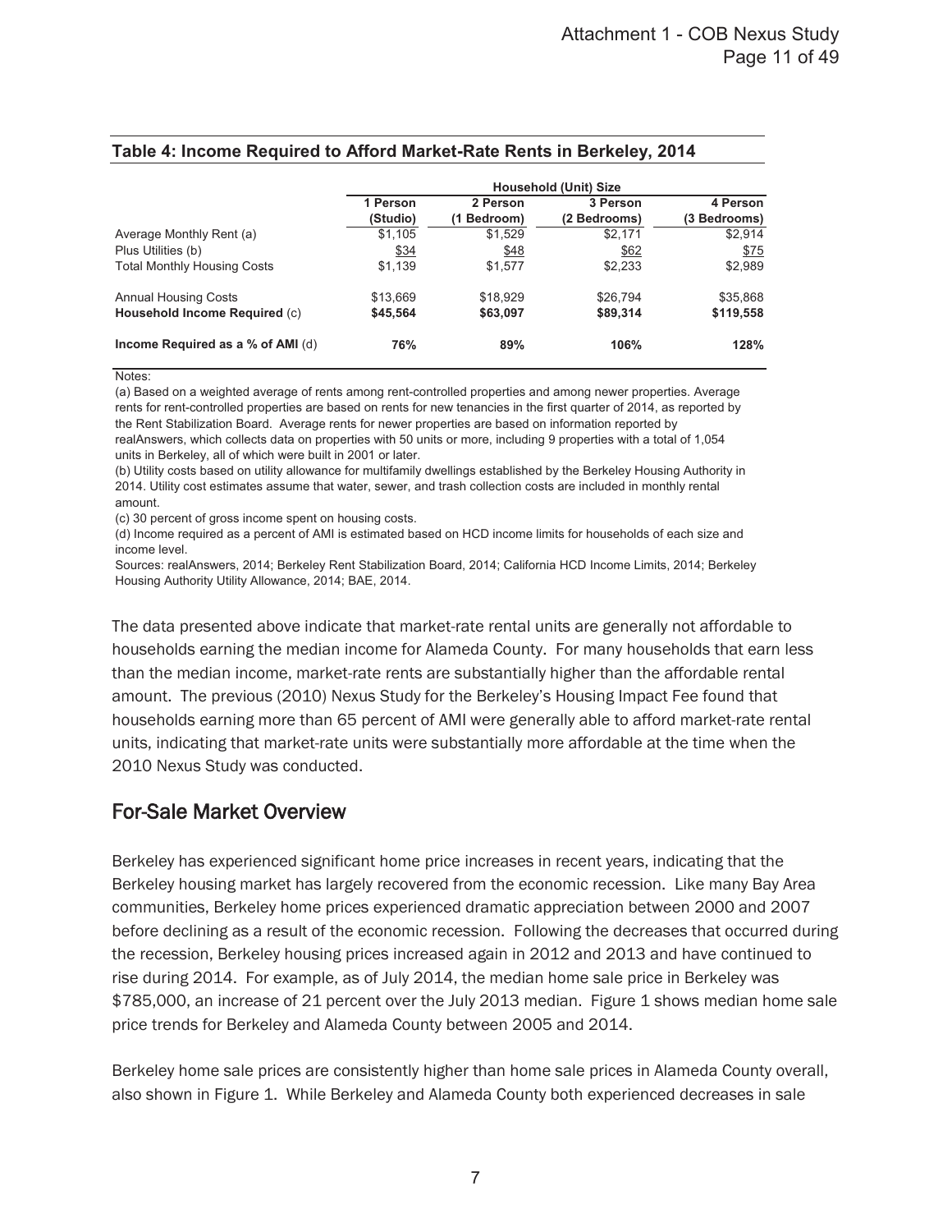**Table 4: Income Required to Afford Market-Rate Rents in Berkeley, 2014**

| | Household (Unit) Size | | | |
|---|---|---|---|---|
| | 1 Person (Studio) | 2 Person (1 Bedroom) | 3 Person (2 Bedrooms) | 4 Person (3 Bedrooms) |
| Average Monthly Rent (a) | $1,105 | $1,529 | $2,171 | $2,914 |
| Plus Utilities (b) | $34 | $48 | $62 | $75 |
| Total Monthly Housing Costs | $1,139 | $1,577 | $2,233 | $2,989 |
| Annual Housing Costs | $13,669 | $18,929 | $26,794 | $35,868 |
| **Household Income Required** (c) | **$45,564** | **$63,097** | **$89,314** | **$119,558** |
| **Income Required as a % of AMI** (d) | **76%** | **89%** | **106%** | **128%** |

Notes:

(a) Based on a weighted average of rents among rent-controlled properties and among newer properties. Average rents for rent-controlled properties are based on rents for new tenancies in the first quarter of 2014, as reported by the Rent Stabilization Board. Average rents for newer properties are based on information reported by realAnswers, which collects data on properties with 50 units or more, including 9 properties with a total of 1,054 units in Berkeley, all of which were built in 2001 or later.

(b) Utility costs based on utility allowance for multifamily dwellings established by the Berkeley Housing Authority in 2014. Utility cost estimates assume that water, sewer, and trash collection costs are included in monthly rental amount.

(c) 30 percent of gross income spent on housing costs.

(d) Income required as a percent of AMI is estimated based on HCD income limits for households of each size and income level.

Sources: realAnswers, 2014; Berkeley Rent Stabilization Board, 2014; California HCD Income Limits, 2014; Berkeley Housing Authority Utility Allowance, 2014; BAE, 2014.

The data presented above indicate that market-rate rental units are generally not affordable to households earning the median income for Alameda County. For many households that earn less than the median income, market-rate rents are substantially higher than the affordable rental amount. The previous (2010) Nexus Study for the Berkeley's Housing Impact Fee found that households earning more than 65 percent of AMI were generally able to afford market-rate rental units, indicating that market-rate units were substantially more affordable at the time when the 2010 Nexus Study was conducted.

## For-Sale Market Overview

Berkeley has experienced significant home price increases in recent years, indicating that the Berkeley housing market has largely recovered from the economic recession. Like many Bay Area communities, Berkeley home prices experienced dramatic appreciation between 2000 and 2007 before declining as a result of the economic recession. Following the decreases that occurred during the recession, Berkeley housing prices increased again in 2012 and 2013 and have continued to rise during 2014. For example, as of July 2014, the median home sale price in Berkeley was $785,000, an increase of 21 percent over the July 2013 median. Figure 1 shows median home sale price trends for Berkeley and Alameda County between 2005 and 2014.

Berkeley home sale prices are consistently higher than home sale prices in Alameda County overall, also shown in Figure 1. While Berkeley and Alameda County both experienced decreases in sale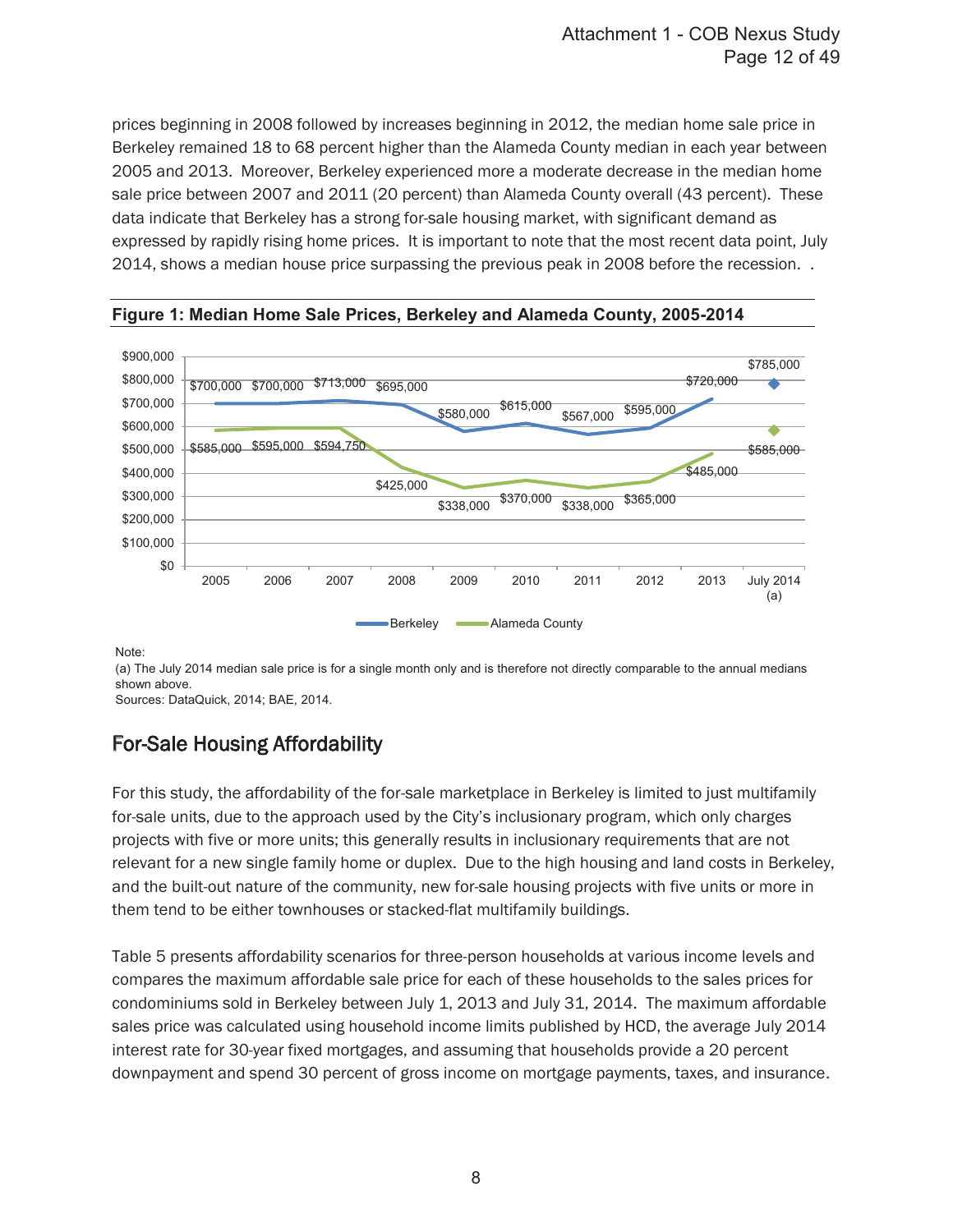prices beginning in 2008 followed by increases beginning in 2012, the median home sale price in Berkeley remained 18 to 68 percent higher than the Alameda County median in each year between 2005 and 2013. Moreover, Berkeley experienced more a moderate decrease in the median home sale price between 2007 and 2011 (20 percent) than Alameda County overall (43 percent). These data indicate that Berkeley has a strong for-sale housing market, with significant demand as expressed by rapidly rising home prices. It is important to note that the most recent data point, July 2014, shows a median house price surpassing the previous peak in 2008 before the recession. .

**Figure 1: Median Home Sale Prices, Berkeley and Alameda County, 2005-2014**

| Year | Berkeley | Alameda County |
|---|---|---|
| 2005 | $700,000 | $585,000 |
| 2006 | $700,000 | $595,000 |
| 2007 | $713,000 | $594,750 |
| 2008 | $695,000 | $425,000 |
| 2009 | $580,000 | $338,000 |
| 2010 | $615,000 | $370,000 |
| 2011 | $567,000 | $338,000 |
| 2012 | $595,000 | $365,000 |
| 2013 | $720,000 | $485,000 |
| July 2014 (a) | $785,000 | $585,000 |

Note:
(a) The July 2014 median sale price is for a single month only and is therefore not directly comparable to the annual medians shown above.
Sources: DataQuick, 2014; BAE, 2014.

## For-Sale Housing Affordability

For this study, the affordability of the for-sale marketplace in Berkeley is limited to just multifamily for-sale units, due to the approach used by the City's inclusionary program, which only charges projects with five or more units; this generally results in inclusionary requirements that are not relevant for a new single family home or duplex. Due to the high housing and land costs in Berkeley, and the built-out nature of the community, new for-sale housing projects with five units or more in them tend to be either townhouses or stacked-flat multifamily buildings.

Table 5 presents affordability scenarios for three-person households at various income levels and compares the maximum affordable sale price for each of these households to the sales prices for condominiums sold in Berkeley between July 1, 2013 and July 31, 2014. The maximum affordable sales price was calculated using household income limits published by HCD, the average July 2014 interest rate for 30-year fixed mortgages, and assuming that households provide a 20 percent downpayment and spend 30 percent of gross income on mortgage payments, taxes, and insurance.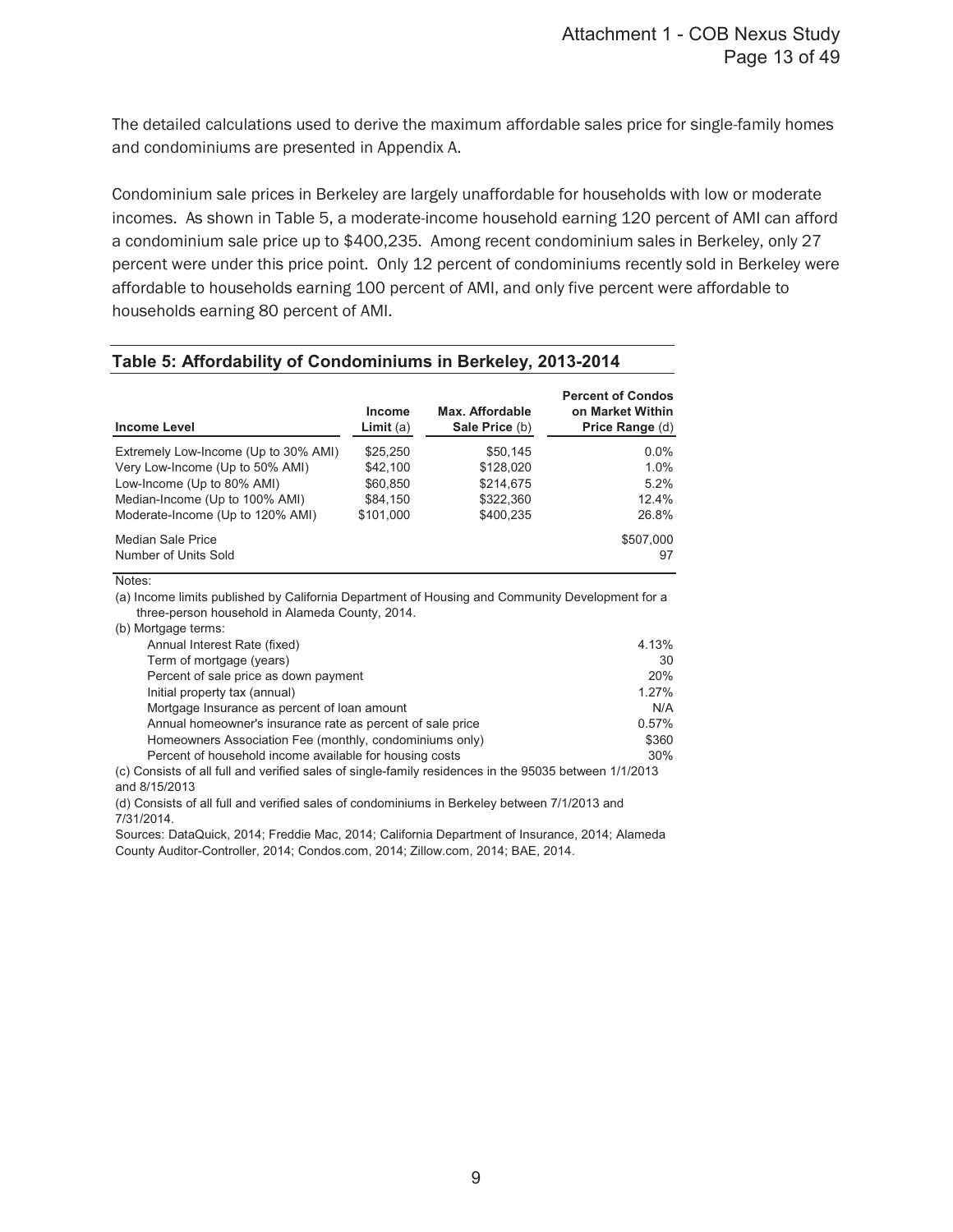The detailed calculations used to derive the maximum affordable sales price for single-family homes and condominiums are presented in Appendix A.

Condominium sale prices in Berkeley are largely unaffordable for households with low or moderate incomes. As shown in Table 5, a moderate-income household earning 120 percent of AMI can afford a condominium sale price up to $400,235. Among recent condominium sales in Berkeley, only 27 percent were under this price point. Only 12 percent of condominiums recently sold in Berkeley were affordable to households earning 100 percent of AMI, and only five percent were affordable to households earning 80 percent of AMI.

**Table 5: Affordability of Condominiums in Berkeley, 2013-2014**

| Income Level | Income Limit (a) | Max. Affordable Sale Price (b) | Percent of Condos on Market Within Price Range (d) |
|---|---|---|---|
| Extremely Low-Income (Up to 30% AMI) | $25,250 | $50,145 | 0.0% |
| Very Low-Income (Up to 50% AMI) | $42,100 | $128,020 | 1.0% |
| Low-Income (Up to 80% AMI) | $60,850 | $214,675 | 5.2% |
| Median-Income (Up to 100% AMI) | $84,150 | $322,360 | 12.4% |
| Moderate-Income (Up to 120% AMI) | $101,000 | $400,235 | 26.8% |
| Median Sale Price | | | $507,000 |
| Number of Units Sold | | | 97 |

Notes:

(a) Income limits published by California Department of Housing and Community Development for a three-person household in Alameda County, 2014.

(b) Mortgage terms:

| | |
|---|---|
| Annual Interest Rate (fixed) | 4.13% |
| Term of mortgage (years) | 30 |
| Percent of sale price as down payment | 20% |
| Initial property tax (annual) | 1.27% |
| Mortgage Insurance as percent of loan amount | N/A |
| Annual homeowner's insurance rate as percent of sale price | 0.57% |
| Homeowners Association Fee (monthly, condominiums only) | $360 |
| Percent of household income available for housing costs | 30% |

(c) Consists of all full and verified sales of single-family residences in the 95035 between 1/1/2013 and 8/15/2013

(d) Consists of all full and verified sales of condominiums in Berkeley between 7/1/2013 and 7/31/2014.

Sources: DataQuick, 2014; Freddie Mac, 2014; California Department of Insurance, 2014; Alameda County Auditor-Controller, 2014; Condos.com, 2014; Zillow.com, 2014; BAE, 2014.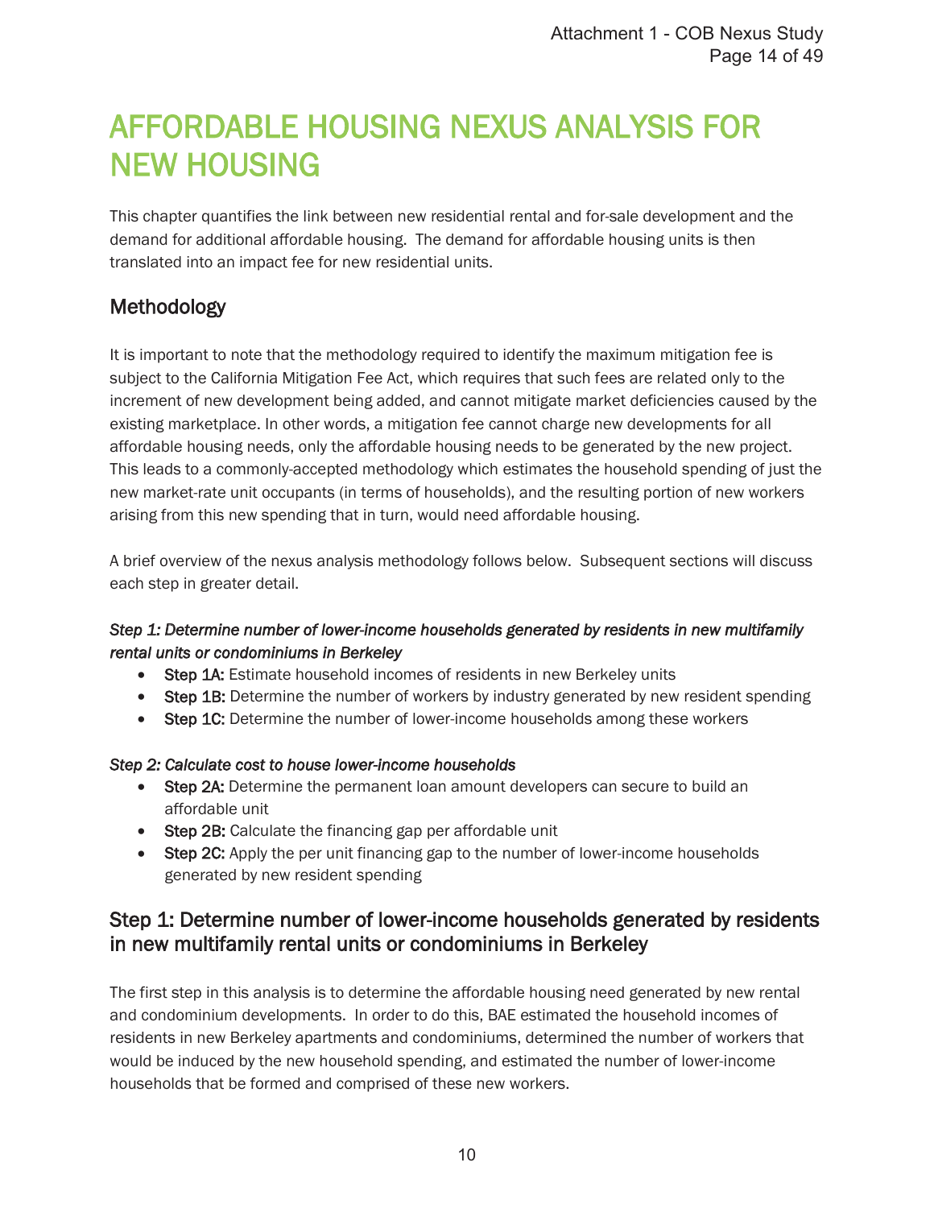# AFFORDABLE HOUSING NEXUS ANALYSIS FOR NEW HOUSING

This chapter quantifies the link between new residential rental and for-sale development and the demand for additional affordable housing. The demand for affordable housing units is then translated into an impact fee for new residential units.

## Methodology

It is important to note that the methodology required to identify the maximum mitigation fee is subject to the California Mitigation Fee Act, which requires that such fees are related only to the increment of new development being added, and cannot mitigate market deficiencies caused by the existing marketplace. In other words, a mitigation fee cannot charge new developments for all affordable housing needs, only the affordable housing needs to be generated by the new project. This leads to a commonly-accepted methodology which estimates the household spending of just the new market-rate unit occupants (in terms of households), and the resulting portion of new workers arising from this new spending that in turn, would need affordable housing.

A brief overview of the nexus analysis methodology follows below. Subsequent sections will discuss each step in greater detail.

***Step 1: Determine number of lower-income households generated by residents in new multifamily rental units or condominiums in Berkeley***

- **Step 1A:** Estimate household incomes of residents in new Berkeley units
- **Step 1B:** Determine the number of workers by industry generated by new resident spending
- **Step 1C:** Determine the number of lower-income households among these workers

***Step 2: Calculate cost to house lower-income households***

- **Step 2A:** Determine the permanent loan amount developers can secure to build an affordable unit
- **Step 2B:** Calculate the financing gap per affordable unit
- **Step 2C:** Apply the per unit financing gap to the number of lower-income households generated by new resident spending

## Step 1: Determine number of lower-income households generated by residents in new multifamily rental units or condominiums in Berkeley

The first step in this analysis is to determine the affordable housing need generated by new rental and condominium developments. In order to do this, BAE estimated the household incomes of residents in new Berkeley apartments and condominiums, determined the number of workers that would be induced by the new household spending, and estimated the number of lower-income households that be formed and comprised of these new workers.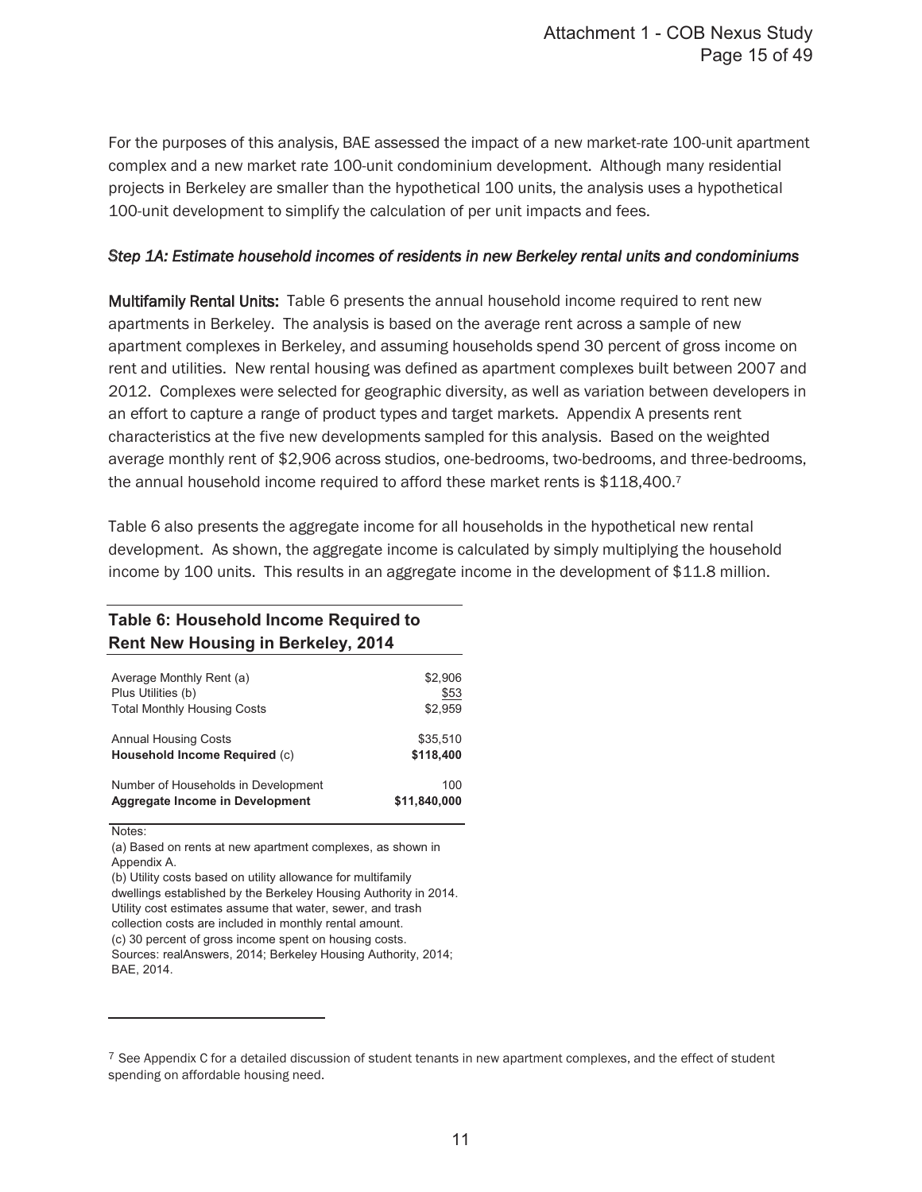For the purposes of this analysis, BAE assessed the impact of a new market-rate 100-unit apartment complex and a new market rate 100-unit condominium development. Although many residential projects in Berkeley are smaller than the hypothetical 100 units, the analysis uses a hypothetical 100-unit development to simplify the calculation of per unit impacts and fees.

*Step 1A: Estimate household incomes of residents in new Berkeley rental units and condominiums*

**Multifamily Rental Units:** Table 6 presents the annual household income required to rent new apartments in Berkeley. The analysis is based on the average rent across a sample of new apartment complexes in Berkeley, and assuming households spend 30 percent of gross income on rent and utilities. New rental housing was defined as apartment complexes built between 2007 and 2012. Complexes were selected for geographic diversity, as well as variation between developers in an effort to capture a range of product types and target markets. Appendix A presents rent characteristics at the five new developments sampled for this analysis. Based on the weighted average monthly rent of $2,906 across studios, one-bedrooms, two-bedrooms, and three-bedrooms, the annual household income required to afford these market rents is $118,400.[7]

Table 6 also presents the aggregate income for all households in the hypothetical new rental development. As shown, the aggregate income is calculated by simply multiplying the household income by 100 units. This results in an aggregate income in the development of $11.8 million.

**Table 6: Household Income Required to Rent New Housing in Berkeley, 2014**

| | |
|---|---:|
| Average Monthly Rent (a) | $2,906 |
| Plus Utilities (b) | $53 |
| Total Monthly Housing Costs | $2,959 |
| | |
| Annual Housing Costs | $35,510 |
| **Household Income Required** (c) | **$118,400** |
| | |
| Number of Households in Development | 100 |
| **Aggregate Income in Development** | **$11,840,000** |

Notes:
(a) Based on rents at new apartment complexes, as shown in Appendix A.
(b) Utility costs based on utility allowance for multifamily dwellings established by the Berkeley Housing Authority in 2014. Utility cost estimates assume that water, sewer, and trash collection costs are included in monthly rental amount.
(c) 30 percent of gross income spent on housing costs.
Sources: realAnswers, 2014; Berkeley Housing Authority, 2014; BAE, 2014.

[7] See Appendix C for a detailed discussion of student tenants in new apartment complexes, and the effect of student spending on affordable housing need.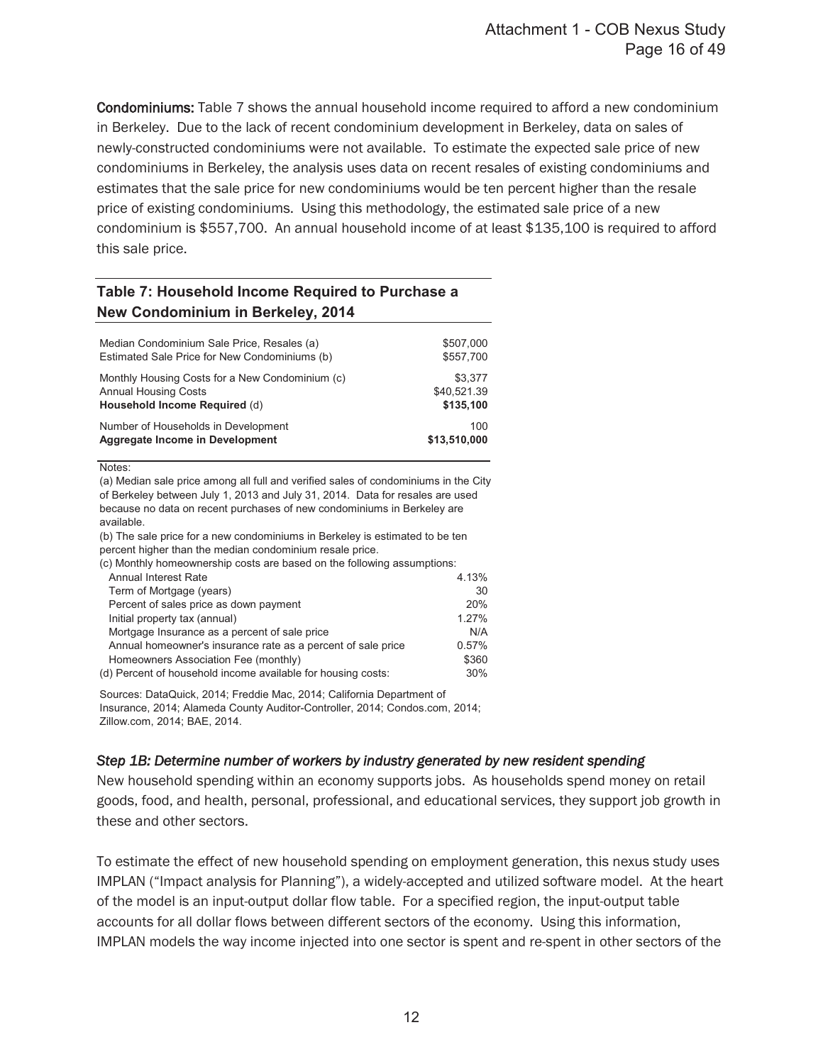**Condominiums:** Table 7 shows the annual household income required to afford a new condominium in Berkeley. Due to the lack of recent condominium development in Berkeley, data on sales of newly-constructed condominiums were not available. To estimate the expected sale price of new condominiums in Berkeley, the analysis uses data on recent resales of existing condominiums and estimates that the sale price for new condominiums would be ten percent higher than the resale price of existing condominiums. Using this methodology, the estimated sale price of a new condominium is $557,700. An annual household income of at least $135,100 is required to afford this sale price.

**Table 7: Household Income Required to Purchase a New Condominium in Berkeley, 2014**

| | |
|---|---:|
| Median Condominium Sale Price, Resales (a) | $507,000 |
| Estimated Sale Price for New Condominiums (b) | $557,700 |
| Monthly Housing Costs for a New Condominium (c) | $3,377 |
| Annual Housing Costs | $40,521.39 |
| **Household Income Required** (d) | **$135,100** |
| Number of Households in Development | 100 |
| **Aggregate Income in Development** | **$13,510,000** |

Notes:

(a) Median sale price among all full and verified sales of condominiums in the City of Berkeley between July 1, 2013 and July 31, 2014. Data for resales are used because no data on recent purchases of new condominiums in Berkeley are available.

(b) The sale price for a new condominiums in Berkeley is estimated to be ten percent higher than the median condominium resale price.

(c) Monthly homeownership costs are based on the following assumptions:

| | |
|---|---:|
| Annual Interest Rate | 4.13% |
| Term of Mortgage (years) | 30 |
| Percent of sales price as down payment | 20% |
| Initial property tax (annual) | 1.27% |
| Mortgage Insurance as a percent of sale price | N/A |
| Annual homeowner's insurance rate as a percent of sale price | 0.57% |
| Homeowners Association Fee (monthly) | $360 |

(d) Percent of household income available for housing costs: 30%

Sources: DataQuick, 2014; Freddie Mac, 2014; California Department of Insurance, 2014; Alameda County Auditor-Controller, 2014; Condos.com, 2014; Zillow.com, 2014; BAE, 2014.

*Step 1B: Determine number of workers by industry generated by new resident spending*

New household spending within an economy supports jobs. As households spend money on retail goods, food, and health, personal, professional, and educational services, they support job growth in these and other sectors.

To estimate the effect of new household spending on employment generation, this nexus study uses IMPLAN ("Impact analysis for Planning"), a widely-accepted and utilized software model. At the heart of the model is an input-output dollar flow table. For a specified region, the input-output table accounts for all dollar flows between different sectors of the economy. Using this information, IMPLAN models the way income injected into one sector is spent and re-spent in other sectors of the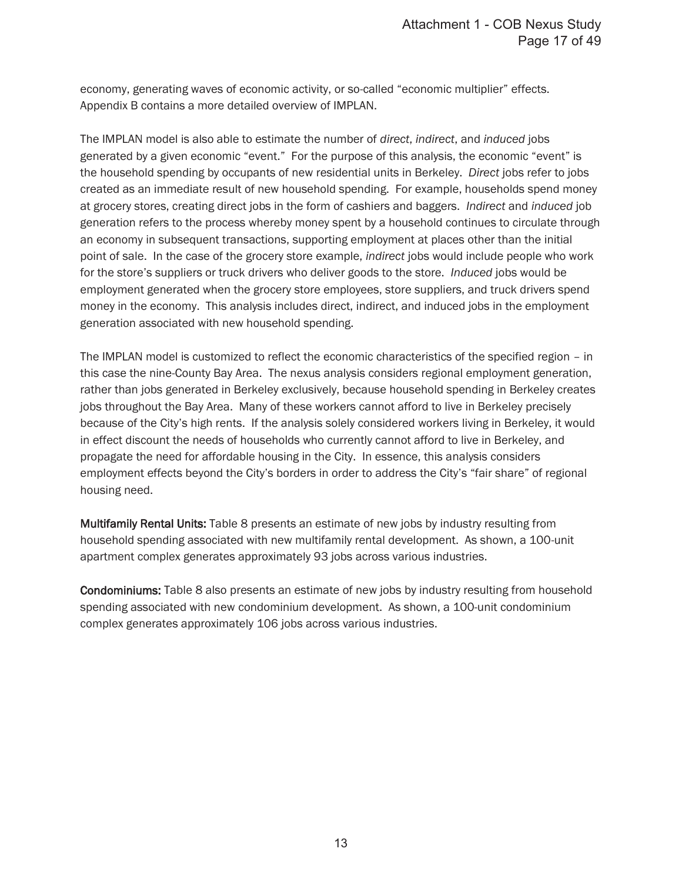economy, generating waves of economic activity, or so-called “economic multiplier” effects. Appendix B contains a more detailed overview of IMPLAN.

The IMPLAN model is also able to estimate the number of *direct*, *indirect*, and *induced* jobs generated by a given economic “event.” For the purpose of this analysis, the economic “event” is the household spending by occupants of new residential units in Berkeley. *Direct* jobs refer to jobs created as an immediate result of new household spending. For example, households spend money at grocery stores, creating direct jobs in the form of cashiers and baggers. *Indirect* and *induced* job generation refers to the process whereby money spent by a household continues to circulate through an economy in subsequent transactions, supporting employment at places other than the initial point of sale. In the case of the grocery store example, *indirect* jobs would include people who work for the store’s suppliers or truck drivers who deliver goods to the store. *Induced* jobs would be employment generated when the grocery store employees, store suppliers, and truck drivers spend money in the economy. This analysis includes direct, indirect, and induced jobs in the employment generation associated with new household spending.

The IMPLAN model is customized to reflect the economic characteristics of the specified region – in this case the nine-County Bay Area. The nexus analysis considers regional employment generation, rather than jobs generated in Berkeley exclusively, because household spending in Berkeley creates jobs throughout the Bay Area. Many of these workers cannot afford to live in Berkeley precisely because of the City’s high rents. If the analysis solely considered workers living in Berkeley, it would in effect discount the needs of households who currently cannot afford to live in Berkeley, and propagate the need for affordable housing in the City. In essence, this analysis considers employment effects beyond the City’s borders in order to address the City’s “fair share” of regional housing need.

**Multifamily Rental Units:** Table 8 presents an estimate of new jobs by industry resulting from household spending associated with new multifamily rental development. As shown, a 100-unit apartment complex generates approximately 93 jobs across various industries.

**Condominiums:** Table 8 also presents an estimate of new jobs by industry resulting from household spending associated with new condominium development. As shown, a 100-unit condominium complex generates approximately 106 jobs across various industries.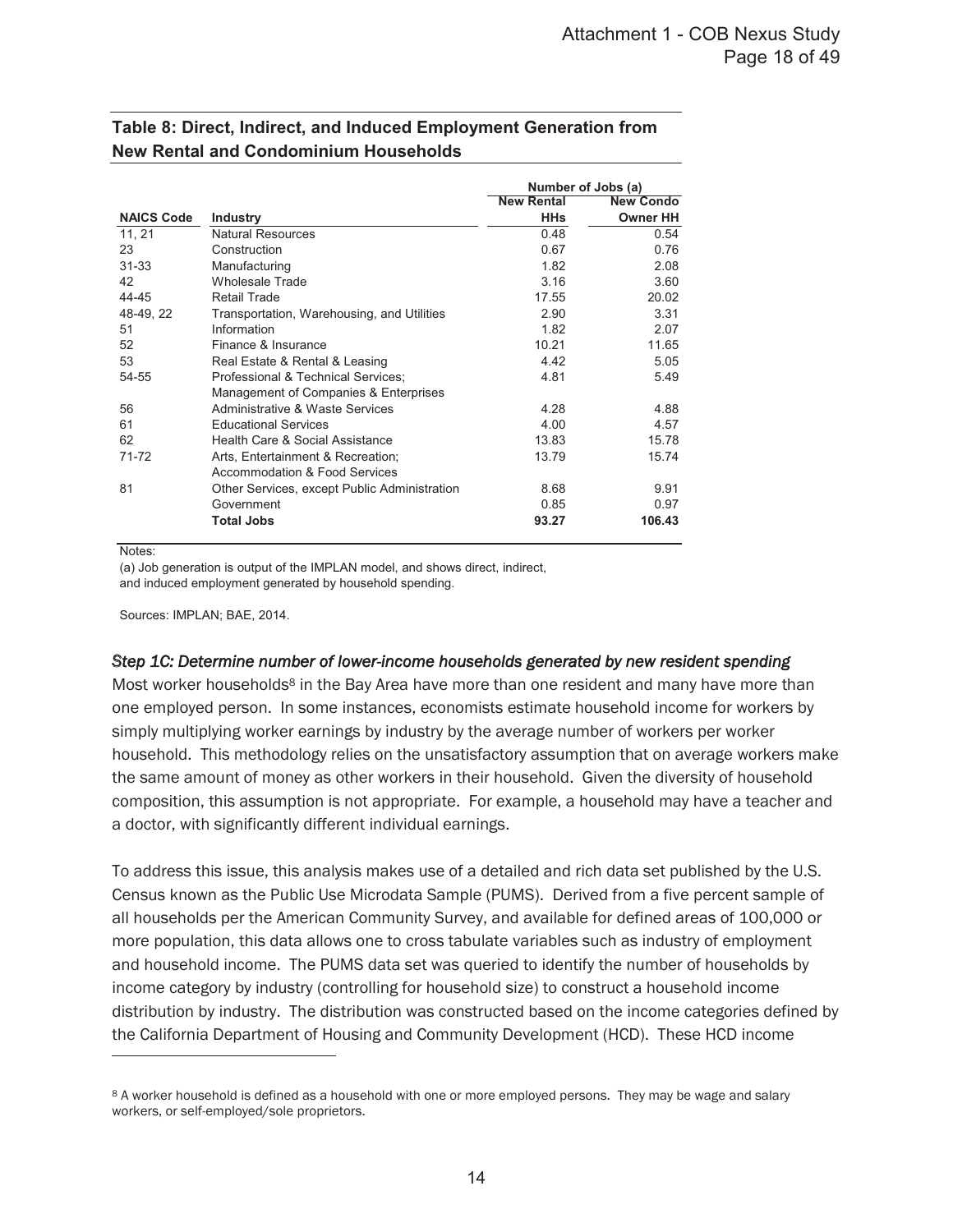**Table 8: Direct, Indirect, and Induced Employment Generation from New Rental and Condominium Households**

| | | Number of Jobs (a) | |
|---|---|---|---|
| **NAICS Code** | **Industry** | **New Rental HHs** | **New Condo Owner HH** |
| 11, 21 | Natural Resources | 0.48 | 0.54 |
| 23 | Construction | 0.67 | 0.76 |
| 31-33 | Manufacturing | 1.82 | 2.08 |
| 42 | Wholesale Trade | 3.16 | 3.60 |
| 44-45 | Retail Trade | 17.55 | 20.02 |
| 48-49, 22 | Transportation, Warehousing, and Utilities | 2.90 | 3.31 |
| 51 | Information | 1.82 | 2.07 |
| 52 | Finance & Insurance | 10.21 | 11.65 |
| 53 | Real Estate & Rental & Leasing | 4.42 | 5.05 |
| 54-55 | Professional & Technical Services; Management of Companies & Enterprises | 4.81 | 5.49 |
| 56 | Administrative & Waste Services | 4.28 | 4.88 |
| 61 | Educational Services | 4.00 | 4.57 |
| 62 | Health Care & Social Assistance | 13.83 | 15.78 |
| 71-72 | Arts, Entertainment & Recreation; Accommodation & Food Services | 13.79 | 15.74 |
| 81 | Other Services, except Public Administration | 8.68 | 9.91 |
| | Government | 0.85 | 0.97 |
| | **Total Jobs** | **93.27** | **106.43** |

Notes:

(a) Job generation is output of the IMPLAN model, and shows direct, indirect, and induced employment generated by household spending.

Sources: IMPLAN; BAE, 2014.

### *Step 1C: Determine number of lower-income households generated by new resident spending*

Most worker households[8] in the Bay Area have more than one resident and many have more than one employed person. In some instances, economists estimate household income for workers by simply multiplying worker earnings by industry by the average number of workers per worker household. This methodology relies on the unsatisfactory assumption that on average workers make the same amount of money as other workers in their household. Given the diversity of household composition, this assumption is not appropriate. For example, a household may have a teacher and a doctor, with significantly different individual earnings.

To address this issue, this analysis makes use of a detailed and rich data set published by the U.S. Census known as the Public Use Microdata Sample (PUMS). Derived from a five percent sample of all households per the American Community Survey, and available for defined areas of 100,000 or more population, this data allows one to cross tabulate variables such as industry of employment and household income. The PUMS data set was queried to identify the number of households by income category by industry (controlling for household size) to construct a household income distribution by industry. The distribution was constructed based on the income categories defined by the California Department of Housing and Community Development (HCD). These HCD income

[8] A worker household is defined as a household with one or more employed persons. They may be wage and salary workers, or self-employed/sole proprietors.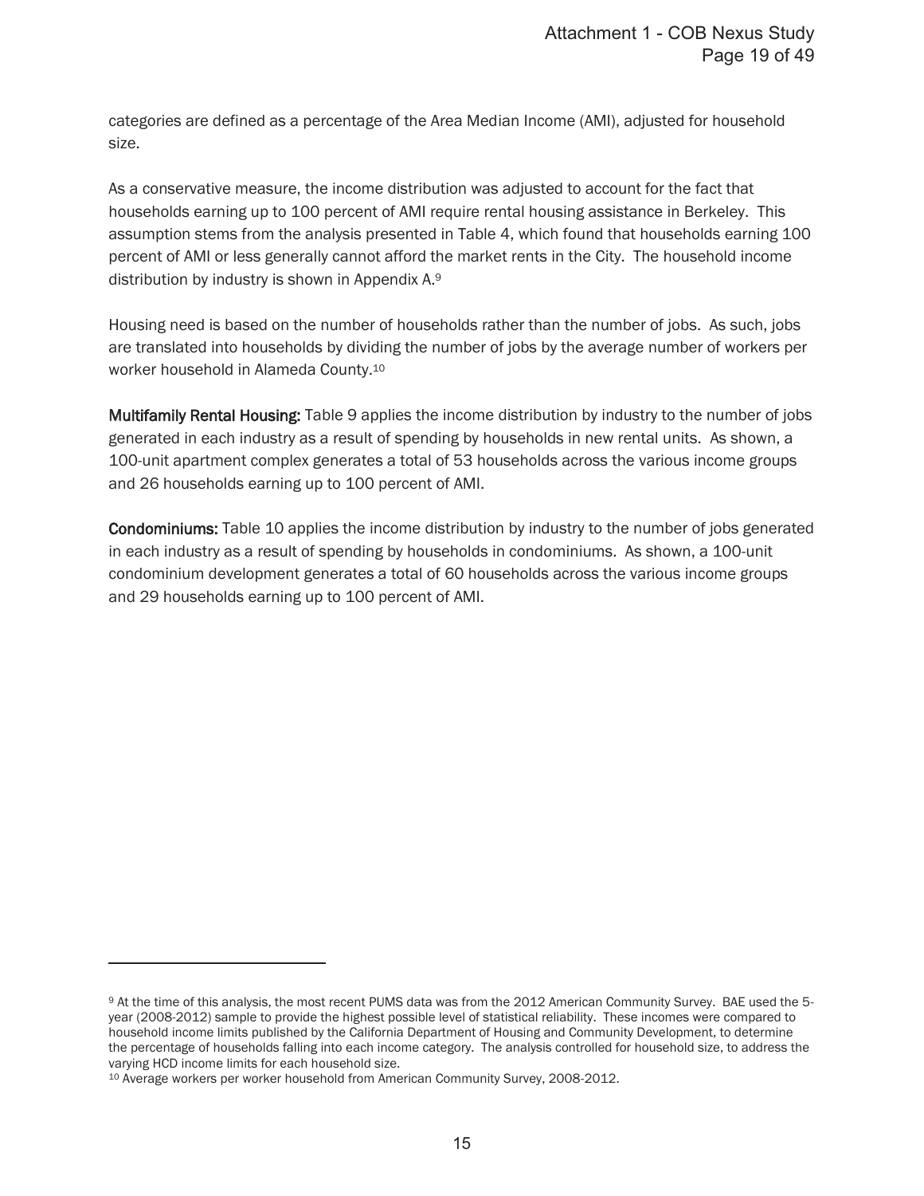categories are defined as a percentage of the Area Median Income (AMI), adjusted for household size.

As a conservative measure, the income distribution was adjusted to account for the fact that households earning up to 100 percent of AMI require rental housing assistance in Berkeley. This assumption stems from the analysis presented in Table 4, which found that households earning 100 percent of AMI or less generally cannot afford the market rents in the City. The household income distribution by industry is shown in Appendix A.[9]

Housing need is based on the number of households rather than the number of jobs. As such, jobs are translated into households by dividing the number of jobs by the average number of workers per worker household in Alameda County.[10]

**Multifamily Rental Housing:** Table 9 applies the income distribution by industry to the number of jobs generated in each industry as a result of spending by households in new rental units. As shown, a 100-unit apartment complex generates a total of 53 households across the various income groups and 26 households earning up to 100 percent of AMI.

**Condominiums:** Table 10 applies the income distribution by industry to the number of jobs generated in each industry as a result of spending by households in condominiums. As shown, a 100-unit condominium development generates a total of 60 households across the various income groups and 29 households earning up to 100 percent of AMI.

---

[9] At the time of this analysis, the most recent PUMS data was from the 2012 American Community Survey. BAE used the 5-year (2008-2012) sample to provide the highest possible level of statistical reliability. These incomes were compared to household income limits published by the California Department of Housing and Community Development, to determine the percentage of households falling into each income category. The analysis controlled for household size, to address the varying HCD income limits for each household size.

[10] Average workers per worker household from American Community Survey, 2008-2012.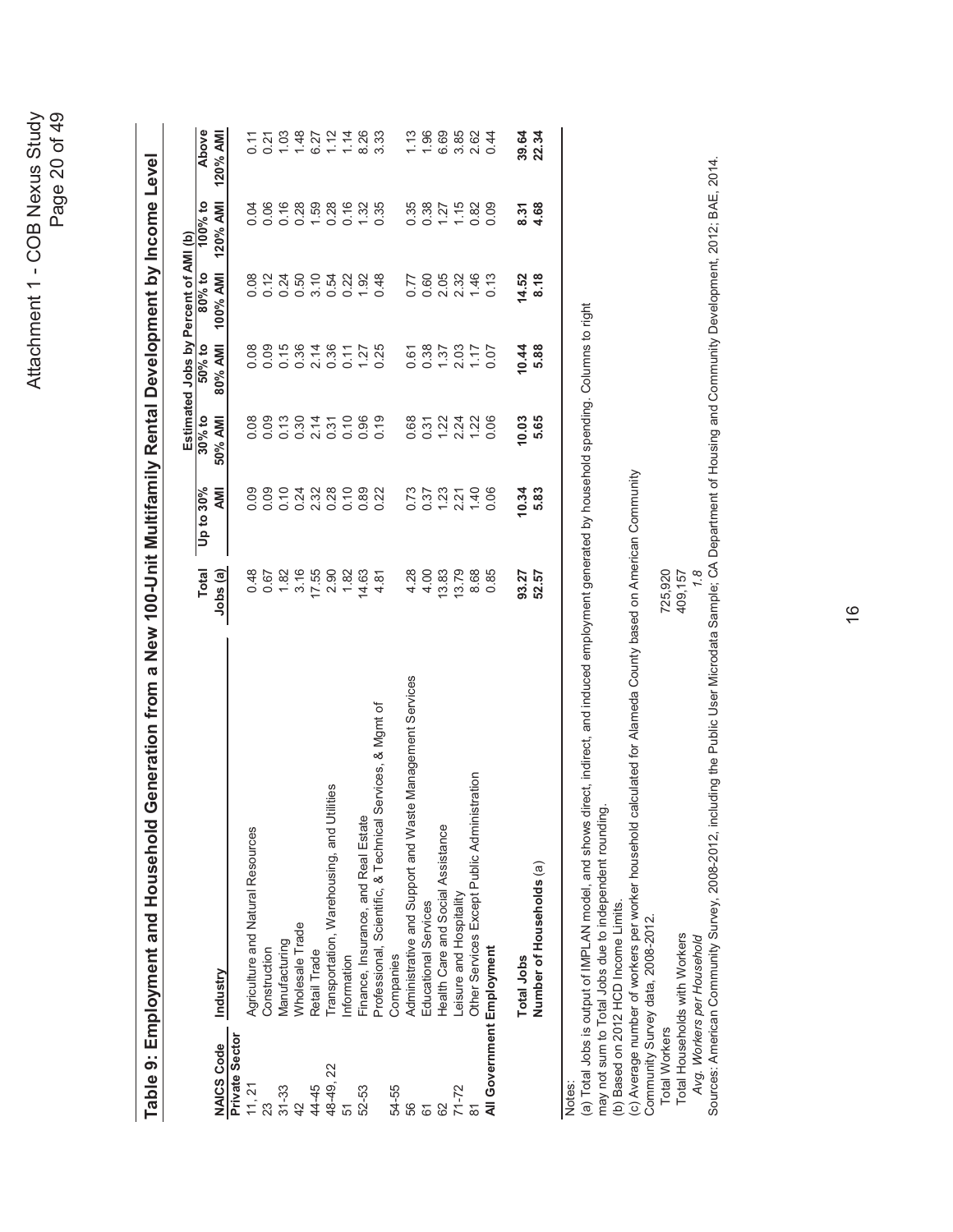## Table 9: Employment and Household Generation from a New 100-Unit Multifamily Rental Development by Income Level

| NAICS Code | Industry | Total Jobs (a) | Up to 30% AMI | 30% to 50% AMI | 50% to 80% AMI | 80% to 100% AMI | 100% to 120% AMI | Above 120% AMI |
|---|---|---|---|---|---|---|---|---|
| | | | Estimated Jobs by Percent of AMI (b) | | | | | |
| **Private Sector** | | | | | | | | |
| 11, 21 | Agriculture and Natural Resources | 0.48 | 0.09 | 0.08 | 0.08 | 0.08 | 0.04 | 0.11 |
| 23 | Construction | 0.67 | 0.09 | 0.09 | 0.09 | 0.12 | 0.06 | 0.21 |
| 31-33 | Manufacturing | 1.82 | 0.10 | 0.13 | 0.15 | 0.24 | 0.16 | 1.03 |
| 42 | Wholesale Trade | 3.16 | 0.24 | 0.30 | 0.36 | 0.50 | 0.28 | 1.48 |
| 44-45 | Retail Trade | 17.55 | 2.32 | 2.14 | 2.14 | 3.10 | 1.59 | 6.27 |
| 48-49, 22 | Transportation, Warehousing, and Utilities | 2.90 | 0.28 | 0.31 | 0.36 | 0.54 | 0.28 | 1.12 |
| 51 | Information | 1.82 | 0.10 | 0.10 | 0.11 | 0.22 | 0.16 | 1.14 |
| 52-53 | Finance, Insurance, and Real Estate | 14.63 | 0.89 | 0.96 | 1.27 | 1.92 | 1.32 | 8.26 |
| 54-55 | Professional, Scientific, & Technical Services, & Mgmt of Companies | 4.81 | 0.22 | 0.19 | 0.25 | 0.48 | 0.35 | 3.33 |
| 56 | Administrative and Support and Waste Management Services | 4.28 | 0.73 | 0.68 | 0.61 | 0.77 | 0.35 | 1.13 |
| 61 | Educational Services | 4.00 | 0.37 | 0.31 | 0.38 | 0.60 | 0.38 | 1.96 |
| 62 | Health Care and Social Assistance | 13.83 | 1.23 | 1.22 | 1.37 | 2.05 | 1.27 | 6.69 |
| 71-72 | Leisure and Hospitality | 13.79 | 2.21 | 2.24 | 2.03 | 2.32 | 1.15 | 3.85 |
| 81 | Other Services Except Public Administration | 8.68 | 1.40 | 1.22 | 1.17 | 1.46 | 0.82 | 2.62 |
| **All Government Employment** | | 0.85 | 0.06 | 0.06 | 0.07 | 0.13 | 0.09 | 0.44 |
| | **Total Jobs** | **93.27** | **10.34** | **10.03** | **10.44** | **14.52** | **8.31** | **39.64** |
| | **Number of Households** (a) | **52.57** | **5.83** | **5.65** | **5.88** | **8.18** | **4.68** | **22.34** |

Notes:

(a) Total Jobs is output of IMPLAN model, and shows direct, indirect, and induced employment generated by household spending. Columns to right may not sum to Total Jobs due to independent rounding.

(b) Based on 2012 HCD Income Limits.

(c) Average number of workers per worker household calculated for Alameda County based on American Community Community Survey data, 2008-2012.

| | |
|---|---|
| Total Workers | 725,920 |
| Total Households with Workers | 409,157 |
| *Avg. Workers per Household* | *1.8* |

Sources: American Community Survey, 2008-2012, including the Public User Microdata Sample; CA Department of Housing and Community Development, 2012; BAE, 2014.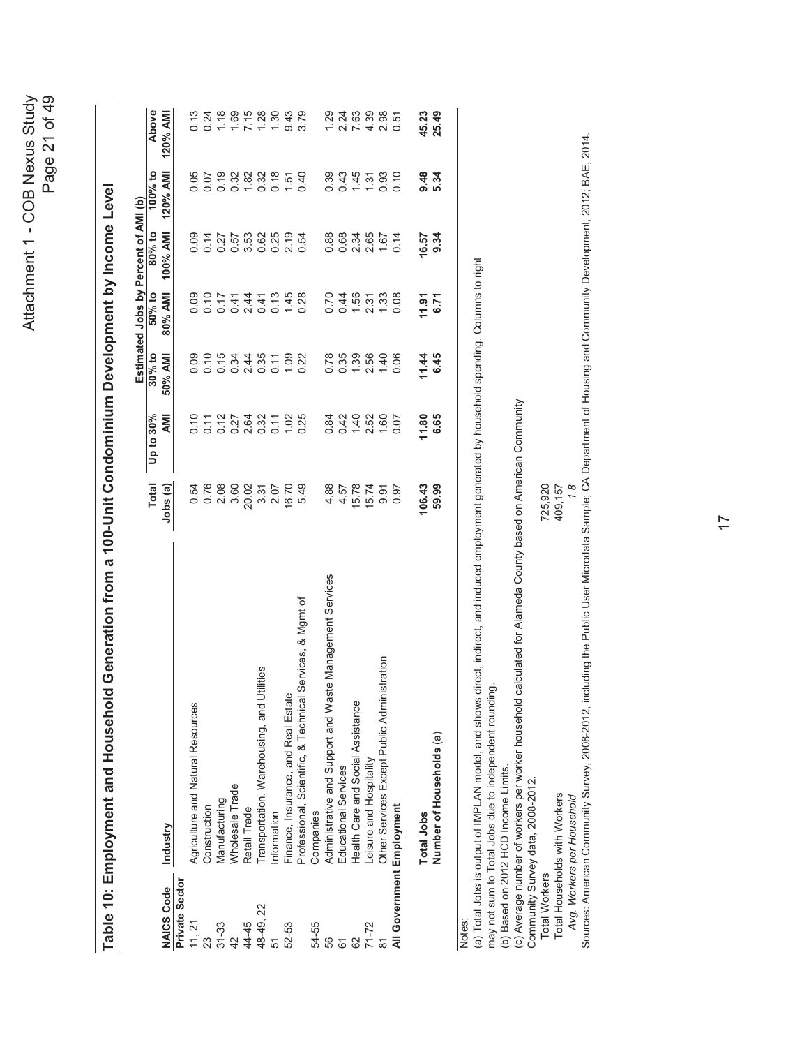## Table 10: Employment and Household Generation from a 100-Unit Condominium Development by Income Level

| NAICS Code | Industry | Total Jobs (a) | Estimated Jobs by Percent of AMI (b) Up to 30% AMI | 30% to 50% AMI | 50% to 80% AMI | 80% to 100% AMI | 100% to 120% AMI | Above 120% AMI |
|---|---|---|---|---|---|---|---|---|
| **Private Sector** | | | | | | | | |
| 11, 21 | Agriculture and Natural Resources | 0.54 | 0.10 | 0.09 | 0.09 | 0.09 | 0.05 | 0.13 |
| 23 | Construction | 0.76 | 0.11 | 0.10 | 0.10 | 0.14 | 0.07 | 0.24 |
| 31-33 | Manufacturing | 2.08 | 0.12 | 0.15 | 0.17 | 0.27 | 0.19 | 1.18 |
| 42 | Wholesale Trade | 3.60 | 0.27 | 0.34 | 0.41 | 0.57 | 0.32 | 1.69 |
| 44-45 | Retail Trade | 20.02 | 2.64 | 2.44 | 2.44 | 3.53 | 1.82 | 7.15 |
| 48-49, 22 | Transportation, Warehousing, and Utilities | 3.31 | 0.32 | 0.35 | 0.41 | 0.62 | 0.32 | 1.28 |
| 51 | Information | 2.07 | 0.11 | 0.11 | 0.13 | 0.25 | 0.18 | 1.30 |
| 52-53 | Finance, Insurance, and Real Estate | 16.70 | 1.02 | 1.09 | 1.45 | 2.19 | 1.51 | 9.43 |
| 54-55 | Professional, Scientific, & Technical Services, & Mgmt of Companies | 5.49 | 0.25 | 0.22 | 0.28 | 0.54 | 0.40 | 3.79 |
| 56 | Administrative and Support and Waste Management Services | 4.88 | 0.84 | 0.78 | 0.70 | 0.88 | 0.39 | 1.29 |
| 61 | Educational Services | 4.57 | 0.42 | 0.35 | 0.44 | 0.68 | 0.43 | 2.24 |
| 62 | Health Care and Social Assistance | 15.78 | 1.40 | 1.39 | 1.56 | 2.34 | 1.45 | 7.63 |
| 71-72 | Leisure and Hospitality | 15.74 | 2.52 | 2.56 | 2.31 | 2.65 | 1.31 | 4.39 |
| 81 | Other Services Except Public Administration | 9.91 | 1.60 | 1.40 | 1.33 | 1.67 | 0.93 | 2.98 |
| **All Government Employment** | | 0.97 | 0.07 | 0.06 | 0.08 | 0.14 | 0.10 | 0.51 |
| | **Total Jobs** | **106.43** | **11.80** | **11.44** | **11.91** | **16.57** | **9.48** | **45.23** |
| | **Number of Households** (a) | **59.99** | **6.65** | **6.45** | **6.71** | **9.34** | **5.34** | **25.49** |

Notes:

(a) Total Jobs is output of IMPLAN model, and shows direct, indirect, and induced employment generated by household spending. Columns to right may not sum to Total Jobs due to independent rounding.

(b) Based on 2012 HCD Income Limits.

(c) Average number of workers per worker household calculated for Alameda County based on American Community Community Survey data, 2008-2012.

| | |
|---|---|
| Total Workers | 725,920 |
| Total Households with Workers | 409,157 |
| *Avg. Workers per Household* | *1.8* |

Sources: American Community Survey, 2008-2012, including the Public User Microdata Sample; CA Department of Housing and Community Development, 2012; BAE, 2014.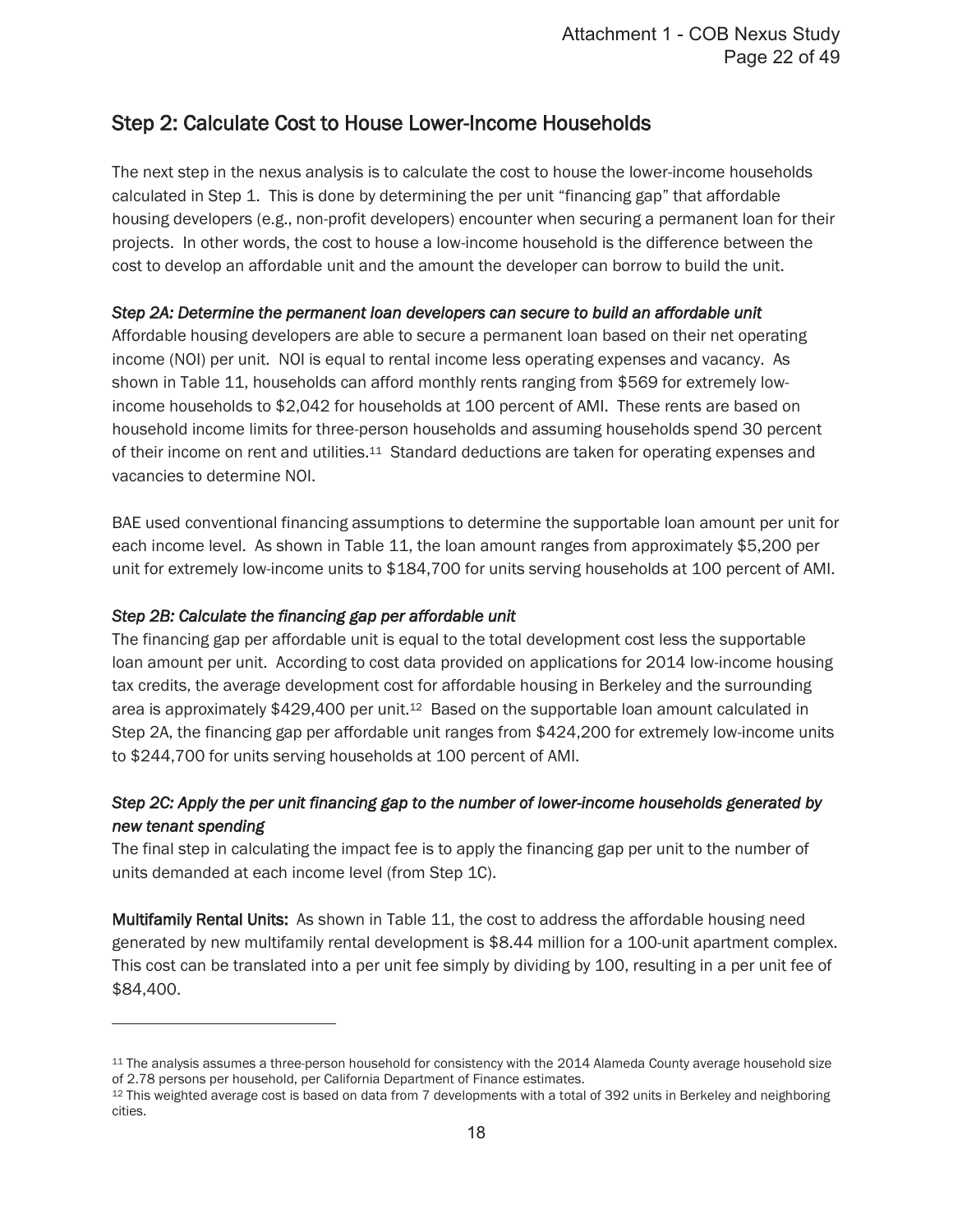## Step 2: Calculate Cost to House Lower-Income Households

The next step in the nexus analysis is to calculate the cost to house the lower-income households calculated in Step 1. This is done by determining the per unit "financing gap" that affordable housing developers (e.g., non-profit developers) encounter when securing a permanent loan for their projects. In other words, the cost to house a low-income household is the difference between the cost to develop an affordable unit and the amount the developer can borrow to build the unit.

*Step 2A: Determine the permanent loan developers can secure to build an affordable unit*
Affordable housing developers are able to secure a permanent loan based on their net operating income (NOI) per unit. NOI is equal to rental income less operating expenses and vacancy. As shown in Table 11, households can afford monthly rents ranging from $569 for extremely low-income households to $2,042 for households at 100 percent of AMI. These rents are based on household income limits for three-person households and assuming households spend 30 percent of their income on rent and utilities.[11] Standard deductions are taken for operating expenses and vacancies to determine NOI.

BAE used conventional financing assumptions to determine the supportable loan amount per unit for each income level. As shown in Table 11, the loan amount ranges from approximately $5,200 per unit for extremely low-income units to $184,700 for units serving households at 100 percent of AMI.

*Step 2B: Calculate the financing gap per affordable unit*
The financing gap per affordable unit is equal to the total development cost less the supportable loan amount per unit. According to cost data provided on applications for 2014 low-income housing tax credits, the average development cost for affordable housing in Berkeley and the surrounding area is approximately $429,400 per unit.[12] Based on the supportable loan amount calculated in Step 2A, the financing gap per affordable unit ranges from $424,200 for extremely low-income units to $244,700 for units serving households at 100 percent of AMI.

*Step 2C: Apply the per unit financing gap to the number of lower-income households generated by new tenant spending*
The final step in calculating the impact fee is to apply the financing gap per unit to the number of units demanded at each income level (from Step 1C).

**Multifamily Rental Units:** As shown in Table 11, the cost to address the affordable housing need generated by new multifamily rental development is $8.44 million for a 100-unit apartment complex. This cost can be translated into a per unit fee simply by dividing by 100, resulting in a per unit fee of $84,400.

---

[11] The analysis assumes a three-person household for consistency with the 2014 Alameda County average household size of 2.78 persons per household, per California Department of Finance estimates.

[12] This weighted average cost is based on data from 7 developments with a total of 392 units in Berkeley and neighboring cities.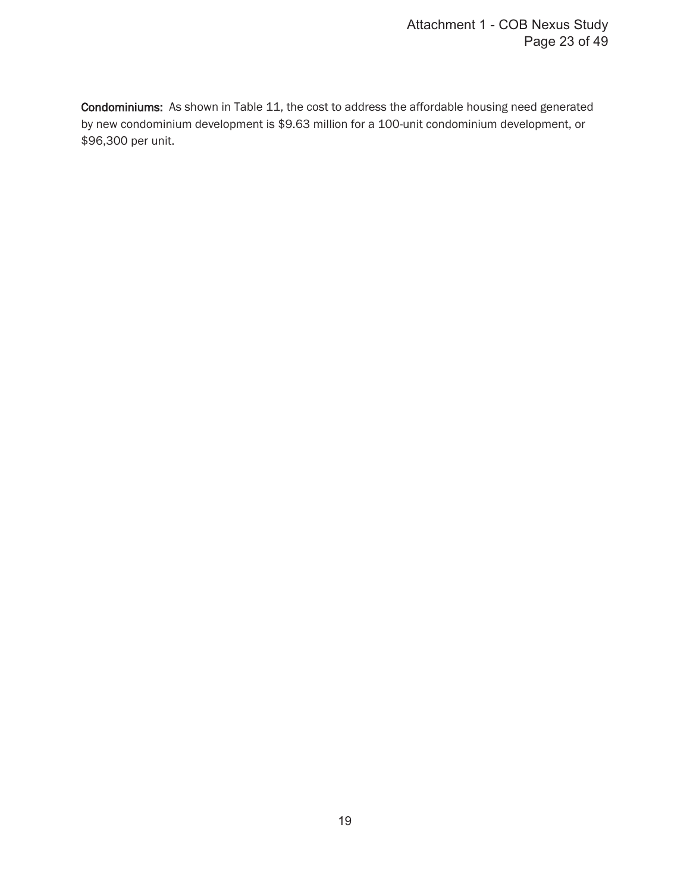**Condominiums:** As shown in Table 11, the cost to address the affordable housing need generated by new condominium development is $9.63 million for a 100-unit condominium development, or $96,300 per unit.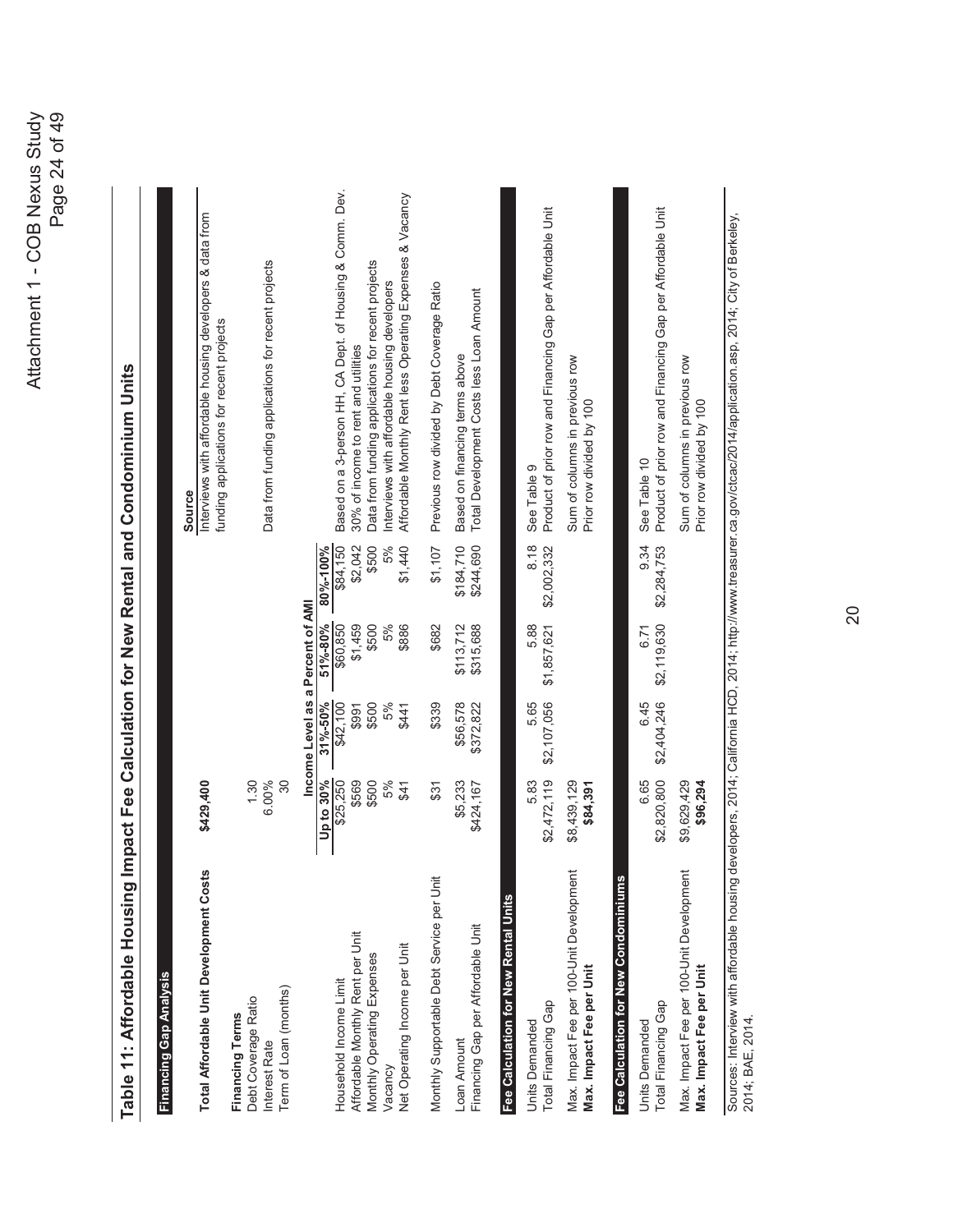## Table 11: Affordable Housing Impact Fee Calculation for New Rental and Condominium Units

| Financing Gap Analysis | | | | | Source |
|---|---|---|---|---|---|
| **Total Affordable Unit Development Costs** | **$429,400** | | | | Interviews with affordable housing developers & data from funding applications for recent projects |
| **Financing Terms** | | | | | |
| Debt Coverage Ratio | 1.30 | | | | Data from funding applications for recent projects |
| Interest Rate | 6.00% | | | | |
| Term of Loan (months) | 30 | | | | |
| | **Income Level as a Percent of AMI** | | | | |
| | **Up to 30%** | **31%-50%** | **51%-80%** | **80%-100%** | |
| Household Income Limit | $25,250 | $42,100 | $60,850 | $84,150 | Based on a 3-person HH, CA Dept. of Housing & Comm. Dev. |
| Affordable Monthly Rent per Unit | $569 | $991 | $1,459 | $2,042 | 30% of income to rent and utilities |
| Monthly Operating Expenses | $500 | $500 | $500 | $500 | Data from funding applications for recent projects |
| Vacancy | 5% | 5% | 5% | 5% | Interviews with affordable housing developers |
| Net Operating Income per Unit | $41 | $441 | $886 | $1,440 | Affordable Monthly Rent less Operating Expenses & Vacancy |
| Monthly Supportable Debt Service per Unit | $31 | $339 | $682 | $1,107 | Previous row divided by Debt Coverage Ratio |
| Loan Amount | $5,233 | $56,578 | $113,712 | $184,710 | Based on financing terms above |
| Financing Gap per Affordable Unit | $424,167 | $372,822 | $315,688 | $244,690 | Total Development Costs less Loan Amount |
| **Fee Calculation for New Rental Units** | | | | | |
| Units Demanded | 5.83 | 5.65 | 5.88 | 8.18 | See Table 9 |
| Total Financing Gap | $2,472,119 | $2,107,056 | $1,857,621 | $2,002,332 | Product of prior row and Financing Gap per Affordable Unit |
| Max. Impact Fee per 100-Unit Development | $8,439,129 | | | | Sum of columns in previous row |
| **Max. Impact Fee per Unit** | **$84,391** | | | | Prior row divided by 100 |
| **Fee Calculation for New Condominiums** | | | | | |
| Units Demanded | 6.65 | 6.45 | 6.71 | 9.34 | See Table 10 |
| Total Financing Gap | $2,820,800 | $2,404,246 | $2,119,630 | $2,284,753 | Product of prior row and Financing Gap per Affordable Unit |
| Max. Impact Fee per 100-Unit Development | $9,629,429 | | | | Sum of columns in previous row |
| **Max. Impact Fee per Unit** | **$96,294** | | | | Prior row divided by 100 |

Sources: Interview with affordable housing developers, 2014; California HCD, 2014; http://www.treasurer.ca.gov/ctcac/2014/application.asp, 2014; City of Berkeley, 2014; BAE, 2014.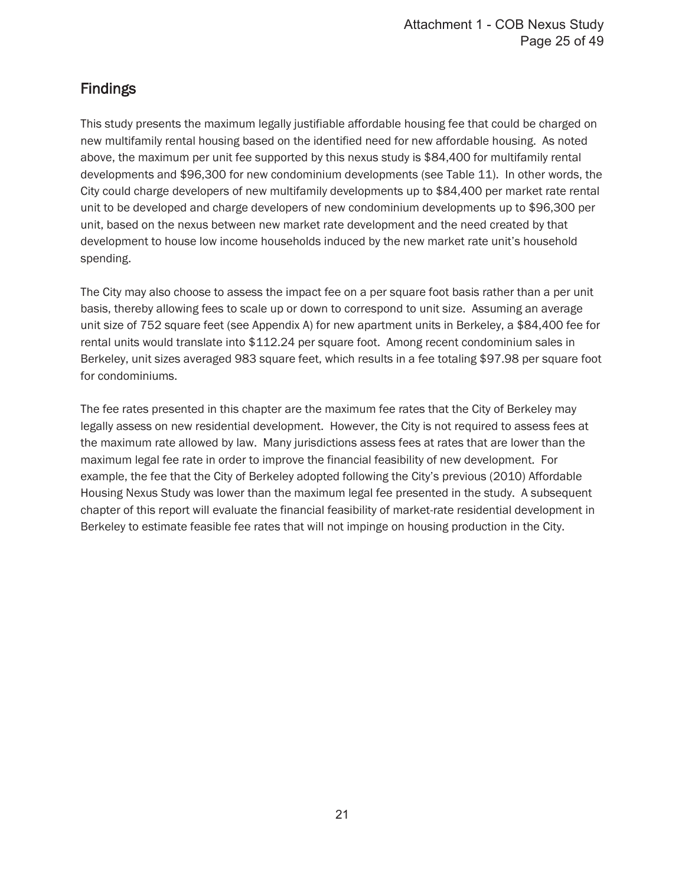## Findings

This study presents the maximum legally justifiable affordable housing fee that could be charged on new multifamily rental housing based on the identified need for new affordable housing. As noted above, the maximum per unit fee supported by this nexus study is $84,400 for multifamily rental developments and $96,300 for new condominium developments (see Table 11). In other words, the City could charge developers of new multifamily developments up to $84,400 per market rate rental unit to be developed and charge developers of new condominium developments up to $96,300 per unit, based on the nexus between new market rate development and the need created by that development to house low income households induced by the new market rate unit's household spending.

The City may also choose to assess the impact fee on a per square foot basis rather than a per unit basis, thereby allowing fees to scale up or down to correspond to unit size. Assuming an average unit size of 752 square feet (see Appendix A) for new apartment units in Berkeley, a $84,400 fee for rental units would translate into $112.24 per square foot. Among recent condominium sales in Berkeley, unit sizes averaged 983 square feet, which results in a fee totaling $97.98 per square foot for condominiums.

The fee rates presented in this chapter are the maximum fee rates that the City of Berkeley may legally assess on new residential development. However, the City is not required to assess fees at the maximum rate allowed by law. Many jurisdictions assess fees at rates that are lower than the maximum legal fee rate in order to improve the financial feasibility of new development. For example, the fee that the City of Berkeley adopted following the City's previous (2010) Affordable Housing Nexus Study was lower than the maximum legal fee presented in the study. A subsequent chapter of this report will evaluate the financial feasibility of market-rate residential development in Berkeley to estimate feasible fee rates that will not impinge on housing production in the City.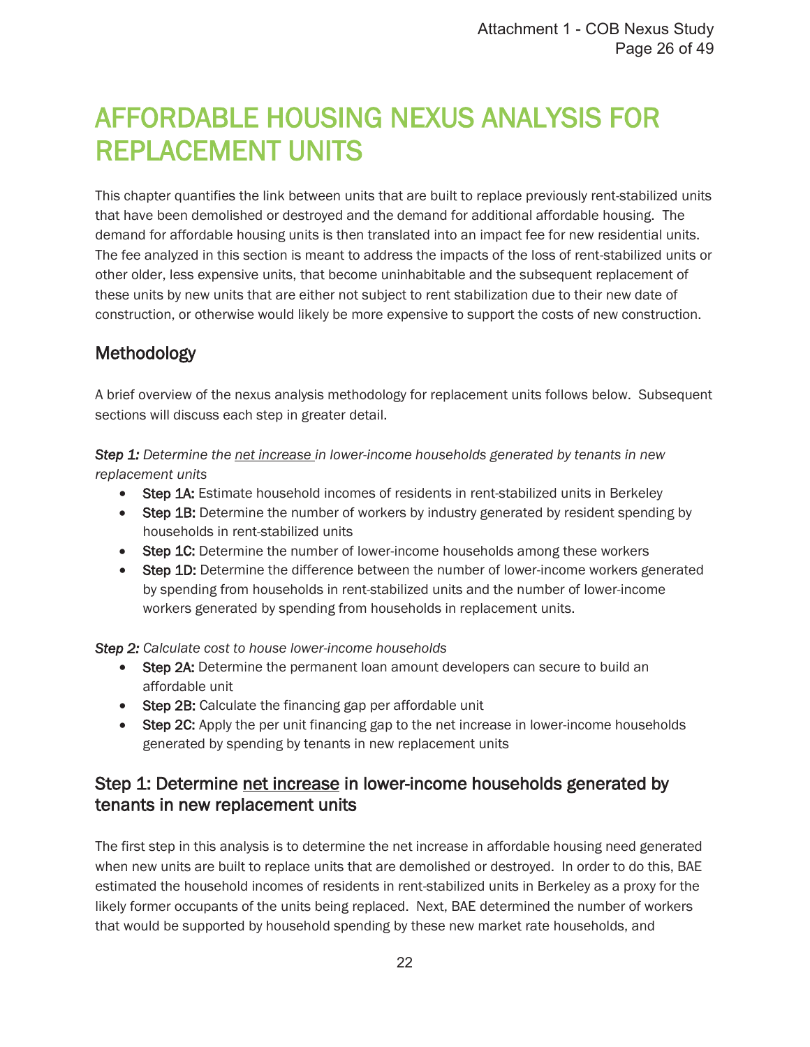# AFFORDABLE HOUSING NEXUS ANALYSIS FOR REPLACEMENT UNITS

This chapter quantifies the link between units that are built to replace previously rent-stabilized units that have been demolished or destroyed and the demand for additional affordable housing. The demand for affordable housing units is then translated into an impact fee for new residential units. The fee analyzed in this section is meant to address the impacts of the loss of rent-stabilized units or other older, less expensive units, that become uninhabitable and the subsequent replacement of these units by new units that are either not subject to rent stabilization due to their new date of construction, or otherwise would likely be more expensive to support the costs of new construction.

## Methodology

A brief overview of the nexus analysis methodology for replacement units follows below. Subsequent sections will discuss each step in greater detail.

***Step 1:*** *Determine the <u>net increase</u> in lower-income households generated by tenants in new replacement units*

- **Step 1A:** Estimate household incomes of residents in rent-stabilized units in Berkeley
- **Step 1B:** Determine the number of workers by industry generated by resident spending by households in rent-stabilized units
- **Step 1C:** Determine the number of lower-income households among these workers
- **Step 1D:** Determine the difference between the number of lower-income workers generated by spending from households in rent-stabilized units and the number of lower-income workers generated by spending from households in replacement units.

***Step 2:*** *Calculate cost to house lower-income households*

- **Step 2A:** Determine the permanent loan amount developers can secure to build an affordable unit
- **Step 2B:** Calculate the financing gap per affordable unit
- **Step 2C:** Apply the per unit financing gap to the net increase in lower-income households generated by spending by tenants in new replacement units

## Step 1: Determine <u>net increase</u> in lower-income households generated by tenants in new replacement units

The first step in this analysis is to determine the net increase in affordable housing need generated when new units are built to replace units that are demolished or destroyed. In order to do this, BAE estimated the household incomes of residents in rent-stabilized units in Berkeley as a proxy for the likely former occupants of the units being replaced. Next, BAE determined the number of workers that would be supported by household spending by these new market rate households, and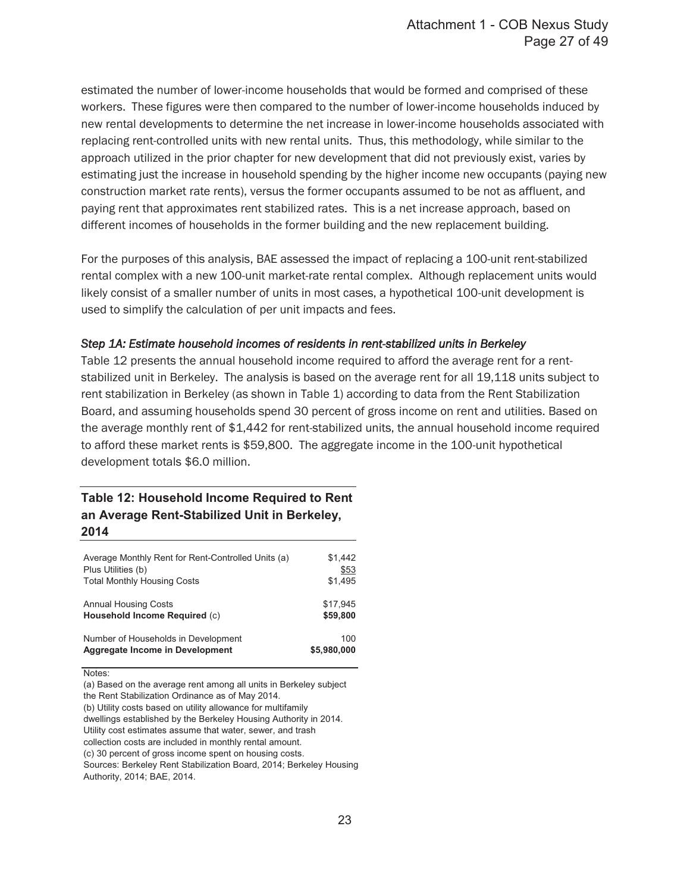estimated the number of lower-income households that would be formed and comprised of these workers. These figures were then compared to the number of lower-income households induced by new rental developments to determine the net increase in lower-income households associated with replacing rent-controlled units with new rental units. Thus, this methodology, while similar to the approach utilized in the prior chapter for new development that did not previously exist, varies by estimating just the increase in household spending by the higher income new occupants (paying new construction market rate rents), versus the former occupants assumed to be not as affluent, and paying rent that approximates rent stabilized rates. This is a net increase approach, based on different incomes of households in the former building and the new replacement building.

For the purposes of this analysis, BAE assessed the impact of replacing a 100-unit rent-stabilized rental complex with a new 100-unit market-rate rental complex. Although replacement units would likely consist of a smaller number of units in most cases, a hypothetical 100-unit development is used to simplify the calculation of per unit impacts and fees.

### *Step 1A: Estimate household incomes of residents in rent-stabilized units in Berkeley*

Table 12 presents the annual household income required to afford the average rent for a rent-stabilized unit in Berkeley. The analysis is based on the average rent for all 19,118 units subject to rent stabilization in Berkeley (as shown in Table 1) according to data from the Rent Stabilization Board, and assuming households spend 30 percent of gross income on rent and utilities. Based on the average monthly rent of $1,442 for rent-stabilized units, the annual household income required to afford these market rents is $59,800. The aggregate income in the 100-unit hypothetical development totals $6.0 million.

**Table 12: Household Income Required to Rent an Average Rent-Stabilized Unit in Berkeley, 2014**

| | |
|---|---|
| Average Monthly Rent for Rent-Controlled Units (a) | $1,442 |
| Plus Utilities (b) | $53 |
| Total Monthly Housing Costs | $1,495 |
| | |
| Annual Housing Costs | $17,945 |
| **Household Income Required** (c) | **$59,800** |
| | |
| Number of Households in Development | 100 |
| **Aggregate Income in Development** | **$5,980,000** |

Notes:
(a) Based on the average rent among all units in Berkeley subject the Rent Stabilization Ordinance as of May 2014.
(b) Utility costs based on utility allowance for multifamily dwellings established by the Berkeley Housing Authority in 2014. Utility cost estimates assume that water, sewer, and trash collection costs are included in monthly rental amount.
(c) 30 percent of gross income spent on housing costs.
Sources: Berkeley Rent Stabilization Board, 2014; Berkeley Housing Authority, 2014; BAE, 2014.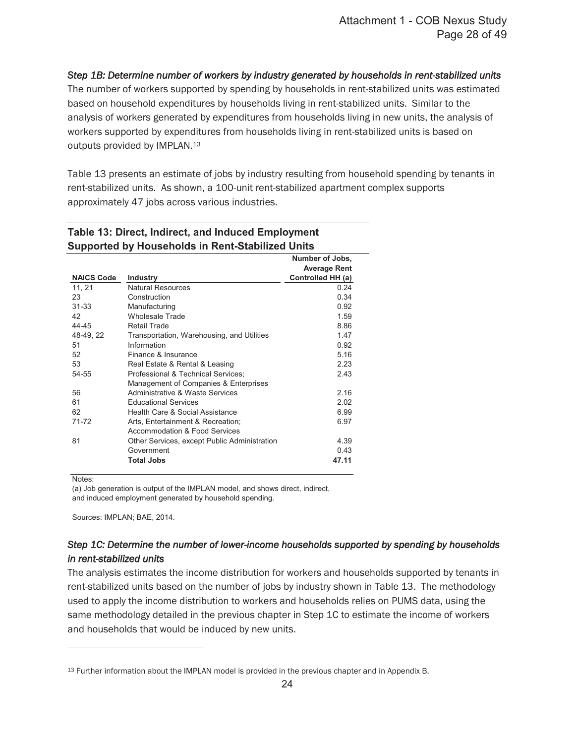*Step 1B: Determine number of workers by industry generated by households in rent-stabilized units*

The number of workers supported by spending by households in rent-stabilized units was estimated based on household expenditures by households living in rent-stabilized units. Similar to the analysis of workers generated by expenditures from households living in new units, the analysis of workers supported by expenditures from households living in rent-stabilized units is based on outputs provided by IMPLAN.[13]

Table 13 presents an estimate of jobs by industry resulting from household spending by tenants in rent-stabilized units. As shown, a 100-unit rent-stabilized apartment complex supports approximately 47 jobs across various industries.

**Table 13: Direct, Indirect, and Induced Employment Supported by Households in Rent-Stabilized Units**

| NAICS Code | Industry | Number of Jobs, Average Rent Controlled HH (a) |
|---|---|---|
| 11, 21 | Natural Resources | 0.24 |
| 23 | Construction | 0.34 |
| 31-33 | Manufacturing | 0.92 |
| 42 | Wholesale Trade | 1.59 |
| 44-45 | Retail Trade | 8.86 |
| 48-49, 22 | Transportation, Warehousing, and Utilities | 1.47 |
| 51 | Information | 0.92 |
| 52 | Finance & Insurance | 5.16 |
| 53 | Real Estate & Rental & Leasing | 2.23 |
| 54-55 | Professional & Technical Services; Management of Companies & Enterprises | 2.43 |
| 56 | Administrative & Waste Services | 2.16 |
| 61 | Educational Services | 2.02 |
| 62 | Health Care & Social Assistance | 6.99 |
| 71-72 | Arts, Entertainment & Recreation; Accommodation & Food Services | 6.97 |
| 81 | Other Services, except Public Administration | 4.39 |
| | Government | 0.43 |
| | **Total Jobs** | **47.11** |

Notes:

(a) Job generation is output of the IMPLAN model, and shows direct, indirect, and induced employment generated by household spending.

Sources: IMPLAN; BAE, 2014.

*Step 1C: Determine the number of lower-income households supported by spending by households in rent-stabilized units*

The analysis estimates the income distribution for workers and households supported by tenants in rent-stabilized units based on the number of jobs by industry shown in Table 13. The methodology used to apply the income distribution to workers and households relies on PUMS data, using the same methodology detailed in the previous chapter in Step 1C to estimate the income of workers and households that would be induced by new units.

[13] Further information about the IMPLAN model is provided in the previous chapter and in Appendix B.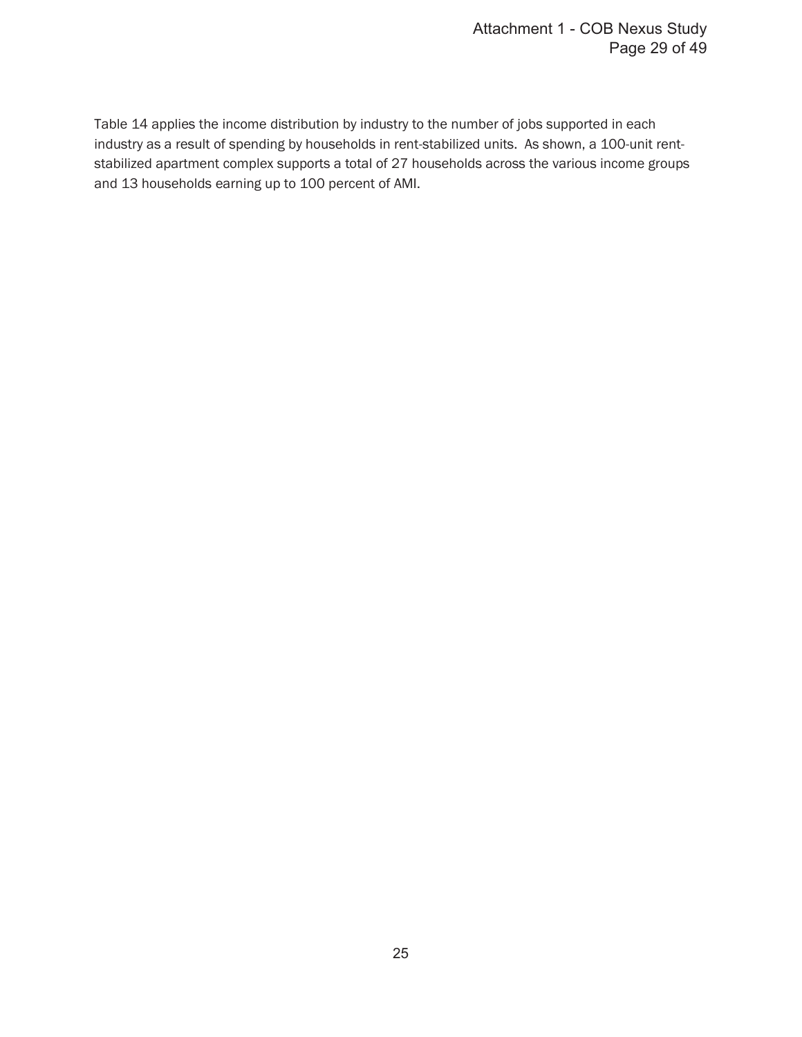Table 14 applies the income distribution by industry to the number of jobs supported in each industry as a result of spending by households in rent-stabilized units. As shown, a 100-unit rent-stabilized apartment complex supports a total of 27 households across the various income groups and 13 households earning up to 100 percent of AMI.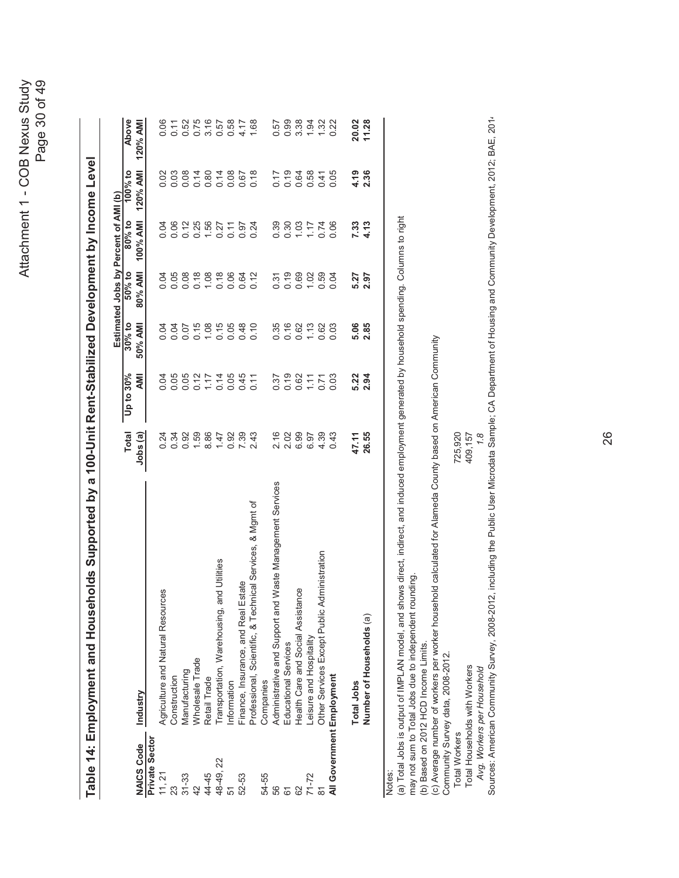## Table 14: Employment and Households Supported by a 100-Unit Rent-Stabilized Development by Income Level

| NAICS Code | Industry | Total Jobs (a) | Up to 30% AMI | 30% to 50% AMI | 50% to 80% AMI | 80% to 100% AMI | 100% to 120% AMI | Above 120% AMI |
|---|---|---|---|---|---|---|---|---|
| | | | Estimated Jobs by Percent of AMI (b) | | | | | |
| **Private Sector** | | | | | | | | |
| 11, 21 | Agriculture and Natural Resources | 0.24 | 0.04 | 0.04 | 0.04 | 0.04 | 0.02 | 0.06 |
| 23 | Construction | 0.34 | 0.05 | 0.04 | 0.05 | 0.06 | 0.03 | 0.11 |
| 31-33 | Manufacturing | 0.92 | 0.05 | 0.07 | 0.08 | 0.12 | 0.08 | 0.52 |
| 42 | Wholesale Trade | 1.59 | 0.12 | 0.15 | 0.18 | 0.25 | 0.14 | 0.75 |
| 44-45 | Retail Trade | 8.86 | 1.17 | 1.08 | 1.08 | 1.56 | 0.80 | 3.16 |
| 48-49, 22 | Transportation, Warehousing, and Utilities | 1.47 | 0.14 | 0.15 | 0.18 | 0.27 | 0.14 | 0.57 |
| 51 | Information | 0.92 | 0.05 | 0.05 | 0.06 | 0.11 | 0.08 | 0.58 |
| 52-53 | Finance, Insurance, and Real Estate | 7.39 | 0.45 | 0.48 | 0.64 | 0.97 | 0.67 | 4.17 |
| 54-55 | Professional, Scientific, & Technical Services, & Mgmt of Companies | 2.43 | 0.11 | 0.10 | 0.12 | 0.24 | 0.18 | 1.68 |
| 56 | Administrative and Support and Waste Management Services | 2.16 | 0.37 | 0.35 | 0.31 | 0.39 | 0.17 | 0.57 |
| 61 | Educational Services | 2.02 | 0.19 | 0.16 | 0.19 | 0.30 | 0.19 | 0.99 |
| 62 | Health Care and Social Assistance | 6.99 | 0.62 | 0.62 | 0.69 | 1.03 | 0.64 | 3.38 |
| 71-72 | Leisure and Hospitality | 6.97 | 1.11 | 1.13 | 1.02 | 1.17 | 0.58 | 1.94 |
| 81 | Other Services Except Public Administration | 4.39 | 0.71 | 0.62 | 0.59 | 0.74 | 0.41 | 1.32 |
| **All Government Employment** | | 0.43 | 0.03 | 0.03 | 0.04 | 0.06 | 0.05 | 0.22 |
| | **Total Jobs** | **47.11** | **5.22** | **5.06** | **5.27** | **7.33** | **4.19** | **20.02** |
| | **Number of Households** (a) | **26.55** | **2.94** | **2.85** | **2.97** | **4.13** | **2.36** | **11.28** |

Notes:
(a) Total Jobs is output of IMPLAN model, and shows direct, indirect, and induced employment generated by household spending. Columns to right may not sum to Total Jobs due to independent rounding.
(b) Based on 2012 HCD Income Limits.
(c) Average number of workers per worker household calculated for Alameda County based on American Community Community Survey data, 2008-2012.

| | |
|---|---|
| Total Workers | 725,920 |
| Total Households with Workers | 409,157 |
| *Avg. Workers per Household* | *1.8* |

Sources: American Community Survey, 2008-2012, including the Public User Microdata Sample; CA Department of Housing and Community Development, 2012; BAE, 2014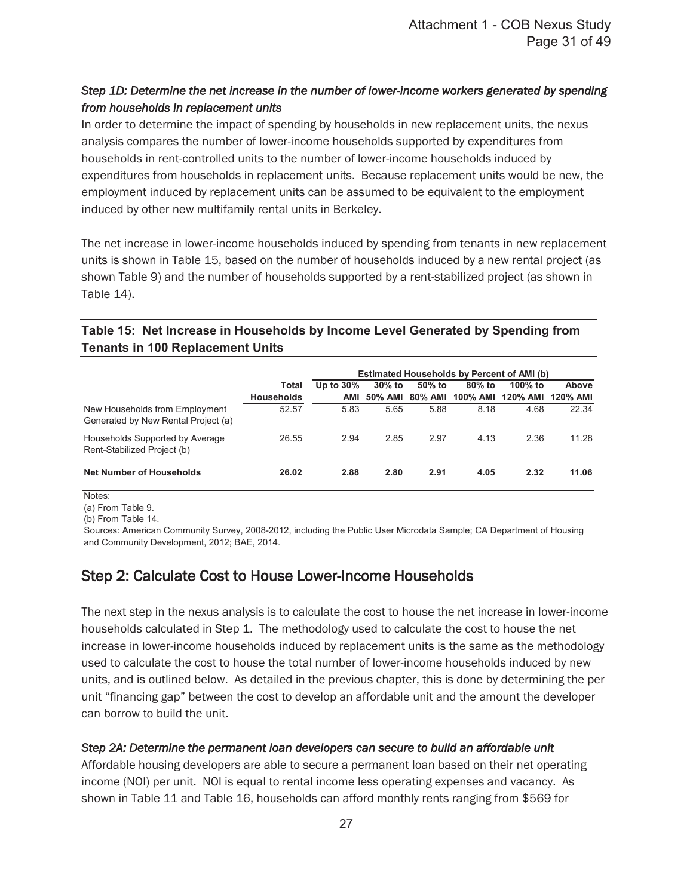*Step 1D: Determine the net increase in the number of lower-income workers generated by spending from households in replacement units*

In order to determine the impact of spending by households in new replacement units, the nexus analysis compares the number of lower-income households supported by expenditures from households in rent-controlled units to the number of lower-income households induced by expenditures from households in replacement units. Because replacement units would be new, the employment induced by replacement units can be assumed to be equivalent to the employment induced by other new multifamily rental units in Berkeley.

The net increase in lower-income households induced by spending from tenants in new replacement units is shown in Table 15, based on the number of households induced by a new rental project (as shown Table 9) and the number of households supported by a rent-stabilized project (as shown in Table 14).

**Table 15: Net Increase in Households by Income Level Generated by Spending from Tenants in 100 Replacement Units**

| | Total Households | Estimated Households by Percent of AMI (b) | | | | | |
|---|---|---|---|---|---|---|---|
| | | Up to 30% AMI | 30% to 50% AMI | 50% to 80% AMI | 80% to 100% AMI | 100% to 120% AMI | Above 120% AMI |
| New Households from Employment Generated by New Rental Project (a) | 52.57 | 5.83 | 5.65 | 5.88 | 8.18 | 4.68 | 22.34 |
| Households Supported by Average Rent-Stabilized Project (b) | 26.55 | 2.94 | 2.85 | 2.97 | 4.13 | 2.36 | 11.28 |
| **Net Number of Households** | **26.02** | **2.88** | **2.80** | **2.91** | **4.05** | **2.32** | **11.06** |

Notes:

(a) From Table 9.

(b) From Table 14.

Sources: American Community Survey, 2008-2012, including the Public User Microdata Sample; CA Department of Housing and Community Development, 2012; BAE, 2014.

## Step 2: Calculate Cost to House Lower-Income Households

The next step in the nexus analysis is to calculate the cost to house the net increase in lower-income households calculated in Step 1. The methodology used to calculate the cost to house the net increase in lower-income households induced by replacement units is the same as the methodology used to calculate the cost to house the total number of lower-income households induced by new units, and is outlined below. As detailed in the previous chapter, this is done by determining the per unit "financing gap" between the cost to develop an affordable unit and the amount the developer can borrow to build the unit.

*Step 2A: Determine the permanent loan developers can secure to build an affordable unit*

Affordable housing developers are able to secure a permanent loan based on their net operating income (NOI) per unit. NOI is equal to rental income less operating expenses and vacancy. As shown in Table 11 and Table 16, households can afford monthly rents ranging from $569 for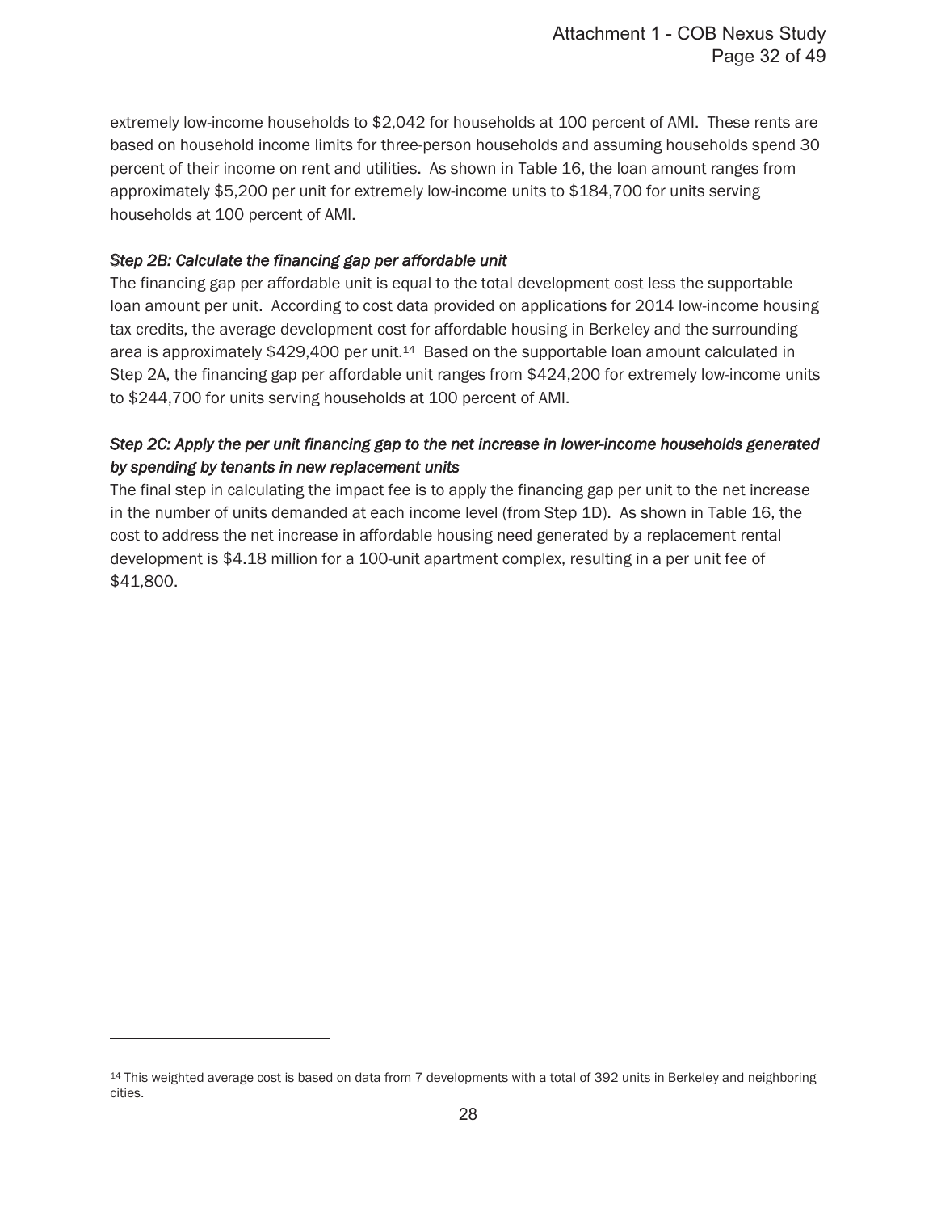extremely low-income households to $2,042 for households at 100 percent of AMI. These rents are based on household income limits for three-person households and assuming households spend 30 percent of their income on rent and utilities. As shown in Table 16, the loan amount ranges from approximately $5,200 per unit for extremely low-income units to $184,700 for units serving households at 100 percent of AMI.

*Step 2B: Calculate the financing gap per affordable unit*

The financing gap per affordable unit is equal to the total development cost less the supportable loan amount per unit. According to cost data provided on applications for 2014 low-income housing tax credits, the average development cost for affordable housing in Berkeley and the surrounding area is approximately $429,400 per unit.[14] Based on the supportable loan amount calculated in Step 2A, the financing gap per affordable unit ranges from $424,200 for extremely low-income units to $244,700 for units serving households at 100 percent of AMI.

*Step 2C: Apply the per unit financing gap to the net increase in lower-income households generated by spending by tenants in new replacement units*

The final step in calculating the impact fee is to apply the financing gap per unit to the net increase in the number of units demanded at each income level (from Step 1D). As shown in Table 16, the cost to address the net increase in affordable housing need generated by a replacement rental development is $4.18 million for a 100-unit apartment complex, resulting in a per unit fee of $41,800.

---

[14] This weighted average cost is based on data from 7 developments with a total of 392 units in Berkeley and neighboring cities.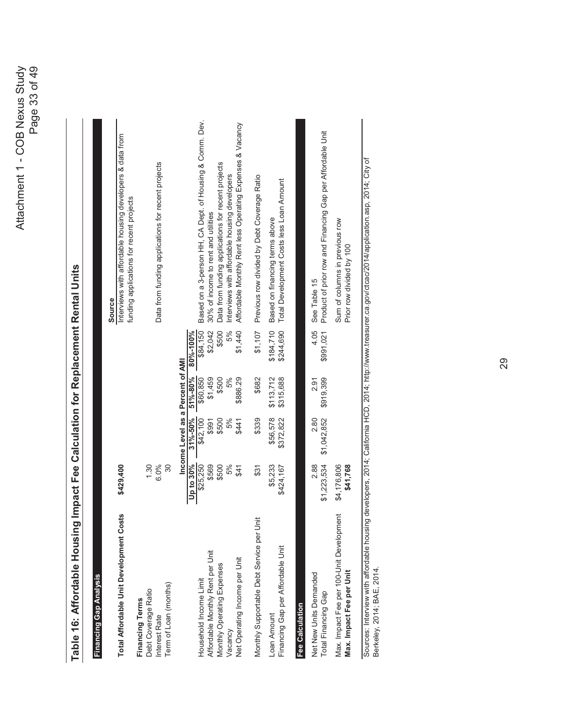# Table 16: Affordable Housing Impact Fee Calculation for Replacement Rental Units

## Financing Gap Analysis

| | | | | | Source |
|---|---|---|---|---|---|
| **Total Affordable Unit Development Costs** | **$429,400** | | | | Interviews with affordable housing developers & data from funding applications for recent projects |
| **Financing Terms** | | | | | |
| Debt Coverage Ratio | 1.30 | | | | |
| Interest Rate | 6.0% | | | | Data from funding applications for recent projects |
| Term of Loan (months) | 30 | | | | |

| | Income Level as a Percent of AMI | | | | Source |
|---|---|---|---|---|---|
| | Up to 30% | 31%-50% | 51%-80% | 80%-100% | |
| Household Income Limit | $25,250 | $42,100 | $60,850 | $84,150 | Based on a 3-person HH, CA Dept. of Housing & Comm. Dev. |
| Affordable Monthly Rent per Unit | $569 | $991 | $1,459 | $2,042 | 30% of income to rent and utilities |
| Monthly Operating Expenses | $500 | $500 | $500 | $500 | Data from funding applications for recent projects |
| Vacancy | 5% | 5% | 5% | 5% | Interviews with affordable housing developers |
| Net Operating Income per Unit | $41 | $441 | $886.29 | $1,440 | Affordable Monthly Rent less Operating Expenses & Vacancy |
| Monthly Supportable Debt Service per Unit | $31 | $339 | $682 | $1,107 | Previous row divided by Debt Coverage Ratio |
| Loan Amount | $5,233 | $56,578 | $113,712 | $184,710 | Based on financing terms above |
| Financing Gap per Affordable Unit | $424,167 | $372,822 | $315,688 | $244,690 | Total Development Costs less Loan Amount |

## Fee Calculation

| | Up to 30% | 31%-50% | 51%-80% | 80%-100% | Source |
|---|---|---|---|---|---|
| Net New Units Demanded | 2.88 | 2.80 | 2.91 | 4.05 | See Table 15 |
| Total Financing Gap | $1,223,534 | $1,042,852 | $919,399 | $991,021 | Product of prior row and Financing Gap per Affordable Unit |
| Max. Impact Fee per 100-Unit Development | $4,176,806 | | | | Sum of columns in previous row |
| **Max. Impact Fee per Unit** | **$41,768** | | | | Prior row divided by 100 |

Sources: Interview with affordable housing developers, 2014; California HCD, 2014; http://www.treasurer.ca.gov/ctcac/2014/application.asp, 2014; City of Berkeley, 2014; BAE, 2014.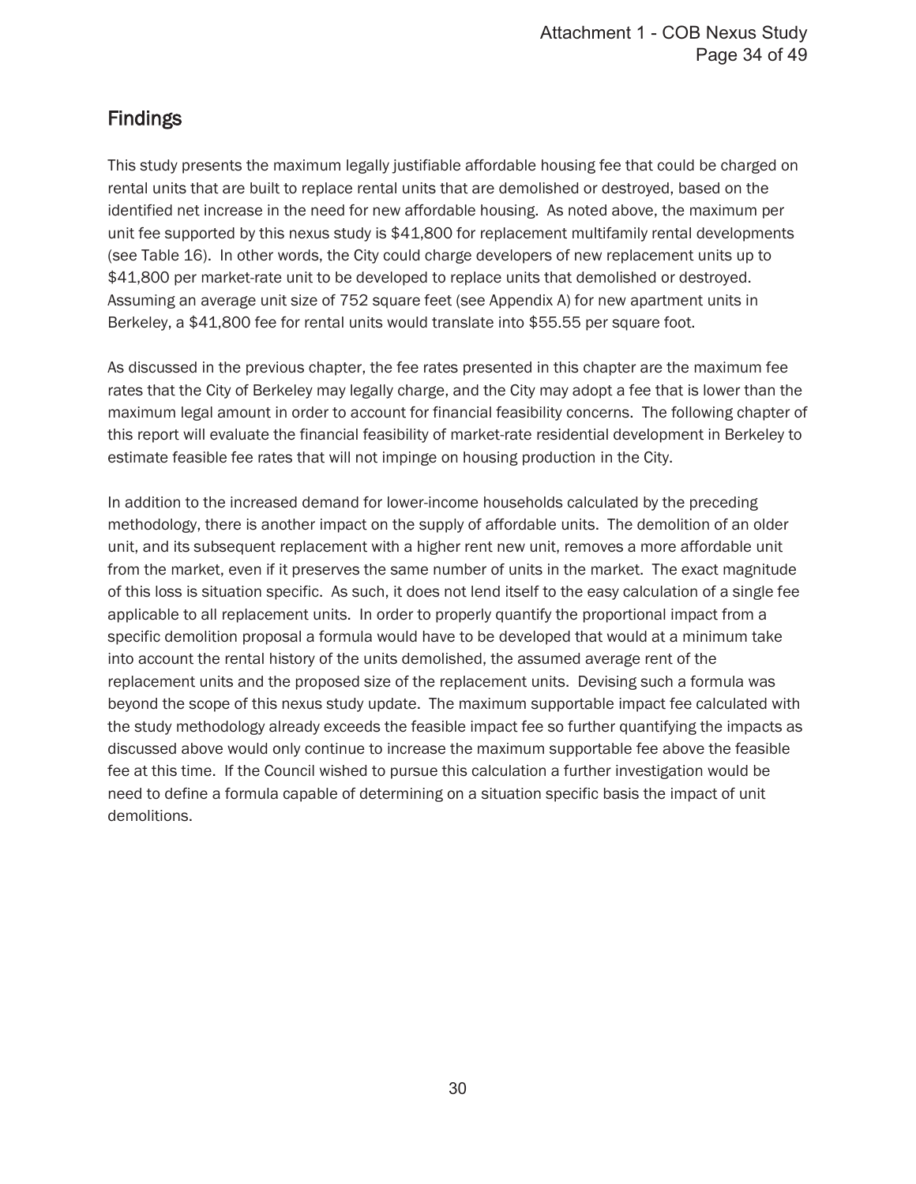## Findings

This study presents the maximum legally justifiable affordable housing fee that could be charged on rental units that are built to replace rental units that are demolished or destroyed, based on the identified net increase in the need for new affordable housing. As noted above, the maximum per unit fee supported by this nexus study is $41,800 for replacement multifamily rental developments (see Table 16). In other words, the City could charge developers of new replacement units up to $41,800 per market-rate unit to be developed to replace units that demolished or destroyed. Assuming an average unit size of 752 square feet (see Appendix A) for new apartment units in Berkeley, a $41,800 fee for rental units would translate into $55.55 per square foot.

As discussed in the previous chapter, the fee rates presented in this chapter are the maximum fee rates that the City of Berkeley may legally charge, and the City may adopt a fee that is lower than the maximum legal amount in order to account for financial feasibility concerns. The following chapter of this report will evaluate the financial feasibility of market-rate residential development in Berkeley to estimate feasible fee rates that will not impinge on housing production in the City.

In addition to the increased demand for lower-income households calculated by the preceding methodology, there is another impact on the supply of affordable units. The demolition of an older unit, and its subsequent replacement with a higher rent new unit, removes a more affordable unit from the market, even if it preserves the same number of units in the market. The exact magnitude of this loss is situation specific. As such, it does not lend itself to the easy calculation of a single fee applicable to all replacement units. In order to properly quantify the proportional impact from a specific demolition proposal a formula would have to be developed that would at a minimum take into account the rental history of the units demolished, the assumed average rent of the replacement units and the proposed size of the replacement units. Devising such a formula was beyond the scope of this nexus study update. The maximum supportable impact fee calculated with the study methodology already exceeds the feasible impact fee so further quantifying the impacts as discussed above would only continue to increase the maximum supportable fee above the feasible fee at this time. If the Council wished to pursue this calculation a further investigation would be need to define a formula capable of determining on a situation specific basis the impact of unit demolitions.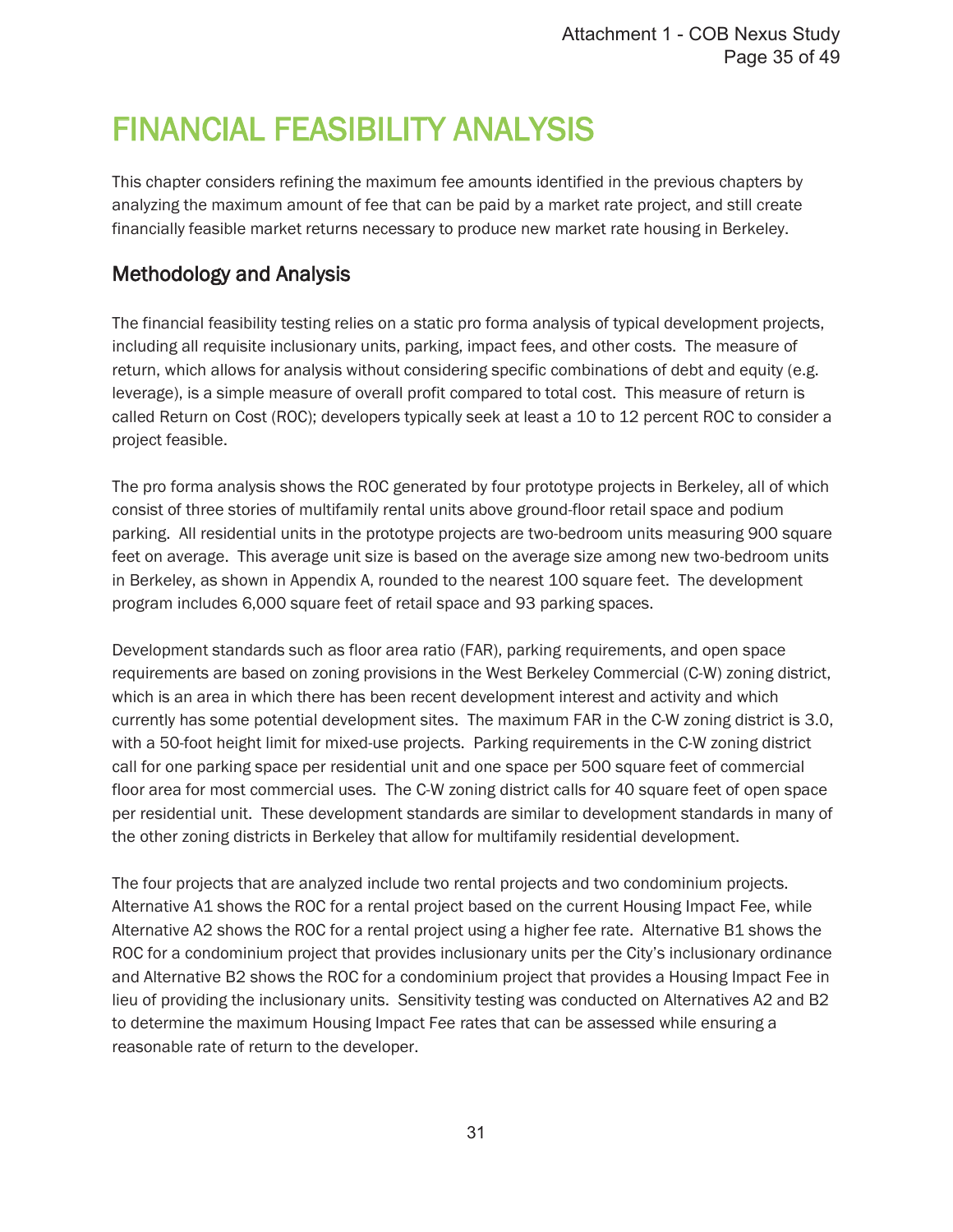# FINANCIAL FEASIBILITY ANALYSIS

This chapter considers refining the maximum fee amounts identified in the previous chapters by analyzing the maximum amount of fee that can be paid by a market rate project, and still create financially feasible market returns necessary to produce new market rate housing in Berkeley.

## Methodology and Analysis

The financial feasibility testing relies on a static pro forma analysis of typical development projects, including all requisite inclusionary units, parking, impact fees, and other costs. The measure of return, which allows for analysis without considering specific combinations of debt and equity (e.g. leverage), is a simple measure of overall profit compared to total cost. This measure of return is called Return on Cost (ROC); developers typically seek at least a 10 to 12 percent ROC to consider a project feasible.

The pro forma analysis shows the ROC generated by four prototype projects in Berkeley, all of which consist of three stories of multifamily rental units above ground-floor retail space and podium parking. All residential units in the prototype projects are two-bedroom units measuring 900 square feet on average. This average unit size is based on the average size among new two-bedroom units in Berkeley, as shown in Appendix A, rounded to the nearest 100 square feet. The development program includes 6,000 square feet of retail space and 93 parking spaces.

Development standards such as floor area ratio (FAR), parking requirements, and open space requirements are based on zoning provisions in the West Berkeley Commercial (C-W) zoning district, which is an area in which there has been recent development interest and activity and which currently has some potential development sites. The maximum FAR in the C-W zoning district is 3.0, with a 50-foot height limit for mixed-use projects. Parking requirements in the C-W zoning district call for one parking space per residential unit and one space per 500 square feet of commercial floor area for most commercial uses. The C-W zoning district calls for 40 square feet of open space per residential unit. These development standards are similar to development standards in many of the other zoning districts in Berkeley that allow for multifamily residential development.

The four projects that are analyzed include two rental projects and two condominium projects. Alternative A1 shows the ROC for a rental project based on the current Housing Impact Fee, while Alternative A2 shows the ROC for a rental project using a higher fee rate. Alternative B1 shows the ROC for a condominium project that provides inclusionary units per the City's inclusionary ordinance and Alternative B2 shows the ROC for a condominium project that provides a Housing Impact Fee in lieu of providing the inclusionary units. Sensitivity testing was conducted on Alternatives A2 and B2 to determine the maximum Housing Impact Fee rates that can be assessed while ensuring a reasonable rate of return to the developer.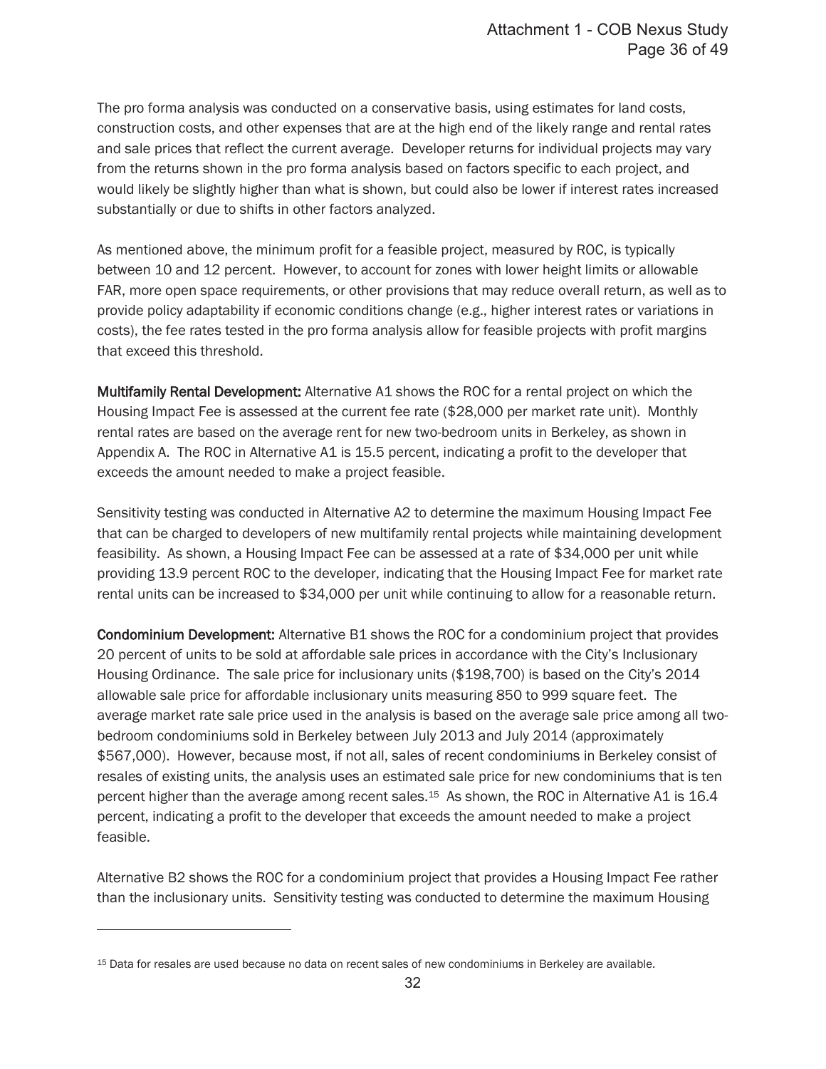The pro forma analysis was conducted on a conservative basis, using estimates for land costs, construction costs, and other expenses that are at the high end of the likely range and rental rates and sale prices that reflect the current average. Developer returns for individual projects may vary from the returns shown in the pro forma analysis based on factors specific to each project, and would likely be slightly higher than what is shown, but could also be lower if interest rates increased substantially or due to shifts in other factors analyzed.

As mentioned above, the minimum profit for a feasible project, measured by ROC, is typically between 10 and 12 percent. However, to account for zones with lower height limits or allowable FAR, more open space requirements, or other provisions that may reduce overall return, as well as to provide policy adaptability if economic conditions change (e.g., higher interest rates or variations in costs), the fee rates tested in the pro forma analysis allow for feasible projects with profit margins that exceed this threshold.

**Multifamily Rental Development:** Alternative A1 shows the ROC for a rental project on which the Housing Impact Fee is assessed at the current fee rate ($28,000 per market rate unit). Monthly rental rates are based on the average rent for new two-bedroom units in Berkeley, as shown in Appendix A. The ROC in Alternative A1 is 15.5 percent, indicating a profit to the developer that exceeds the amount needed to make a project feasible.

Sensitivity testing was conducted in Alternative A2 to determine the maximum Housing Impact Fee that can be charged to developers of new multifamily rental projects while maintaining development feasibility. As shown, a Housing Impact Fee can be assessed at a rate of $34,000 per unit while providing 13.9 percent ROC to the developer, indicating that the Housing Impact Fee for market rate rental units can be increased to $34,000 per unit while continuing to allow for a reasonable return.

**Condominium Development:** Alternative B1 shows the ROC for a condominium project that provides 20 percent of units to be sold at affordable sale prices in accordance with the City's Inclusionary Housing Ordinance. The sale price for inclusionary units ($198,700) is based on the City's 2014 allowable sale price for affordable inclusionary units measuring 850 to 999 square feet. The average market rate sale price used in the analysis is based on the average sale price among all two-bedroom condominiums sold in Berkeley between July 2013 and July 2014 (approximately $567,000). However, because most, if not all, sales of recent condominiums in Berkeley consist of resales of existing units, the analysis uses an estimated sale price for new condominiums that is ten percent higher than the average among recent sales.[15] As shown, the ROC in Alternative A1 is 16.4 percent, indicating a profit to the developer that exceeds the amount needed to make a project feasible.

Alternative B2 shows the ROC for a condominium project that provides a Housing Impact Fee rather than the inclusionary units. Sensitivity testing was conducted to determine the maximum Housing

[15] Data for resales are used because no data on recent sales of new condominiums in Berkeley are available.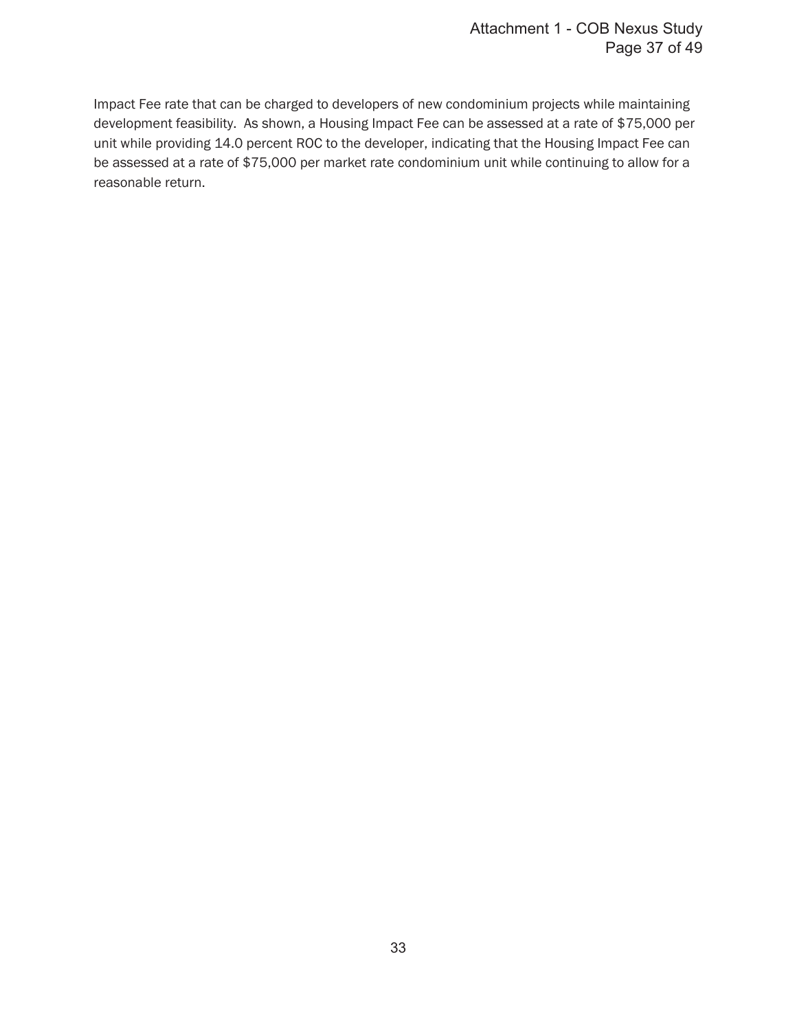Impact Fee rate that can be charged to developers of new condominium projects while maintaining development feasibility. As shown, a Housing Impact Fee can be assessed at a rate of $75,000 per unit while providing 14.0 percent ROC to the developer, indicating that the Housing Impact Fee can be assessed at a rate of $75,000 per market rate condominium unit while continuing to allow for a reasonable return.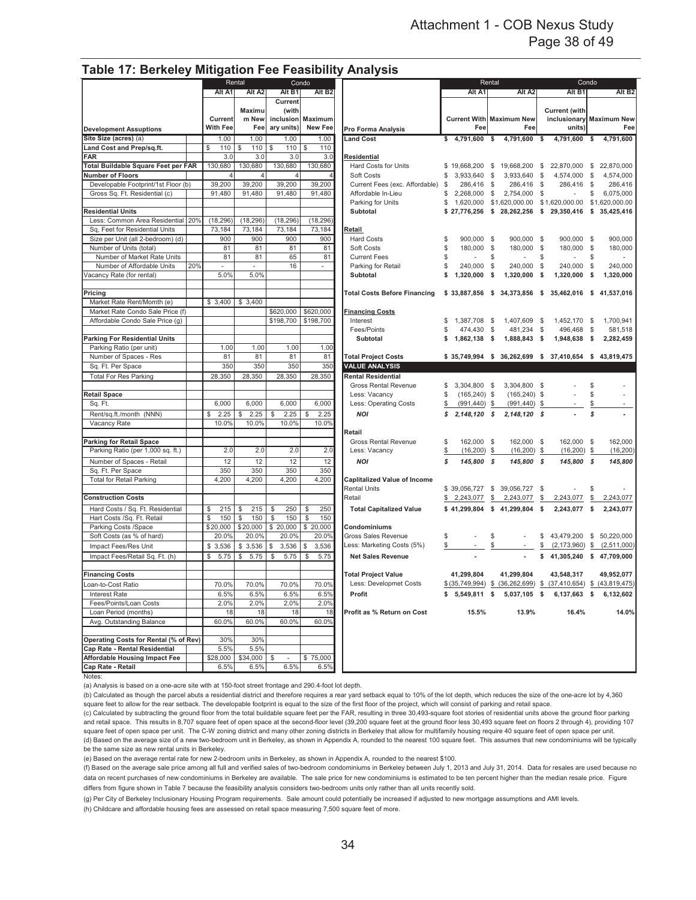## Table 17: Berkeley Mitigation Fee Feasibility Analysis

| | | Rental | | Condo | |
|---|---|---|---|---|---|
| **Development Assuptions** | | **Alt A1** Current With Fee | **Alt A2** Maximum New Fee | **Alt B1** Current (with inclusionary units) | **Alt B2** Maximum New Fee |
| **Site Size (acres)** (a) | | 1.00 | 1.00 | 1.00 | 1.00 |
| **Land Cost and Prep/sq.ft.** | | $ 110 | $ 110 | $ 110 | $ 110 |
| **FAR** | | 3.0 | 3.0 | 3.0 | 3.0 |
| **Total Buildable Square Feet per FAR** | | 130,680 | 130,680 | 130,680 | 130,680 |
| **Number of Floors** | | 4 | 4 | 4 | 4 |
| Developable Footprint/1st Floor (b) | | 39,200 | 39,200 | 39,200 | 39,200 |
| Gross Sq. Ft. Residential (c) | | 91,480 | 91,480 | 91,480 | 91,480 |
| | | | | | |
| **Residential Units** | | | | | |
| Less: Common Area Residential | 20% | (18,296) | (18,296) | (18,296) | (18,296) |
| Sq, Feet for Residential Units | | 73,184 | 73,184 | 73,184 | 73,184 |
| Size per Unit (all 2-bedroom) (d) | | 900 | 900 | 900 | 900 |
| Number of Units (total) | | 81 | 81 | 81 | 81 |
| Number of Market Rate Units | | 81 | 81 | 65 | 81 |
| Number of Affordable Units | 20% | - | - | 16 | - |
| Vacancy Rate (for rental) | | 5.0% | 5.0% | | |
| | | | | | |
| **Pricing** | | | | | |
| Market Rate Rent/Momth (e) | | $ 3,400 | $ 3,400 | | |
| Market Rate Condo Sale Price (f) | | | | $620,000 | $620,000 |
| Affordable Condo Sale Price (g) | | | | $198,700 | $198,700 |
| | | | | | |
| **Parking For Residential Units** | | | | | |
| Parking Ratio (per unit) | | 1.00 | 1.00 | 1.00 | 1.00 |
| Number of Spaces - Res | | 81 | 81 | 81 | 81 |
| Sq. Ft. Per Space | | 350 | 350 | 350 | 350 |
| Total For Res Parking | | 28,350 | 28,350 | 28,350 | 28,350 |
| | | | | | |
| **Retail Space** | | | | | |
| Sq. Ft. | | 6,000 | 6,000 | 6,000 | 6,000 |
| Rent/sq.ft./month (NNN) | | $ 2.25 | $ 2.25 | $ 2.25 | $ 2.25 |
| Vacancy Rate | | 10.0% | 10.0% | 10.0% | 10.0% |
| | | | | | |
| **Parking for Retail Space** | | | | | |
| Parking Ratio (per 1,000 sq. ft.) | | 2.0 | 2.0 | 2.0 | 2.0 |
| Number of Spaces - Retail | | 12 | 12 | 12 | 12 |
| Sq. Ft. Per Space | | 350 | 350 | 350 | 350 |
| Total for Retail Parking | | 4,200 | 4,200 | 4,200 | 4,200 |
| | | | | | |
| **Construction Costs** | | | | | |
| Hard Costs / Sq. Ft. Residential | | $ 215 | $ 215 | $ 250 | $ 250 |
| Hart Costs /Sq. Ft. Retail | | $ 150 | $ 150 | $ 150 | $ 150 |
| Parking Costs /Space | | $20,000 | $20,000 | $ 20,000 | $ 20,000 |
| Soft Costs (as % of hard) | | 20.0% | 20.0% | 20.0% | 20.0% |
| Impact Fees/Res Unit | | $ 3,536 | $ 3,536 | $ 3,536 | $ 3,536 |
| Impact Fees/Retail Sq. Ft. (h) | | $ 5.75 | $ 5.75 | $ 5.75 | $ 5.75 |
| | | | | | |
| **Financing Costs** | | | | | |
| Loan-to-Cost Ratio | | 70.0% | 70.0% | 70.0% | 70.0% |
| Interest Rate | | 6.5% | 6.5% | 6.5% | 6.5% |
| Fees/Points/Loan Costs | | 2.0% | 2.0% | 2.0% | 2.0% |
| Loan Period (months) | | 18 | 18 | 18 | 18 |
| Avg. Outstanding Balance | | 60.0% | 60.0% | 60.0% | 60.0% |
| | | | | | |
| **Operating Costs for Rental (% of Rev)** | | 30% | 30% | | |
| **Cap Rate - Rental Residential** | | 5.5% | 5.5% | | |
| **Affordable Housing Impact Fee** | | $28,000 | $34,000 | $ - | $ 75,000 |
| **Cap Rate - Retail** | | 6.5% | 6.5% | 6.5% | 6.5% |

| | Rental | | Condo | |
|---|---|---|---|---|
| **Pro Forma Analysis** | **Alt A1** Current With Fee | **Alt A2** Maximum New Fee | **Alt B1** Current (with inclusionary units) | **Alt B2** Maximum New Fee |
| **Land Cost** | **$ 4,791,600** | **$ 4,791,600** | **$ 4,791,600** | **$ 4,791,600** |
| | | | | |
| **Residential** | | | | |
| Hard Costs for Units | $ 19,668,200 | $ 19,668,200 | $ 22,870,000 | $ 22,870,000 |
| Soft Costs | $ 3,933,640 | $ 3,933,640 | $ 4,574,000 | $ 4,574,000 |
| Current Fees (exc. Affordable) | $ 286,416 | $ 286,416 | $ 286,416 | $ 286,416 |
| Affordable In-Lieu | $ 2,268,000 | $ 2,754,000 | $ - | $ 6,075,000 |
| Parking for Units | $ 1,620,000 | $1,620,000.00 | $1,620,000.00 | $1,620,000.00 |
| **Subtotal** | **$ 27,776,256** | **$ 28,262,256** | **$ 29,350,416** | **$ 35,425,416** |
| | | | | |
| **Retail** | | | | |
| Hard Costs | $ 900,000 | $ 900,000 | $ 900,000 | $ 900,000 |
| Soft Costs | $ 180,000 | $ 180,000 | $ 180,000 | $ 180,000 |
| Current Fees | $ - | $ - | $ - | $ - |
| Parking for Retail | $ 240,000 | $ 240,000 | $ 240,000 | $ 240,000 |
| **Subtotal** | **$ 1,320,000** | **$ 1,320,000** | **$ 1,320,000** | **$ 1,320,000** |
| | | | | |
| **Total Costs Before Financing** | **$ 33,887,856** | **$ 34,373,856** | **$ 35,462,016** | **$ 41,537,016** |
| | | | | |
| **Financing Costs** | | | | |
| Interest | $ 1,387,708 | $ 1,407,609 | $ 1,452,170 | $ 1,700,941 |
| Fees/Points | $ 474,430 | $ 481,234 | $ 496,468 | $ 581,518 |
| **Subtotal** | **$ 1,862,138** | **$ 1,888,843** | **$ 1,948,638** | **$ 2,282,459** |
| | | | | |
| **Total Project Costs** | **$ 35,749,994** | **$ 36,262,699** | **$ 37,410,654** | **$ 43,819,475** |
| **VALUE ANALYSIS** | | | | |
| **Rental Residential** | | | | |
| Gross Rental Revenue | $ 3,304,800 | $ 3,304,800 | $ - | $ - |
| Less: Vacancy | $ (165,240) | $ (165,240) | $ - | $ - |
| Less: Operating Costs | $ (991,440) | $ (991,440) | $ - | $ - |
| ***NOI*** | ***$ 2,148,120*** | ***$ 2,148,120*** | ***$ -*** | ***$ -*** |
| | | | | |
| **Retail** | | | | |
| Gross Rental Revenue | $ 162,000 | $ 162,000 | $ 162,000 | $ 162,000 |
| Less: Vacancy | $ (16,200) | $ (16,200) | $ (16,200) | $ (16,200) |
| ***NOI*** | ***$ 145,800*** | ***$ 145,800*** | ***$ 145,800*** | ***$ 145,800*** |
| | | | | |
| **Caplitalized Value of Income** | | | | |
| Rental Units | $ 39,056,727 | $ 39,056,727 | $ - | $ - |
| Retail | $ 2,243,077 | $ 2,243,077 | $ 2,243,077 | $ 2,243,077 |
| **Total Capitalized Value** | **$ 41,299,804** | **$ 41,299,804** | **$ 2,243,077** | **$ 2,243,077** |
| | | | | |
| **Condominiums** | | | | |
| Gross Sales Revenue | $ - | $ - | $ 43,479,200 | $ 50,220,000 |
| Less: Marketing Costs (5%) | $ - | $ - | $ (2,173,960) | $ (2,511,000) |
| **Net Sales Revenue** | **-** | **-** | **$ 41,305,240** | **$ 47,709,000** |
| | | | | |
| **Total Project Value** | **41,299,804** | **41,299,804** | **43,548,317** | **49,952,077** |
| Less: Developmet Costs | $ (35,749,994) | $ (36,262,699) | $ (37,410,654) | $ (43,819,475) |
| **Profit** | **$ 5,549,811** | **$ 5,037,105** | **$ 6,137,663** | **$ 6,132,602** |
| | | | | |
| **Profit as % Return on Cost** | **15.5%** | **13.9%** | **16.4%** | **14.0%** |

Notes:

(a) Analysis is based on a one-acre site with at 150-foot street frontage and 290.4-foot lot depth.

(b) Calculated as though the parcel abuts a residential district and therefore requires a rear yard setback equal to 10% of the lot depth, which reduces the size of the one-acre lot by 4,360 square feet to allow for the rear setback. The developable footprint is equal to the size of the first floor of the project, which will consist of parking and retail space.

(c) Calculated by subtracting the ground floor from the total buildable square feet per the FAR, resulting in three 30,493-square foot stories of residential units above the ground floor parking and retail space. This results in 8,707 square feet of open space at the second-floor level (39,200 square feet at the ground floor less 30,493 square feet on floors 2 through 4), providing 107 square feet of open space per unit. The C-W zoning district and many other zoning districts in Berkeley that allow for multifamily housing require 40 square feet of open space per unit.

(d) Based on the average size of a new two-bedroom unit in Berkeley, as shown in Appendix A, rounded to the nearest 100 square feet. This assumes that new condominiums will be typically be the same size as new rental units in Berkeley.

(e) Based on the average rental rate for new 2-bedroom units in Berkeley, as shown in Appendix A, rounded to the nearest $100.

(f) Based on the average sale price among all full and verified sales of two-bedroom condominiums in Berkeley between July 1, 2013 and July 31, 2014. Data for resales are used because no data on recent purchases of new condominiums in Berkeley are available. The sale price for new condominiums is estimated to be ten percent higher than the median resale price. Figure differs from figure shown in Table 7 because the feasibility analysis considers two-bedroom units only rather than all units recently sold.

(g) Per City of Berkeley Inclusionary Housing Program requirements. Sale amount could potentially be increased if adjusted to new mortgage assumptions and AMI levels.

(h) Childcare and affordable housing fees are assessed on retail space measuring 7,500 square feet of more.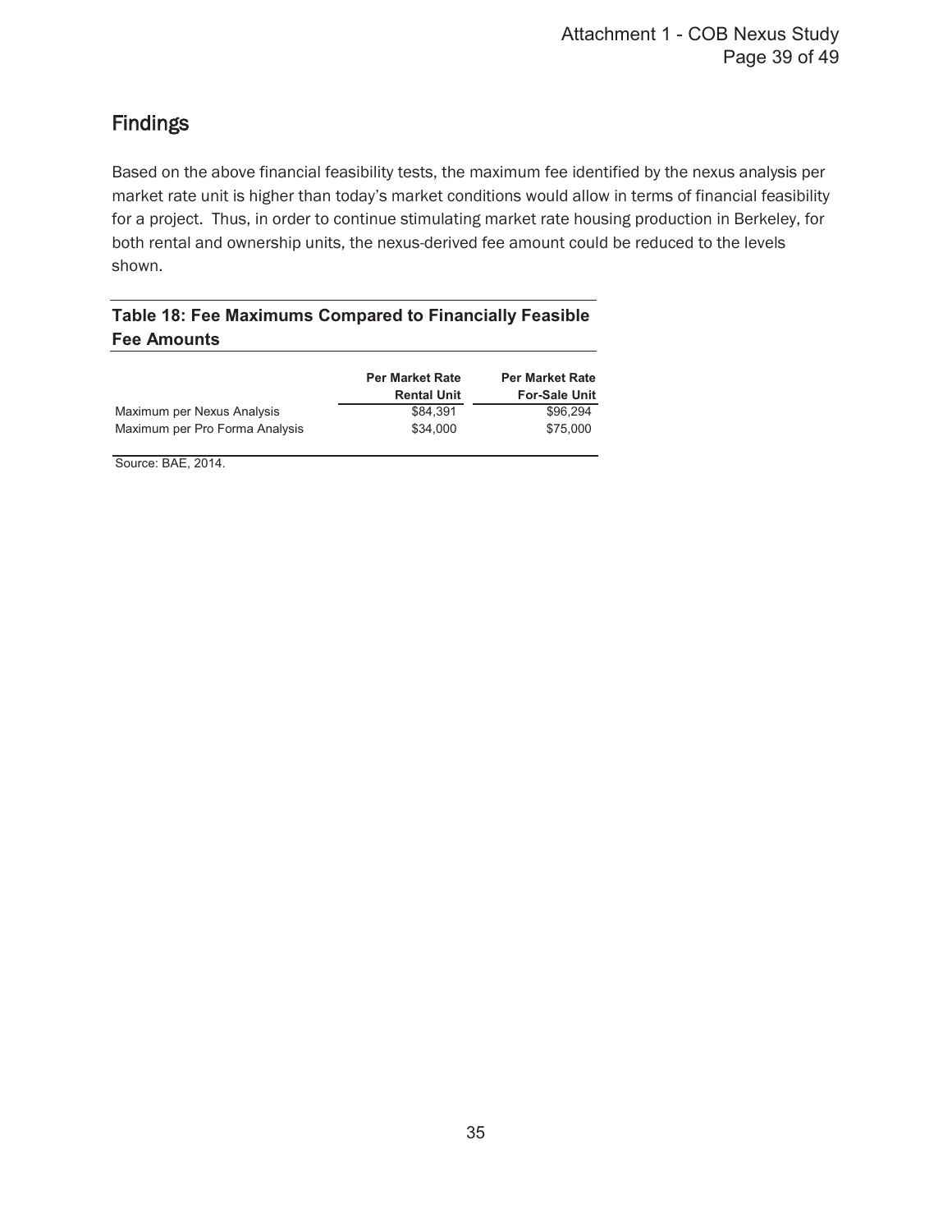## Findings

Based on the above financial feasibility tests, the maximum fee identified by the nexus analysis per market rate unit is higher than today's market conditions would allow in terms of financial feasibility for a project. Thus, in order to continue stimulating market rate housing production in Berkeley, for both rental and ownership units, the nexus-derived fee amount could be reduced to the levels shown.

**Table 18: Fee Maximums Compared to Financially Feasible Fee Amounts**

| | Per Market Rate Rental Unit | Per Market Rate For-Sale Unit |
|---|---|---|
| Maximum per Nexus Analysis | $84,391 | $96,294 |
| Maximum per Pro Forma Analysis | $34,000 | $75,000 |

Source: BAE, 2014.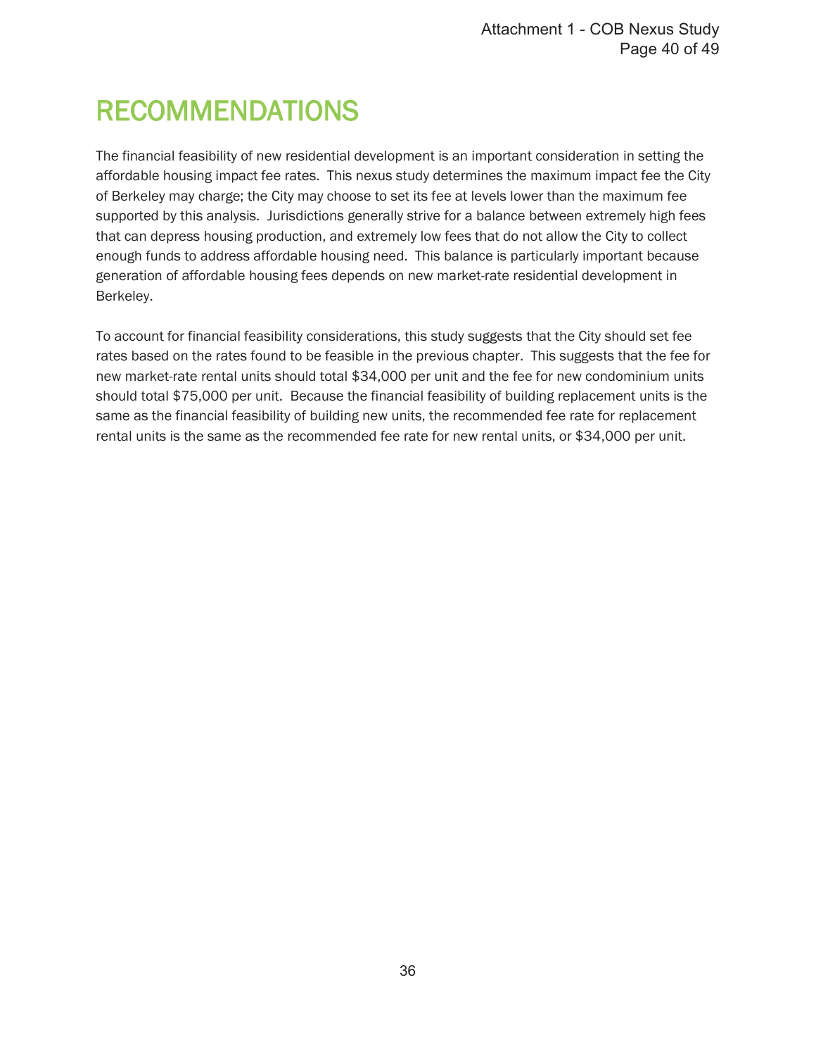# RECOMMENDATIONS

The financial feasibility of new residential development is an important consideration in setting the affordable housing impact fee rates. This nexus study determines the maximum impact fee the City of Berkeley may charge; the City may choose to set its fee at levels lower than the maximum fee supported by this analysis. Jurisdictions generally strive for a balance between extremely high fees that can depress housing production, and extremely low fees that do not allow the City to collect enough funds to address affordable housing need. This balance is particularly important because generation of affordable housing fees depends on new market-rate residential development in Berkeley.

To account for financial feasibility considerations, this study suggests that the City should set fee rates based on the rates found to be feasible in the previous chapter. This suggests that the fee for new market-rate rental units should total $34,000 per unit and the fee for new condominium units should total $75,000 per unit. Because the financial feasibility of building replacement units is the same as the financial feasibility of building new units, the recommended fee rate for replacement rental units is the same as the recommended fee rate for new rental units, or $34,000 per unit.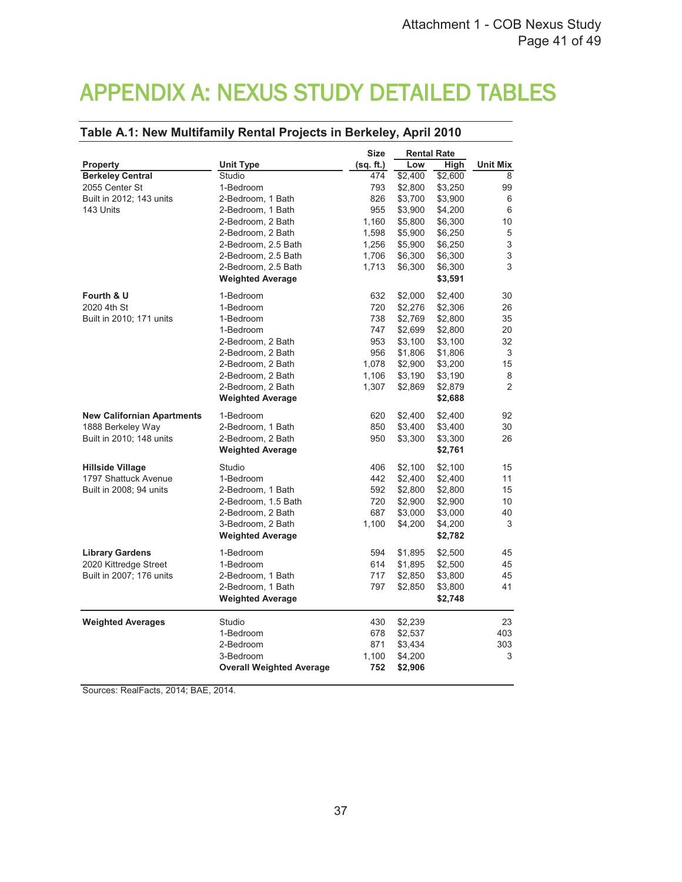# APPENDIX A: NEXUS STUDY DETAILED TABLES

**Table A.1: New Multifamily Rental Projects in Berkeley, April 2010**

| Property | Unit Type | Size (sq. ft.) | Rental Rate Low | Rental Rate High | Unit Mix |
|---|---|---|---|---|---|
| **Berkeley Central** | Studio | 474 | $2,400 | $2,600 | 8 |
| 2055 Center St | 1-Bedroom | 793 | $2,800 | $3,250 | 99 |
| Built in 2012; 143 units | 2-Bedroom, 1 Bath | 826 | $3,700 | $3,900 | 6 |
| 143 Units | 2-Bedroom, 1 Bath | 955 | $3,900 | $4,200 | 6 |
| | 2-Bedroom, 2 Bath | 1,160 | $5,800 | $6,300 | 10 |
| | 2-Bedroom, 2 Bath | 1,598 | $5,900 | $6,250 | 5 |
| | 2-Bedroom, 2.5 Bath | 1,256 | $5,900 | $6,250 | 3 |
| | 2-Bedroom, 2.5 Bath | 1,706 | $6,300 | $6,300 | 3 |
| | 2-Bedroom, 2.5 Bath | 1,713 | $6,300 | $6,300 | 3 |
| | **Weighted Average** | | | **$3,591** | |
| **Fourth & U** | 1-Bedroom | 632 | $2,000 | $2,400 | 30 |
| 2020 4th St | 1-Bedroom | 720 | $2,276 | $2,306 | 26 |
| Built in 2010; 171 units | 1-Bedroom | 738 | $2,769 | $2,800 | 35 |
| | 1-Bedroom | 747 | $2,699 | $2,800 | 20 |
| | 2-Bedroom, 2 Bath | 953 | $3,100 | $3,100 | 32 |
| | 2-Bedroom, 2 Bath | 956 | $1,806 | $1,806 | 3 |
| | 2-Bedroom, 2 Bath | 1,078 | $2,900 | $3,200 | 15 |
| | 2-Bedroom, 2 Bath | 1,106 | $3,190 | $3,190 | 8 |
| | 2-Bedroom, 2 Bath | 1,307 | $2,869 | $2,879 | 2 |
| | **Weighted Average** | | | **$2,688** | |
| **New Californian Apartments** | 1-Bedroom | 620 | $2,400 | $2,400 | 92 |
| 1888 Berkeley Way | 2-Bedroom, 1 Bath | 850 | $3,400 | $3,400 | 30 |
| Built in 2010; 148 units | 2-Bedroom, 2 Bath | 950 | $3,300 | $3,300 | 26 |
| | **Weighted Average** | | | **$2,761** | |
| **Hillside Village** | Studio | 406 | $2,100 | $2,100 | 15 |
| 1797 Shattuck Avenue | 1-Bedroom | 442 | $2,400 | $2,400 | 11 |
| Built in 2008; 94 units | 2-Bedroom, 1 Bath | 592 | $2,800 | $2,800 | 15 |
| | 2-Bedroom, 1.5 Bath | 720 | $2,900 | $2,900 | 10 |
| | 2-Bedroom, 2 Bath | 687 | $3,000 | $3,000 | 40 |
| | 3-Bedroom, 2 Bath | 1,100 | $4,200 | $4,200 | 3 |
| | **Weighted Average** | | | **$2,782** | |
| **Library Gardens** | 1-Bedroom | 594 | $1,895 | $2,500 | 45 |
| 2020 Kittredge Street | 1-Bedroom | 614 | $1,895 | $2,500 | 45 |
| Built in 2007; 176 units | 2-Bedroom, 1 Bath | 717 | $2,850 | $3,800 | 45 |
| | 2-Bedroom, 1 Bath | 797 | $2,850 | $3,800 | 41 |
| | **Weighted Average** | | | **$2,748** | |
| **Weighted Averages** | Studio | 430 | $2,239 | | 23 |
| | 1-Bedroom | 678 | $2,537 | | 403 |
| | 2-Bedroom | 871 | $3,434 | | 303 |
| | 3-Bedroom | 1,100 | $4,200 | | 3 |
| | **Overall Weighted Average** | **752** | **$2,906** | | |

Sources: RealFacts, 2014; BAE, 2014.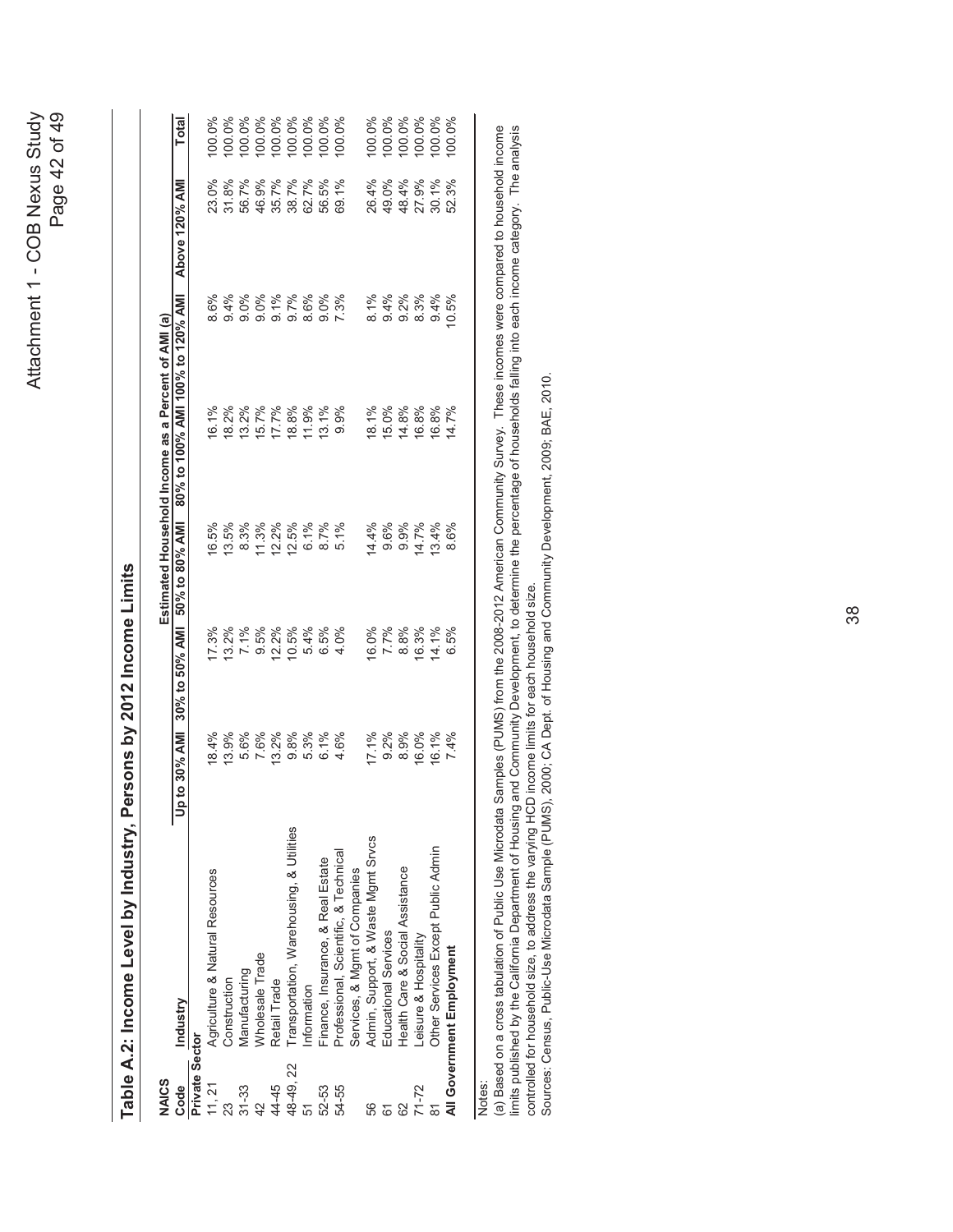## Table A.2: Income Level by Industry, Persons by 2012 Income Limits

| NAICS Code | Industry | Estimated Household Income as a Percent of AMI (a) | | | | | | |
|---|---|---|---|---|---|---|---|---|
| | | Up to 30% AMI | 30% to 50% AMI | 50% to 80% AMI | 80% to 100% AMI | 100% to 120% AMI | Above 120% AMI | Total |
| **Private Sector** | | | | | | | | |
| 11, 21 | Agriculture & Natural Resources | 18.4% | 17.3% | 16.5% | 16.1% | 8.6% | 23.0% | 100.0% |
| 23 | Construction | 13.9% | 13.2% | 13.5% | 18.2% | 9.4% | 31.8% | 100.0% |
| 31-33 | Manufacturing | 5.6% | 7.1% | 8.3% | 13.2% | 9.0% | 56.7% | 100.0% |
| 42 | Wholesale Trade | 7.6% | 9.5% | 11.3% | 15.7% | 9.0% | 46.9% | 100.0% |
| 44-45 | Retail Trade | 13.2% | 12.2% | 12.2% | 17.7% | 9.1% | 35.7% | 100.0% |
| 48-49, 22 | Transportation, Warehousing, & Utilities | 9.8% | 10.5% | 12.5% | 18.8% | 9.7% | 38.7% | 100.0% |
| 51 | Information | 5.3% | 5.4% | 6.1% | 11.9% | 8.6% | 62.7% | 100.0% |
| 52-53 | Finance, Insurance, & Real Estate | 6.1% | 6.5% | 8.7% | 13.1% | 9.0% | 56.5% | 100.0% |
| 54-55 | Professional, Scientific, & Technical Services, & Mgmt of Companies | 4.6% | 4.0% | 5.1% | 9.9% | 7.3% | 69.1% | 100.0% |
| 56 | Admin, Support, & Waste Mgmt Srvcs | 17.1% | 16.0% | 14.4% | 18.1% | 8.1% | 26.4% | 100.0% |
| 61 | Educational Services | 9.2% | 7.7% | 9.6% | 15.0% | 9.4% | 49.0% | 100.0% |
| 62 | Health Care & Social Assistance | 8.9% | 8.8% | 9.9% | 14.8% | 9.2% | 48.4% | 100.0% |
| 71-72 | Leisure & Hospitality | 16.0% | 16.3% | 14.7% | 16.8% | 8.3% | 27.9% | 100.0% |
| 81 | Other Services Except Public Admin | 16.1% | 14.1% | 13.4% | 16.8% | 9.4% | 30.1% | 100.0% |
| **All Government Employment** | | 7.4% | 6.5% | 8.6% | 14.7% | 10.5% | 52.3% | 100.0% |

Notes:

(a) Based on a cross tabulation of Public Use Microdata Samples (PUMS) from the 2008-2012 American Community Survey. These incomes were compared to household income limits published by the California Department of Housing and Community Development, to determine the percentage of households falling into each income category. The analysis controlled for household size, to address the varying HCD income limits for each household size.

Sources: Census, Public-Use Microdata Sample (PUMS), 2000; CA Dept. of Housing and Community Development, 2009; BAE, 2010.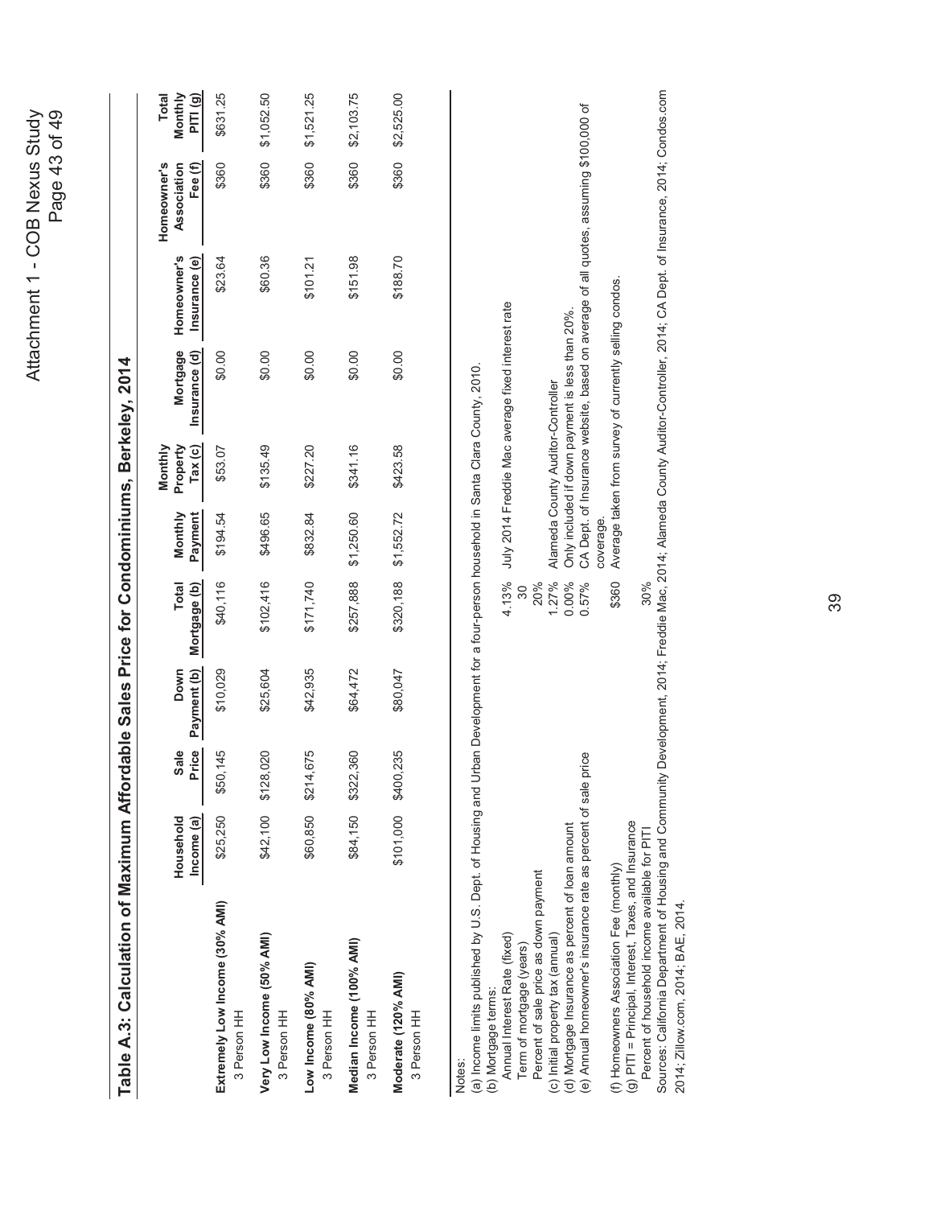## Table A.3: Calculation of Maximum Affordable Sales Price for Condominiums, Berkeley, 2014

| | Household Income (a) | Sale Price | Down Payment (b) | Total Mortgage (b) | Monthly Payment | Monthly Property Tax (c) | Mortgage Insurance (d) | Homeowner's Insurance (e) | Homeowner's Association Fee (f) | Total Monthly PITI (g) |
|---|---|---|---|---|---|---|---|---|---|---|
| **Extremely Low Income (30% AMI)** 3 Person HH | $25,250 | $50,145 | $10,029 | $40,116 | $194.54 | $53.07 | $0.00 | $23.64 | $360 | $631.25 |
| **Very Low Income (50% AMI)** 3 Person HH | $42,100 | $128,020 | $25,604 | $102,416 | $496.65 | $135.49 | $0.00 | $60.36 | $360 | $1,052.50 |
| **Low Income (80% AMI)** 3 Person HH | $60,850 | $214,675 | $42,935 | $171,740 | $832.84 | $227.20 | $0.00 | $101.21 | $360 | $1,521.25 |
| **Median Income (100% AMI)** 3 Person HH | $84,150 | $322,360 | $64,472 | $257,888 | $1,250.60 | $341.16 | $0.00 | $151.98 | $360 | $2,103.75 |
| **Moderate (120% AMI)** 3 Person HH | $101,000 | $400,235 | $80,047 | $320,188 | $1,552.72 | $423.58 | $0.00 | $188.70 | $360 | $2,525.00 |

Notes:

(a) Income limits published by U.S. Dept. of Housing and Urban Development for a four-person household in Santa Clara County, 2010.

(b) Mortgage terms:

| | | |
|---|---|---|
| Annual Interest Rate (fixed) | 4.13% | July 2014 Freddie Mac average fixed interest rate |
| Term of mortgage (years) | 30 | |
| Percent of sale price as down payment | 20% | |
| (c) Initial property tax (annual) | 1.27% | Alameda County Auditor-Controller |
| (d) Mortgage Insurance as percent of loan amount | 0.00% | Only included if down payment is less than 20%. |
| (e) Annual homeowner's insurance rate as percent of sale price | 0.57% | CA Dept. of Insurance website, based on average of all quotes, assuming $100,000 of coverage. |
| (f) Homeowners Association Fee (monthly) | $360 | Average taken from survey of currently selling condos. |
| (g) PITI = Principal, Interest, Taxes, and Insurance | | |
| Percent of household income available for PITI | 30% | |

Sources: California Department of Housing and Community Development, 2014; Freddie Mac, 2014; Alameda County Auditor-Controller, 2014; CA Dept. of Insurance, 2014; Condos.com 2014; Zillow.com, 2014; BAE, 2014.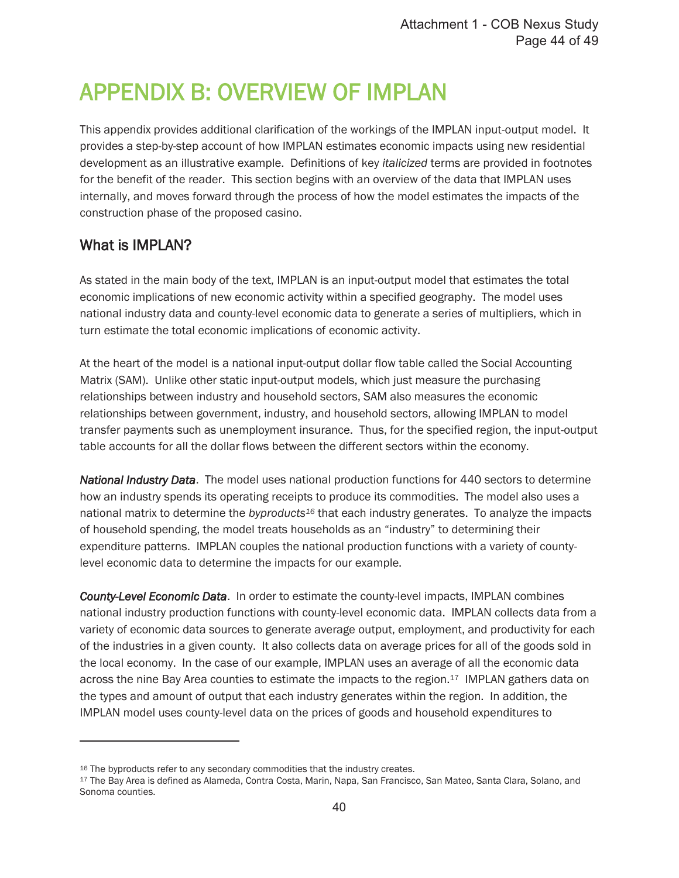# APPENDIX B: OVERVIEW OF IMPLAN

This appendix provides additional clarification of the workings of the IMPLAN input-output model. It provides a step-by-step account of how IMPLAN estimates economic impacts using new residential development as an illustrative example. Definitions of key *italicized* terms are provided in footnotes for the benefit of the reader. This section begins with an overview of the data that IMPLAN uses internally, and moves forward through the process of how the model estimates the impacts of the construction phase of the proposed casino.

## What is IMPLAN?

As stated in the main body of the text, IMPLAN is an input-output model that estimates the total economic implications of new economic activity within a specified geography. The model uses national industry data and county-level economic data to generate a series of multipliers, which in turn estimate the total economic implications of economic activity.

At the heart of the model is a national input-output dollar flow table called the Social Accounting Matrix (SAM). Unlike other static input-output models, which just measure the purchasing relationships between industry and household sectors, SAM also measures the economic relationships between government, industry, and household sectors, allowing IMPLAN to model transfer payments such as unemployment insurance. Thus, for the specified region, the input-output table accounts for all the dollar flows between the different sectors within the economy.

***National Industry Data***. The model uses national production functions for 440 sectors to determine how an industry spends its operating receipts to produce its commodities. The model also uses a national matrix to determine the *byproducts*[16] that each industry generates. To analyze the impacts of household spending, the model treats households as an "industry" to determining their expenditure patterns. IMPLAN couples the national production functions with a variety of county-level economic data to determine the impacts for our example.

***County-Level Economic Data***. In order to estimate the county-level impacts, IMPLAN combines national industry production functions with county-level economic data. IMPLAN collects data from a variety of economic data sources to generate average output, employment, and productivity for each of the industries in a given county. It also collects data on average prices for all of the goods sold in the local economy. In the case of our example, IMPLAN uses an average of all the economic data across the nine Bay Area counties to estimate the impacts to the region.[17] IMPLAN gathers data on the types and amount of output that each industry generates within the region. In addition, the IMPLAN model uses county-level data on the prices of goods and household expenditures to

---

[16] The byproducts refer to any secondary commodities that the industry creates.

[17] The Bay Area is defined as Alameda, Contra Costa, Marin, Napa, San Francisco, San Mateo, Santa Clara, Solano, and Sonoma counties.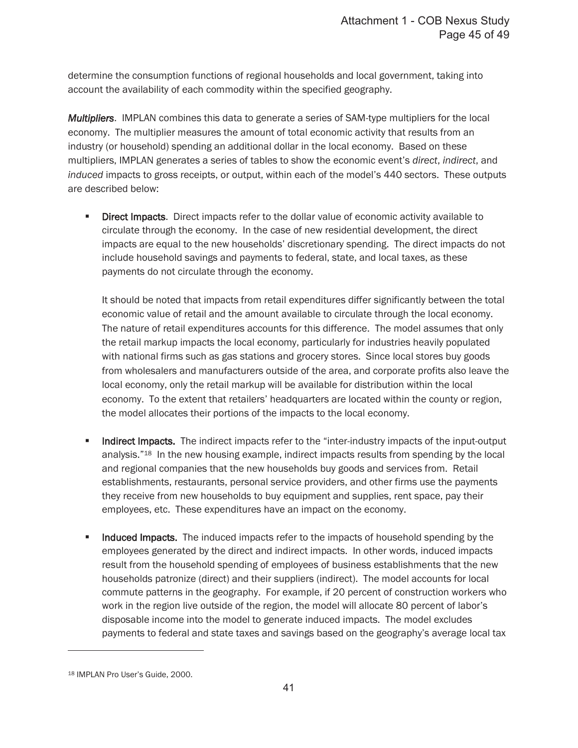determine the consumption functions of regional households and local government, taking into account the availability of each commodity within the specified geography.

***Multipliers***. IMPLAN combines this data to generate a series of SAM-type multipliers for the local economy. The multiplier measures the amount of total economic activity that results from an industry (or household) spending an additional dollar in the local economy. Based on these multipliers, IMPLAN generates a series of tables to show the economic event's *direct*, *indirect*, and *induced* impacts to gross receipts, or output, within each of the model's 440 sectors. These outputs are described below:

- **Direct Impacts**. Direct impacts refer to the dollar value of economic activity available to circulate through the economy. In the case of new residential development, the direct impacts are equal to the new households' discretionary spending. The direct impacts do not include household savings and payments to federal, state, and local taxes, as these payments do not circulate through the economy.

  It should be noted that impacts from retail expenditures differ significantly between the total economic value of retail and the amount available to circulate through the local economy. The nature of retail expenditures accounts for this difference. The model assumes that only the retail markup impacts the local economy, particularly for industries heavily populated with national firms such as gas stations and grocery stores. Since local stores buy goods from wholesalers and manufacturers outside of the area, and corporate profits also leave the local economy, only the retail markup will be available for distribution within the local economy. To the extent that retailers' headquarters are located within the county or region, the model allocates their portions of the impacts to the local economy.

- **Indirect Impacts.** The indirect impacts refer to the "inter-industry impacts of the input-output analysis."[18] In the new housing example, indirect impacts results from spending by the local and regional companies that the new households buy goods and services from. Retail establishments, restaurants, personal service providers, and other firms use the payments they receive from new households to buy equipment and supplies, rent space, pay their employees, etc. These expenditures have an impact on the economy.

- **Induced Impacts.** The induced impacts refer to the impacts of household spending by the employees generated by the direct and indirect impacts. In other words, induced impacts result from the household spending of employees of business establishments that the new households patronize (direct) and their suppliers (indirect). The model accounts for local commute patterns in the geography. For example, if 20 percent of construction workers who work in the region live outside of the region, the model will allocate 80 percent of labor's disposable income into the model to generate induced impacts. The model excludes payments to federal and state taxes and savings based on the geography's average local tax

[18] IMPLAN Pro User's Guide, 2000.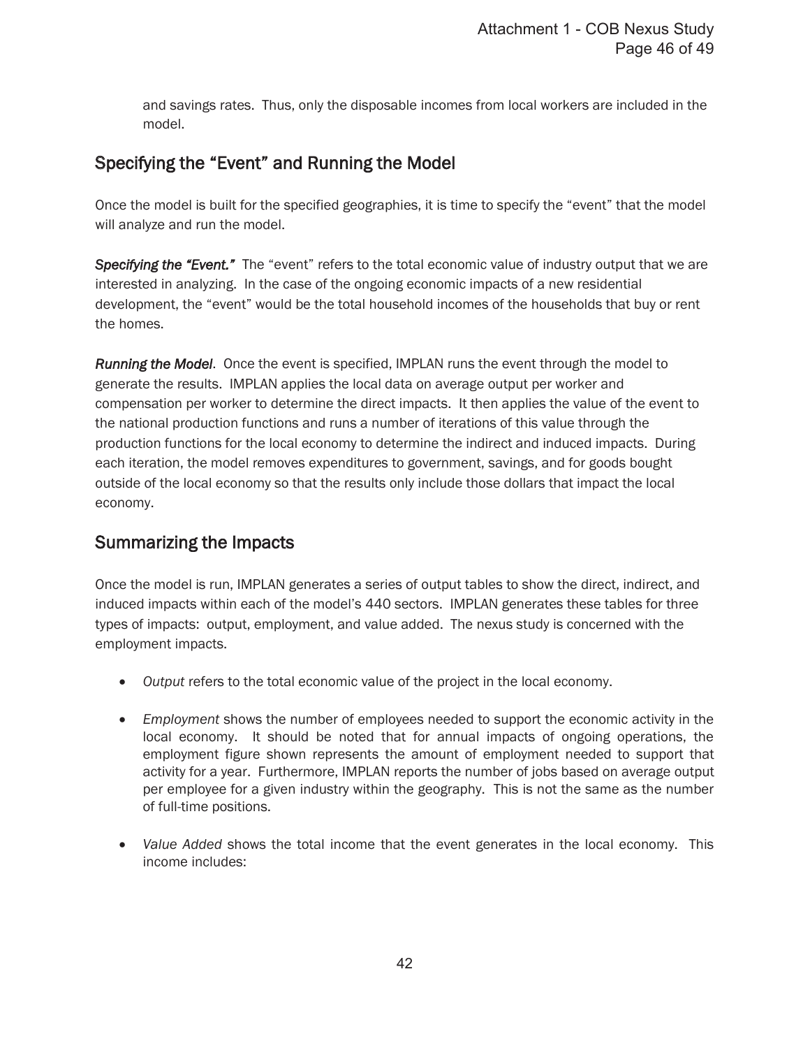and savings rates. Thus, only the disposable incomes from local workers are included in the model.

## Specifying the "Event" and Running the Model

Once the model is built for the specified geographies, it is time to specify the "event" that the model will analyze and run the model.

***Specifying the "Event."*** The "event" refers to the total economic value of industry output that we are interested in analyzing. In the case of the ongoing economic impacts of a new residential development, the "event" would be the total household incomes of the households that buy or rent the homes.

***Running the Model***. Once the event is specified, IMPLAN runs the event through the model to generate the results. IMPLAN applies the local data on average output per worker and compensation per worker to determine the direct impacts. It then applies the value of the event to the national production functions and runs a number of iterations of this value through the production functions for the local economy to determine the indirect and induced impacts. During each iteration, the model removes expenditures to government, savings, and for goods bought outside of the local economy so that the results only include those dollars that impact the local economy.

## Summarizing the Impacts

Once the model is run, IMPLAN generates a series of output tables to show the direct, indirect, and induced impacts within each of the model's 440 sectors. IMPLAN generates these tables for three types of impacts: output, employment, and value added. The nexus study is concerned with the employment impacts.

- *Output* refers to the total economic value of the project in the local economy.
- *Employment* shows the number of employees needed to support the economic activity in the local economy. It should be noted that for annual impacts of ongoing operations, the employment figure shown represents the amount of employment needed to support that activity for a year. Furthermore, IMPLAN reports the number of jobs based on average output per employee for a given industry within the geography. This is not the same as the number of full-time positions.
- *Value Added* shows the total income that the event generates in the local economy. This income includes: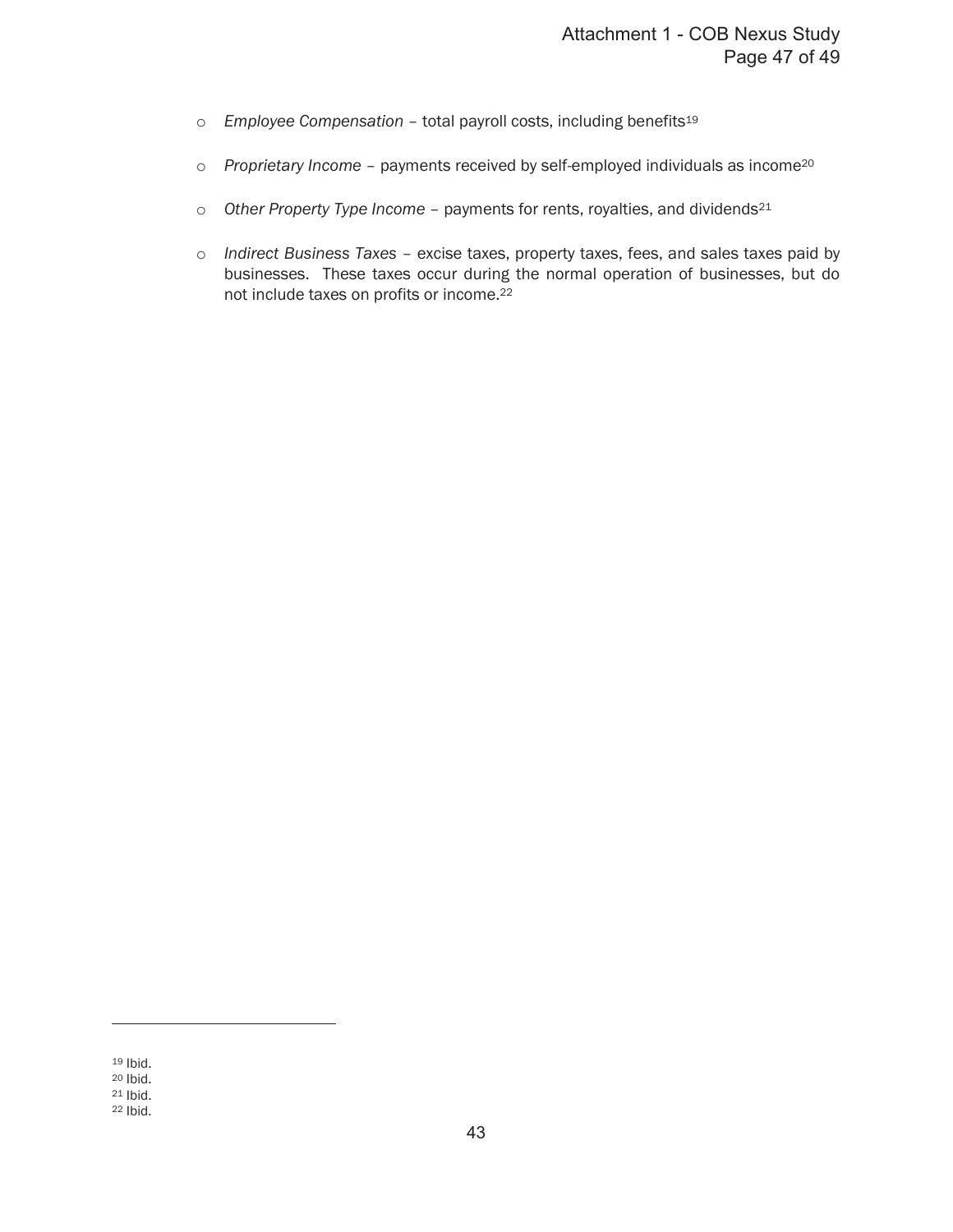- *Employee Compensation* – total payroll costs, including benefits[19]

- *Proprietary Income* – payments received by self-employed individuals as income[20]

- *Other Property Type Income* – payments for rents, royalties, and dividends[21]

- *Indirect Business Taxes* – excise taxes, property taxes, fees, and sales taxes paid by businesses. These taxes occur during the normal operation of businesses, but do not include taxes on profits or income.[22]

---

[19] Ibid.
[20] Ibid.
[21] Ibid.
[22] Ibid.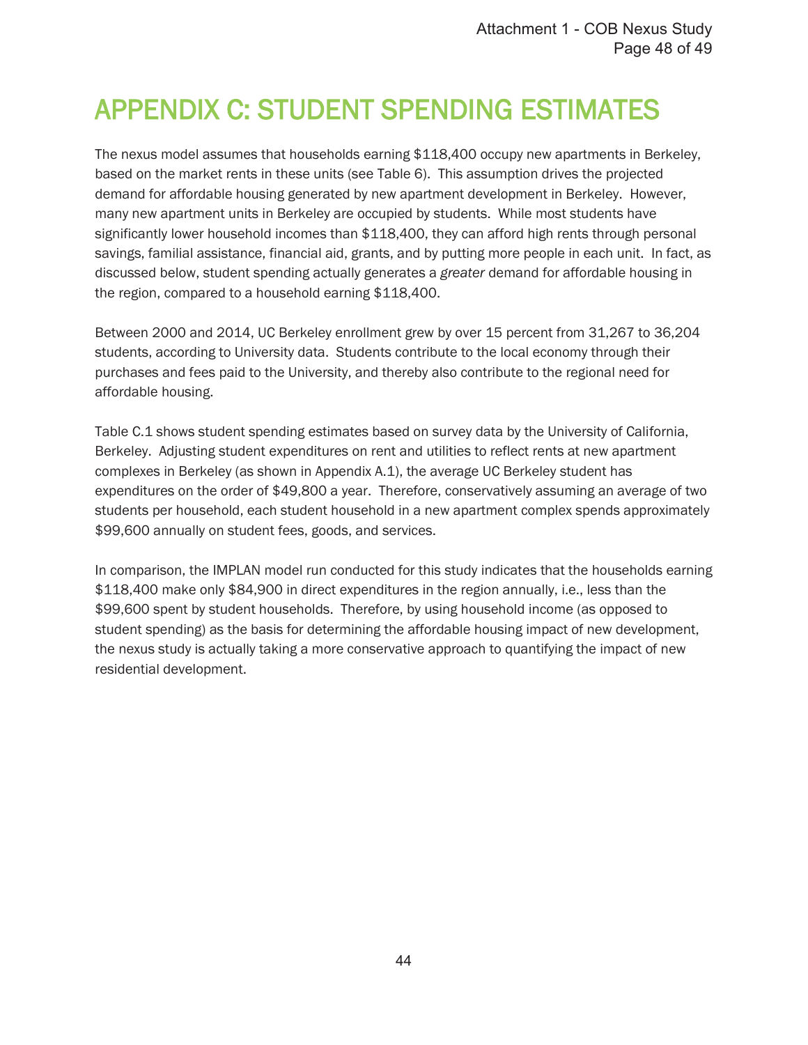# APPENDIX C: STUDENT SPENDING ESTIMATES

The nexus model assumes that households earning $118,400 occupy new apartments in Berkeley, based on the market rents in these units (see Table 6). This assumption drives the projected demand for affordable housing generated by new apartment development in Berkeley. However, many new apartment units in Berkeley are occupied by students. While most students have significantly lower household incomes than $118,400, they can afford high rents through personal savings, familial assistance, financial aid, grants, and by putting more people in each unit. In fact, as discussed below, student spending actually generates a *greater* demand for affordable housing in the region, compared to a household earning $118,400.

Between 2000 and 2014, UC Berkeley enrollment grew by over 15 percent from 31,267 to 36,204 students, according to University data. Students contribute to the local economy through their purchases and fees paid to the University, and thereby also contribute to the regional need for affordable housing.

Table C.1 shows student spending estimates based on survey data by the University of California, Berkeley. Adjusting student expenditures on rent and utilities to reflect rents at new apartment complexes in Berkeley (as shown in Appendix A.1), the average UC Berkeley student has expenditures on the order of $49,800 a year. Therefore, conservatively assuming an average of two students per household, each student household in a new apartment complex spends approximately $99,600 annually on student fees, goods, and services.

In comparison, the IMPLAN model run conducted for this study indicates that the households earning $118,400 make only $84,900 in direct expenditures in the region annually, i.e., less than the $99,600 spent by student households. Therefore, by using household income (as opposed to student spending) as the basis for determining the affordable housing impact of new development, the nexus study is actually taking a more conservative approach to quantifying the impact of new residential development.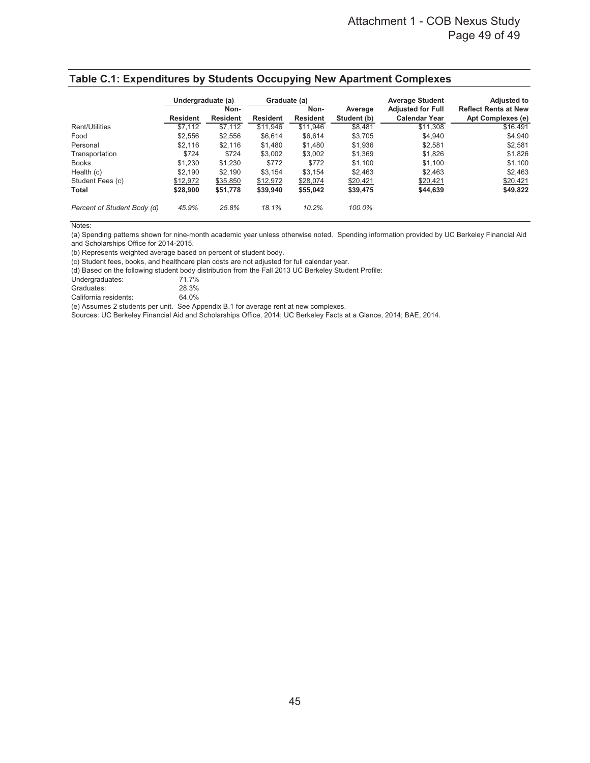## Table C.1: Expenditures by Students Occupying New Apartment Complexes

| | Undergraduate (a) | | Graduate (a) | | | | |
|---|---|---|---|---|---|---|---|
| | Resident | Non-Resident | Resident | Non-Resident | Average Student (b) | Average Student Adjusted for Full Calendar Year | Adjusted to Reflect Rents at New Apt Complexes (e) |
| Rent/Utilities | $7,112 | $7,112 | $11,946 | $11,946 | $8,481 | $11,308 | $16,491 |
| Food | $2,556 | $2,556 | $6,614 | $6,614 | $3,705 | $4,940 | $4,940 |
| Personal | $2,116 | $2,116 | $1,480 | $1,480 | $1,936 | $2,581 | $2,581 |
| Transportation | $724 | $724 | $3,002 | $3,002 | $1,369 | $1,826 | $1,826 |
| Books | $1,230 | $1,230 | $772 | $772 | $1,100 | $1,100 | $1,100 |
| Health (c) | $2,190 | $2,190 | $3,154 | $3,154 | $2,463 | $2,463 | $2,463 |
| Student Fees (c) | $12,972 | $35,850 | $12,972 | $28,074 | $20,421 | $20,421 | $20,421 |
| **Total** | **$28,900** | **$51,778** | **$39,940** | **$55,042** | **$39,475** | **$44,639** | **$49,822** |
| *Percent of Student Body (d)* | *45.9%* | *25.8%* | *18.1%* | *10.2%* | *100.0%* | | |

Notes:

(a) Spending patterns shown for nine-month academic year unless otherwise noted. Spending information provided by UC Berkeley Financial Aid and Scholarships Office for 2014-2015.

(b) Represents weighted average based on percent of student body.

(c) Student fees, books, and healthcare plan costs are not adjusted for full calendar year.

(d) Based on the following student body distribution from the Fall 2013 UC Berkeley Student Profile:

| | |
|---|---|
| Undergraduates: | 71.7% |
| Graduates: | 28.3% |
| California residents: | 64.0% |

(e) Assumes 2 students per unit. See Appendix B.1 for average rent at new complexes.

Sources: UC Berkeley Financial Aid and Scholarships Office, 2014; UC Berkeley Facts at a Glance, 2014; BAE, 2014.